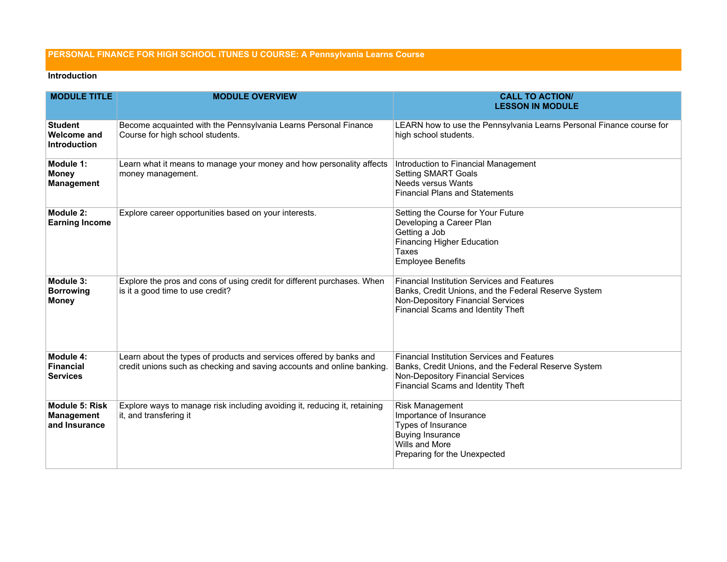# PERSONAL FINANCE FOR HIGH SCHOOL iTUNES U COURSE: A Pennsylvania Learns Course

## Introduction

| MODULE TITLE | MODULE OVERVIEW | CALL TO ACTION/ LESSON IN MODULE |
|---|---|---|
| **Student Welcome and Introduction** | Become acquainted with the Pennsylvania Learns Personal Finance Course for high school students. | LEARN how to use the Pennsylvania Learns Personal Finance course for high school students. |
| **Module 1: Money Management** | Learn what it means to manage your money and how personality affects money management. | Introduction to Financial Management<br>Setting SMART Goals<br>Needs versus Wants<br>Financial Plans and Statements |
| **Module 2: Earning Income** | Explore career opportunities based on your interests. | Setting the Course for Your Future<br>Developing a Career Plan<br>Getting a Job<br>Financing Higher Education<br>Taxes<br>Employee Benefits |
| **Module 3: Borrowing Money** | Explore the pros and cons of using credit for different purchases. When is it a good time to use credit? | Financial Institution Services and Features<br>Banks, Credit Unions, and the Federal Reserve System<br>Non-Depository Financial Services<br>Financial Scams and Identity Theft |
| **Module 4: Financial Services** | Learn about the types of products and services offered by banks and credit unions such as checking and saving accounts and online banking. | Financial Institution Services and Features<br>Banks, Credit Unions, and the Federal Reserve System<br>Non-Depository Financial Services<br>Financial Scams and Identity Theft |
| **Module 5: Risk Management and Insurance** | Explore ways to manage risk including avoiding it, reducing it, retaining it, and transfering it | Risk Management<br>Importance of Insurance<br>Types of Insurance<br>Buying Insurance<br>Wills and More<br>Preparing for the Unexpected |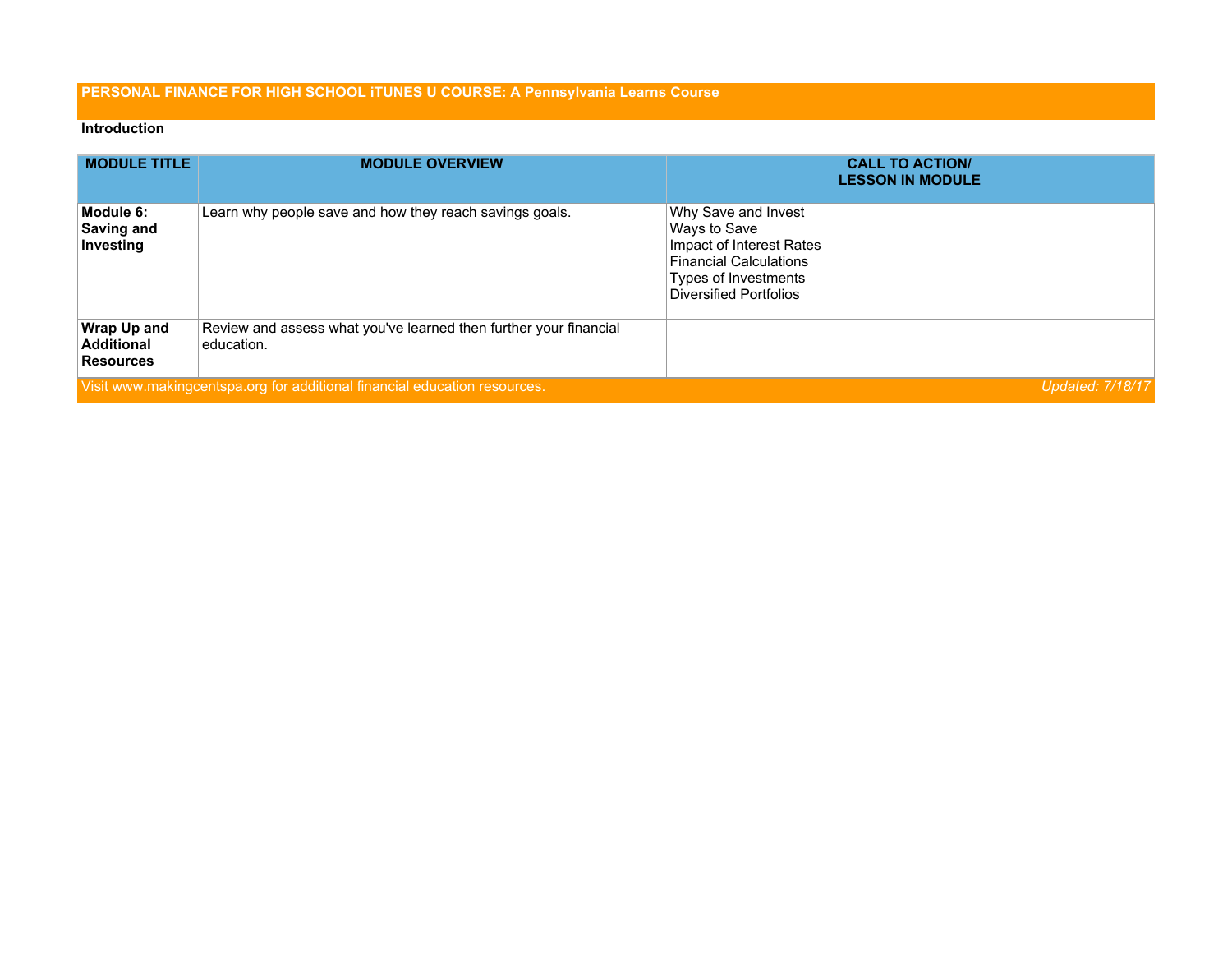# PERSONAL FINANCE FOR HIGH SCHOOL iTUNES U COURSE: A Pennsylvania Learns Course

**Introduction**

| MODULE TITLE | MODULE OVERVIEW | CALL TO ACTION/ LESSON IN MODULE |
|---|---|---|
| **Module 6: Saving and Investing** | Learn why people save and how they reach savings goals. | Why Save and Invest<br>Ways to Save<br>Impact of Interest Rates<br>Financial Calculations<br>Types of Investments<br>Diversified Portfolios |
| **Wrap Up and Additional Resources** | Review and assess what you've learned then further your financial education. | |

Visit www.makingcentspa.org for additional financial education resources. *Updated: 7/18/17*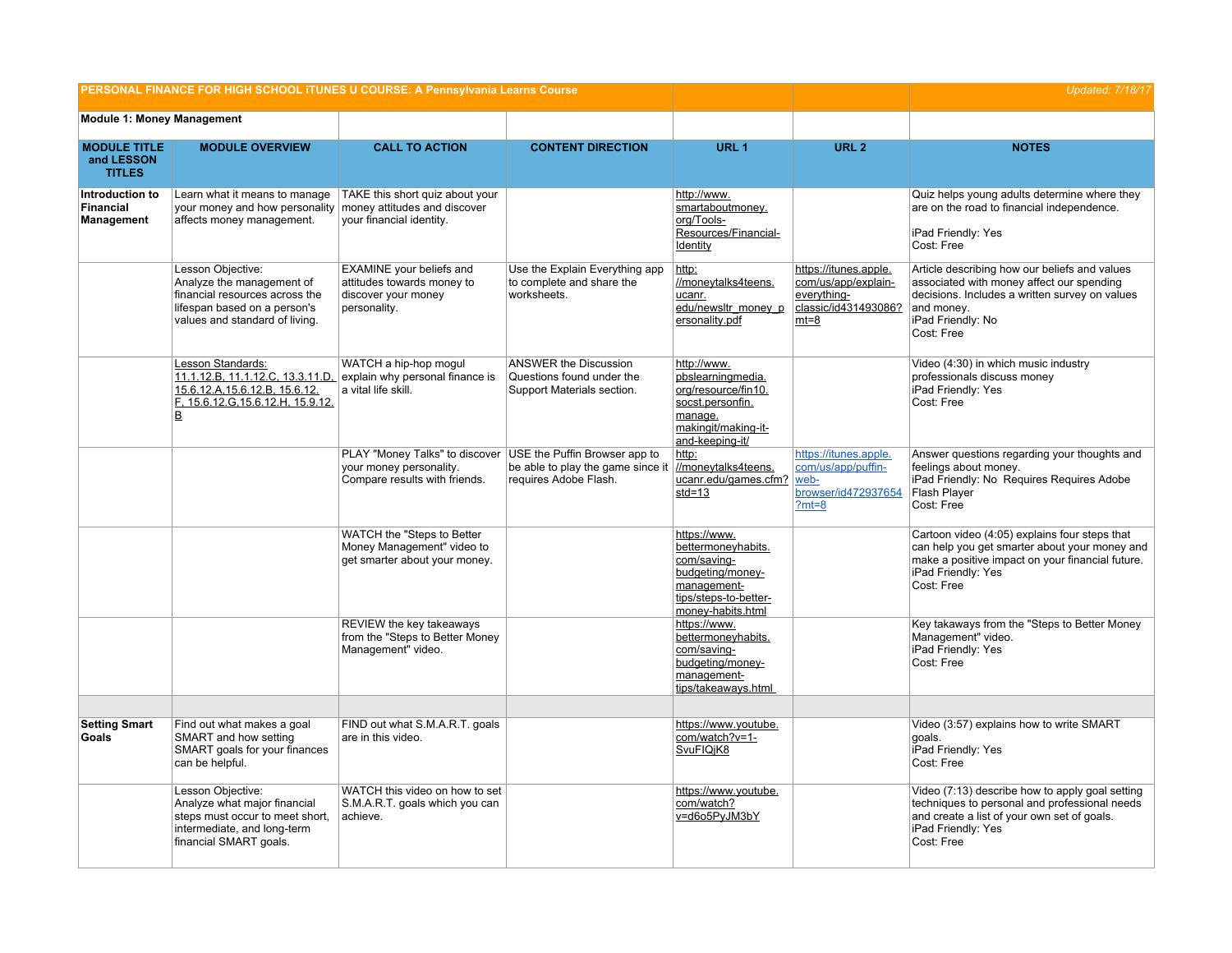| PERSONAL FINANCE FOR HIGH SCHOOL iTUNES U COURSE: A Pennsylvania Learns Course | | | | | | Updated: 7/18/17 |
|---|---|---|---|---|---|---|
| **Module 1: Money Management** | | | | | | |
| **MODULE TITLE and LESSON TITLES** | **MODULE OVERVIEW** | **CALL TO ACTION** | **CONTENT DIRECTION** | **URL 1** | **URL 2** | **NOTES** |
| **Introduction to Financial Management** | Learn what it means to manage your money and how personality affects money management. | TAKE this short quiz about your money attitudes and discover your financial identity. | | http://www.smartaboutmoney.org/Tools-Resources/Financial-Identity | | Quiz helps young adults determine where they are on the road to financial independence.<br><br>iPad Friendly: Yes<br>Cost: Free |
| | Lesson Objective:<br>Analyze the management of financial resources across the lifespan based on a person's values and standard of living. | EXAMINE your beliefs and attitudes towards money to discover your money personality. | Use the Explain Everything app to complete and share the worksheets. | http://moneytalks4teens.ucanr.edu/newsltr_money_personality.pdf | https://itunes.apple.com/us/app/explain-everything-classic/id431493086?mt=8 | Article describing how our beliefs and values associated with money affect our spending decisions. Includes a written survey on values and money.<br>iPad Friendly: No<br>Cost: Free |
| | Lesson Standards:<br>11.1.12.B, 11.1.12.C, 13.3.11.D, 15.6.12.A,15.6.12.B, 15.6.12.F, 15.6.12.G,15.6.12.H, 15.9.12.B | WATCH a hip-hop mogul explain why personal finance is a vital life skill. | ANSWER the Discussion Questions found under the Support Materials section. | http://www.pbslearningmedia.org/resource/fin10.socst.personfin.manage.makingit/making-it-and-keeping-it/ | | Video (4:30) in which music industry professionals discuss money<br>iPad Friendly: Yes<br>Cost: Free |
| | | PLAY "Money Talks" to discover your money personality. Compare results with friends. | USE the Puffin Browser app to be able to play the game since it requires Adobe Flash. | http://moneytalks4teens.ucanr.edu/games.cfm?std=13 | https://itunes.apple.com/us/app/puffin-web-browser/id472937654?mt=8 | Answer questions regarding your thoughts and feelings about money.<br>iPad Friendly: No Requires Requires Adobe Flash Player<br>Cost: Free |
| | | WATCH the "Steps to Better Money Management" video to get smarter about your money. | | https://www.bettermoneyhabits.com/saving-budgeting/money-management-tips/steps-to-better-money-habits.html | | Cartoon video (4:05) explains four steps that can help you get smarter about your money and make a positive impact on your financial future.<br>iPad Friendly: Yes<br>Cost: Free |
| | | REVIEW the key takeaways from the "Steps to Better Money Management" video. | | https://www.bettermoneyhabits.com/saving-budgeting/money-management-tips/takeaways.html | | Key takways from the "Steps to Better Money Management" video.<br>iPad Friendly: Yes<br>Cost: Free |
| | | | | | | |
| **Setting Smart Goals** | Find out what makes a goal SMART and how setting SMART goals for your finances can be helpful. | FIND out what S.M.A.R.T. goals are in this video. | | https://www.youtube.com/watch?v=1-SvuFIQjK8 | | Video (3:57) explains how to write SMART goals.<br>iPad Friendly: Yes<br>Cost: Free |
| | Lesson Objective:<br>Analyze what major financial steps must occur to meet short, intermediate, and long-term financial SMART goals. | WATCH this video on how to set S.M.A.R.T. goals which you can achieve. | | https://www.youtube.com/watch?v=d6o5PyJM3bY | | Video (7:13) describe how to apply goal setting techniques to personal and professional needs and create a list of your own set of goals.<br>iPad Friendly: Yes<br>Cost: Free |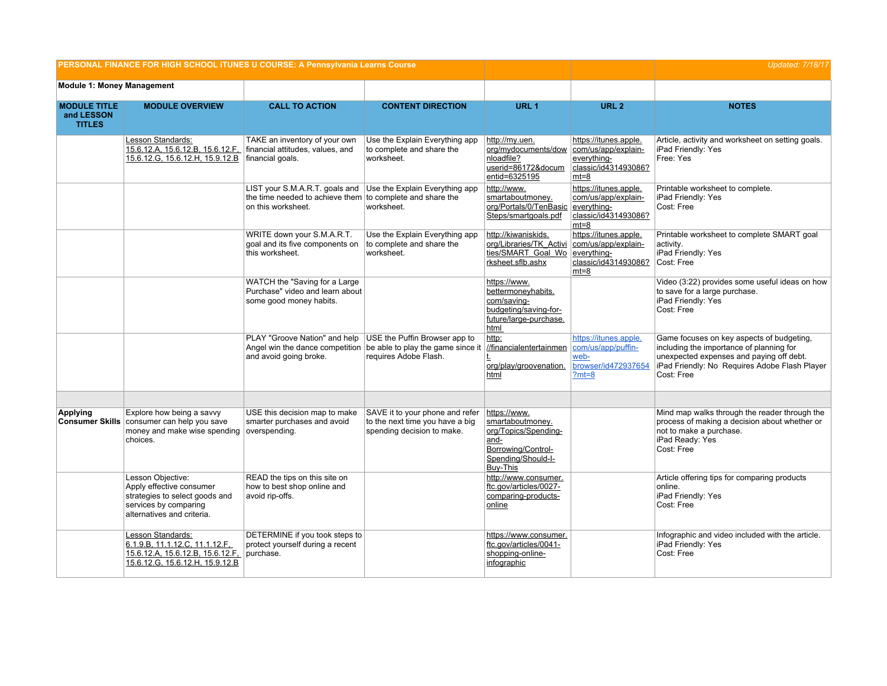| PERSONAL FINANCE FOR HIGH SCHOOL iTUNES U COURSE: A Pennsylvania Learns Course | | | | | | Updated: 7/18/17 |
|---|---|---|---|---|---|---|
| **Module 1: Money Management** | | | | | | |
| **MODULE TITLE and LESSON TITLES** | **MODULE OVERVIEW** | **CALL TO ACTION** | **CONTENT DIRECTION** | **URL 1** | **URL 2** | **NOTES** |
| | Lesson Standards: 15.6.12.A, 15.6.12.B, 15.6.12.F, 15.6.12.G, 15.6.12.H, 15.9.12.B | TAKE an inventory of your own financial attitudes, values, and financial goals. | Use the Explain Everything app to complete and share the worksheet. | http://my.uen.org/mydocuments/downloadfile?userid=86172&documentid=6325195 | https://itunes.apple.com/us/app/explain-everything-classic/id431493086?mt=8 | Article, activity and worksheet on setting goals. iPad Friendly: Yes Free: Yes |
| | | LIST your S.M.A.R.T. goals and the time needed to achieve them on this worksheet. | Use the Explain Everything app to complete and share the worksheet. | http://www.smartaboutmoney.org/Portals/0/TenBasicSteps/smartgoals.pdf | https://itunes.apple.com/us/app/explain-everything-classic/id431493086?mt=8 | Printable worksheet to complete. iPad Friendly: Yes Cost: Free |
| | | WRITE down your S.M.A.R.T. goal and its five components on this worksheet. | Use the Explain Everything app to complete and share the worksheet. | http://kiwaniskids.org/Libraries/TK_Activities/SMART_Goal_Worksheet.sflb.ashx | https://itunes.apple.com/us/app/explain-everything-classic/id431493086?mt=8 | Printable worksheet to complete SMART goal activity. iPad Friendly: Yes Cost: Free |
| | | WATCH the "Saving for a Large Purchase" video and learn about some good money habits. | | https://www.bettermoneyhabits.com/saving-budgeting/saving-for-future/large-purchase.html | | Video (3:22) provides some useful ideas on how to save for a large purchase. iPad Friendly: Yes Cost: Free |
| | | PLAY "Groove Nation" and help Angel win the dance competition and avoid going broke. | USE the Puffin Browser app to be able to play the game since it requires Adobe Flash. | http://financialentertainment.org/play/groovenation.html | https://itunes.apple.com/us/app/puffin-web-browser/id472937654?mt=8 | Game focuses on key aspects of budgeting, including the importance of planning for unexpected expenses and paying off debt. iPad Friendly: No Requires Adobe Flash Player Cost: Free |
| | | | | | | |
| **Applying Consumer Skills** | Explore how being a savvy consumer can help you save money and make wise spending choices. | USE this decision map to make smarter purchases and avoid overspending. | SAVE it to your phone and refer to the next time you have a big spending decision to make. | https://www.smartaboutmoney.org/Topics/Spending-and-Borrowing/Control-Spending/Should-I-Buy-This | | Mind map walks through the reader through the process of making a decision about whether or not to make a purchase. iPad Ready: Yes Cost: Free |
| | Lesson Objective: Apply effective consumer strategies to select goods and services by comparing alternatives and criteria. | READ the tips on this site on how to best shop online and avoid rip-offs. | | http://www.consumer.ftc.gov/articles/0027-comparing-products-online | | Article offering tips for comparing products online. iPad Friendly: Yes Cost: Free |
| | Lesson Standards: 6.1.9.B, 11.1.12.C, 11.1.12.F, 15.6.12.A, 15.6.12.B, 15.6.12.F, 15.6.12.G, 15.6.12.H, 15.9.12.B | DETERMINE if you took steps to protect yourself during a recent purchase. | | https://www.consumer.ftc.gov/articles/0041-shopping-online-infographic | | Infographic and video included with the article. iPad Friendly: Yes Cost: Free |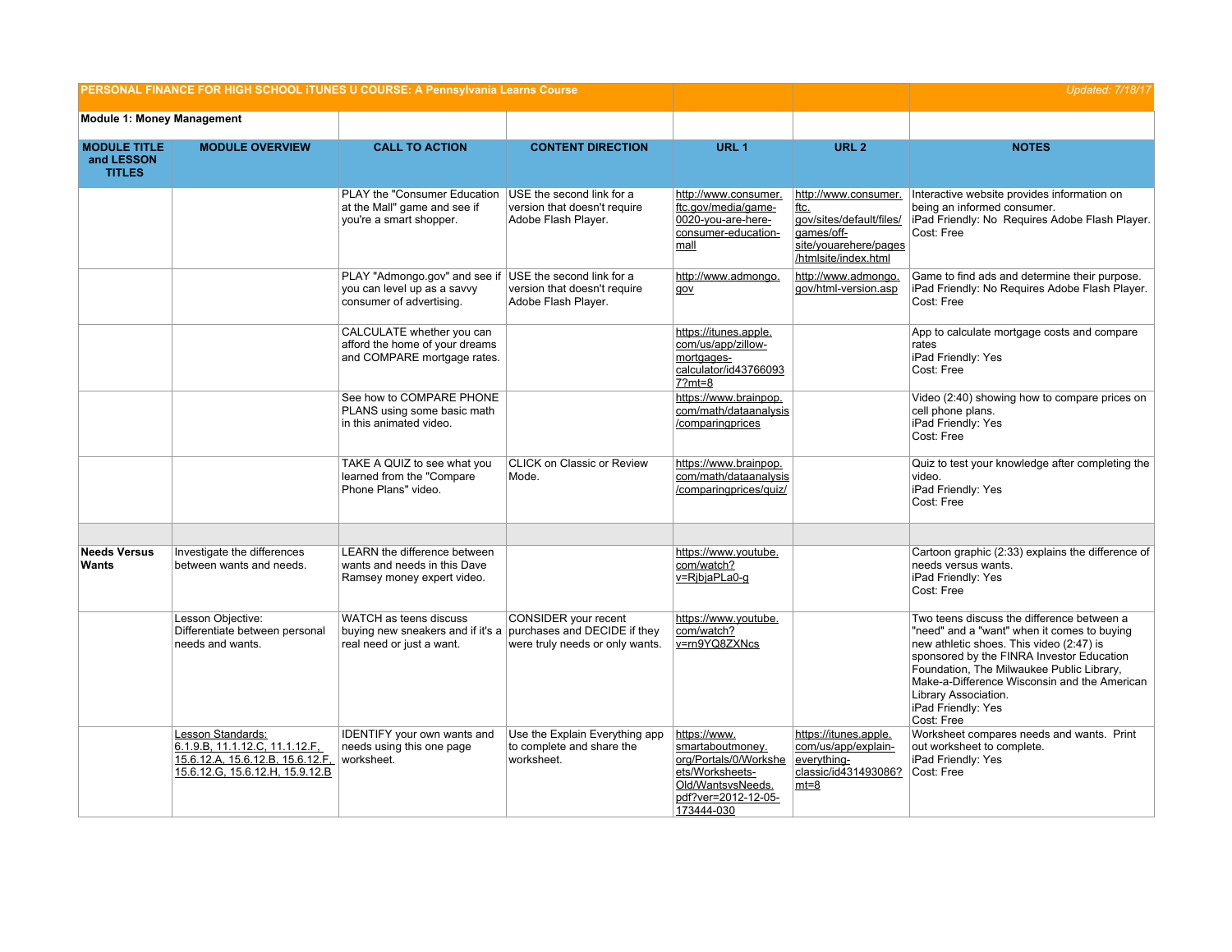| PERSONAL FINANCE FOR HIGH SCHOOL iTUNES U COURSE: A Pennsylvania Learns Course | | | | | | Updated: 7/18/17 |
|---|---|---|---|---|---|---|
| **Module 1: Money Management** | | | | | | |
| **MODULE TITLE and LESSON TITLES** | **MODULE OVERVIEW** | **CALL TO ACTION** | **CONTENT DIRECTION** | **URL 1** | **URL 2** | **NOTES** |
| | | PLAY the "Consumer Education at the Mall" game and see if you're a smart shopper. | USE the second link for a version that doesn't require Adobe Flash Player. | http://www.consumer.ftc.gov/media/game-0020-you-are-here-consumer-education-mall | http://www.consumer.ftc.gov/sites/default/files/games/off-site/youarehere/pages/htmlsite/index.html | Interactive website provides information on being an informed consumer. iPad Friendly: No Requires Adobe Flash Player. Cost: Free |
| | | PLAY "Admongo.gov" and see if you can level up as a savvy consumer of advertising. | USE the second link for a version that doesn't require Adobe Flash Player. | http://www.admongo.gov | http://www.admongo.gov/html-version.asp | Game to find ads and determine their purpose. iPad Friendly: No Requires Adobe Flash Player. Cost: Free |
| | | CALCULATE whether you can afford the home of your dreams and COMPARE mortgage rates. | | https://itunes.apple.com/us/app/zillow-mortgages-calculator/id437660937?mt=8 | | App to calculate mortgage costs and compare rates iPad Friendly: Yes Cost: Free |
| | | See how to COMPARE PHONE PLANS using some basic math in this animated video. | | https://www.brainpop.com/math/dataanalysis/comparingprices | | Video (2:40) showing how to compare prices on cell phone plans. iPad Friendly: Yes Cost: Free |
| | | TAKE A QUIZ to see what you learned from the "Compare Phone Plans" video. | CLICK on Classic or Review Mode. | https://www.brainpop.com/math/dataanalysis/comparingprices/quiz/ | | Quiz to test your knowledge after completing the video. iPad Friendly: Yes Cost: Free |
| | | | | | | |
| **Needs Versus Wants** | Investigate the differences between wants and needs. | LEARN the difference between wants and needs in this Dave Ramsey money expert video. | | https://www.youtube.com/watch?v=RjbjaPLa0-g | | Cartoon graphic (2:33) explains the difference of needs versus wants. iPad Friendly: Yes Cost: Free |
| | Lesson Objective: Differentiate between personal needs and wants. | WATCH as teens discuss buying new sneakers and if it's a real need or just a want. | CONSIDER your recent purchases and DECIDE if they were truly needs or only wants. | https://www.youtube.com/watch?v=rn9YQ8ZXNcs | | Two teens discuss the difference between a "need" and a "want" when it comes to buying new athletic shoes. This video (2:47) is sponsored by the FINRA Investor Education Foundation, The Milwaukee Public Library, Make-a-Difference Wisconsin and the American Library Association. iPad Friendly: Yes Cost: Free |
| | Lesson Standards: 6.1.9.B, 11.1.12.C, 11.1.12.F, 15.6.12.A, 15.6.12.B, 15.6.12.F, 15.6.12.G, 15.6.12.H, 15.9.12.B | IDENTIFY your own wants and needs using this one page worksheet. | Use the Explain Everything app to complete and share the worksheet. | https://www.smartaboutmoney.org/Portals/0/Worksheets/Worksheets-Old/WantsvsNeeds.pdf?ver=2012-12-05-173444-030 | https://itunes.apple.com/us/app/explain-everything-classic/id431493086?mt=8 | Worksheet compares needs and wants. Print out worksheet to complete. iPad Friendly: Yes Cost: Free |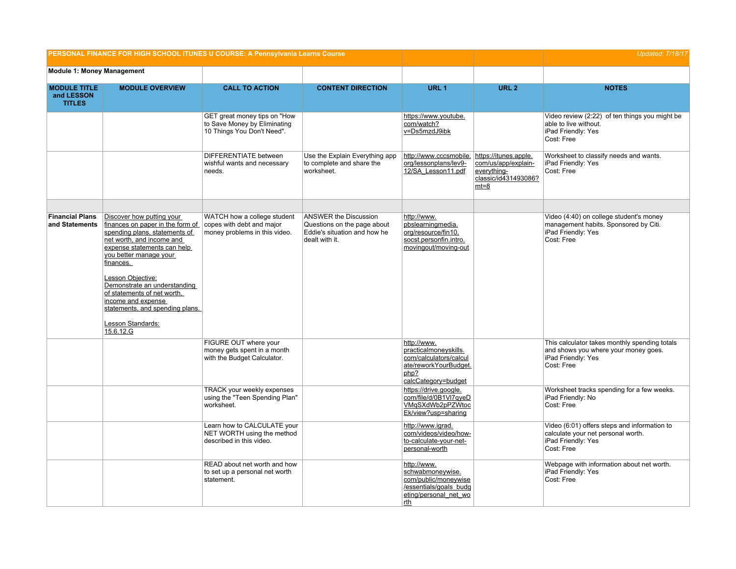**PERSONAL FINANCE FOR HIGH SCHOOL iTUNES U COURSE: A Pennsylvania Learns Course** *Updated: 7/18/17*

**Module 1: Money Management**

| MODULE TITLE and LESSON TITLES | MODULE OVERVIEW | CALL TO ACTION | CONTENT DIRECTION | URL 1 | URL 2 | NOTES |
|---|---|---|---|---|---|---|
| | | GET great money tips on "How to Save Money by Eliminating 10 Things You Don't Need". | | https://www.youtube.com/watch?v=Ds5mzdJ9ibk | | Video review (2:22) of ten things you might be able to live without.<br>iPad Friendly: Yes<br>Cost: Free |
| | | DIFFERENTIATE between wishful wants and necessary needs. | Use the Explain Everything app to complete and share the worksheet. | http://www.cccsmobile.org/lessonplans/lev9-12/SA_Lesson11.pdf | https://itunes.apple.com/us/app/explain-everything-classic/id431493086?mt=8 | Worksheet to classify needs and wants.<br>iPad Friendly: Yes<br>Cost: Free |
| | | | | | | |
| **Financial Plans and Statements** | Discover how putting your finances on paper in the form of spending plans, statements of net worth, and income and expense statements can help you better manage your finances.<br><br>Lesson Objective:<br>Demonstrate an understanding of statements of net worth, income and expense statements, and spending plans.<br><br>Lesson Standards:<br>15.6.12.G | WATCH how a college student copes with debt and major money problems in this video. | ANSWER the Discussion Questions on the page about Eddie's situation and how he dealt with it. | http://www.pbslearningmedia.org/resource/fin10.socst.personfin.intro.movingout/moving-out | | Video (4:40) on college student's money management habits. Sponsored by Citi.<br>iPad Friendly: Yes<br>Cost: Free |
| | | FIGURE OUT where your money gets spent in a month with the Budget Calculator. | | http://www.practicalmoneyskills.com/calculators/calculate/reworkYourBudget.php?calcCategory=budget | | This calculator takes monthly spending totals and shows you where your money goes.<br>iPad Friendly: Yes<br>Cost: Free |
| | | TRACK your weekly expenses using the "Teen Spending Plan" worksheet. | | https://drive.google.com/file/d/0B1Vl7qyeDVMqSXdWb2pPZWtocEk/view?usp=sharing | | Worksheet tracks spending for a few weeks.<br>iPad Friendly: No<br>Cost: Free |
| | | Learn how to CALCULATE your NET WORTH using the method described in this video. | | http://www.igrad.com/videos/video/how-to-calculate-your-net-personal-worth | | Video (6:01) offers steps and information to calculate your net personal worth.<br>iPad Friendly: Yes<br>Cost: Free |
| | | READ about net worth and how to set up a personal net worth statement. | | http://www.schwabmoneywise.com/public/moneywise/essentials/goals_budgeting/personal_net_worth | | Webpage with information about net worth.<br>iPad Friendly: Yes<br>Cost: Free |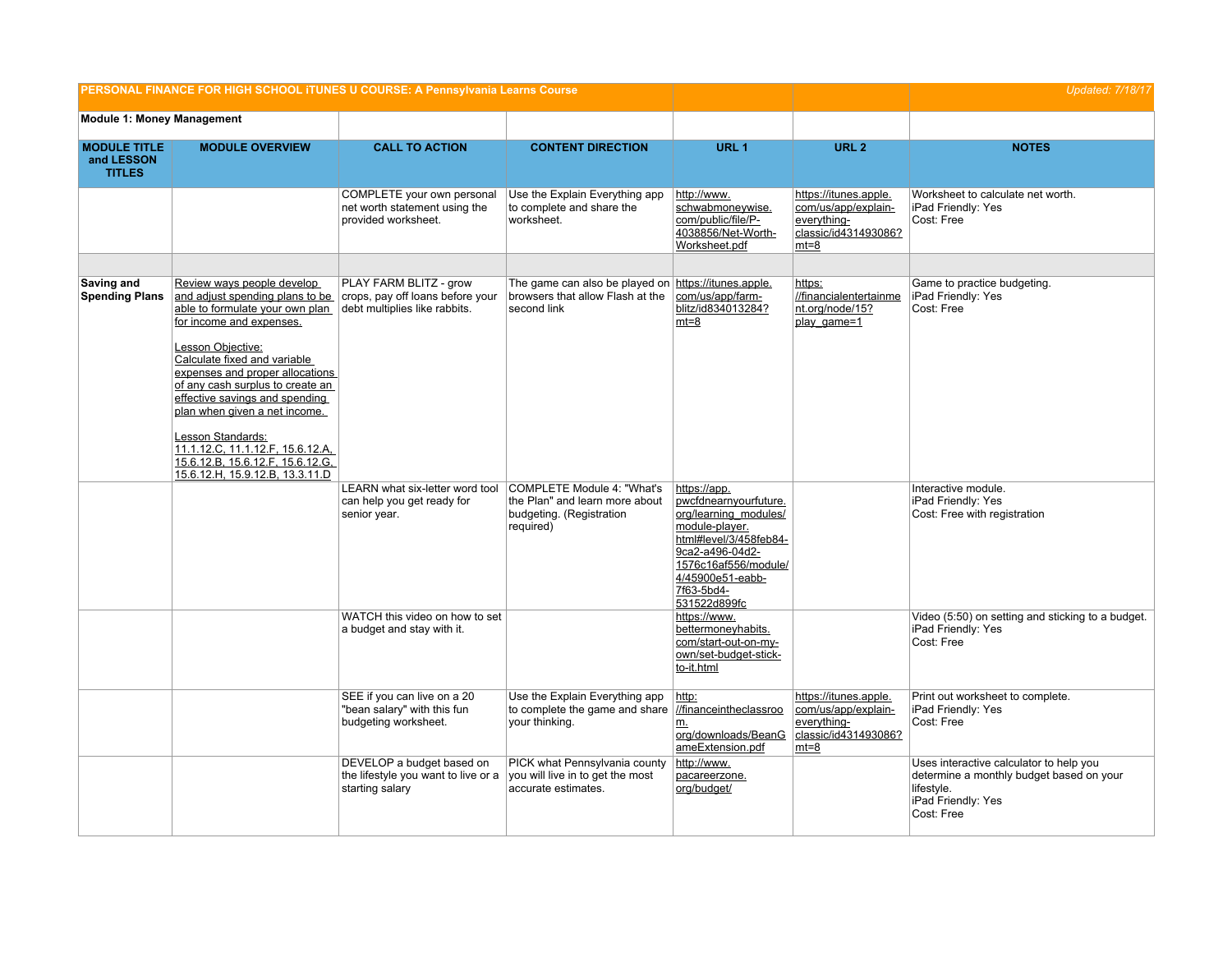**PERSONAL FINANCE FOR HIGH SCHOOL iTUNES U COURSE: A Pennsylvania Learns Course** — Updated: 7/18/17

**Module 1: Money Management**

| MODULE TITLE and LESSON TITLES | MODULE OVERVIEW | CALL TO ACTION | CONTENT DIRECTION | URL 1 | URL 2 | NOTES |
|---|---|---|---|---|---|---|
| | | COMPLETE your own personal net worth statement using the provided worksheet. | Use the Explain Everything app to complete and share the worksheet. | http://www.schwabmoneywise.com/public/file/P-4038856/Net-Worth-Worksheet.pdf | https://itunes.apple.com/us/app/explain-everything-classic/id431493086?mt=8 | Worksheet to calculate net worth.<br>iPad Friendly: Yes<br>Cost: Free |
| | | | | | | |
| **Saving and Spending Plans** | Review ways people develop and adjust spending plans to be able to formulate your own plan for income and expenses.<br><br>Lesson Objective:<br>Calculate fixed and variable expenses and proper allocations of any cash surplus to create an effective savings and spending plan when given a net income.<br><br>Lesson Standards:<br>11.1.12.C, 11.1.12.F, 15.6.12.A, 15.6.12.B, 15.6.12.F, 15.6.12.G, 15.6.12.H, 15.9.12.B, 13.3.11.D | PLAY FARM BLITZ - grow crops, pay off loans before your debt multiplies like rabbits. | The game can also be played on browsers that allow Flash at the second link | https://itunes.apple.com/us/app/farm-blitz/id834013284?mt=8 | https://financialentertainment.org/node/15?play_game=1 | Game to practice budgeting.<br>iPad Friendly: Yes<br>Cost: Free |
| | | LEARN what six-letter word tool can help you get ready for senior year. | COMPLETE Module 4: "What's the Plan" and learn more about budgeting. (Registration required) | https://app.pwcfdnearnyourfuture.org/learning_modules/module-player.html#level/3/458feb84-9ca2-a496-04d2-1576c16af556/module/4/45900e51-eabb-7f63-5bd4-531522d899fc | | Interactive module.<br>iPad Friendly: Yes<br>Cost: Free with registration |
| | | WATCH this video on how to set a budget and stay with it. | | https://www.bettermoneyhabits.com/start-out-on-my-own/set-budget-stick-to-it.html | | Video (5:50) on setting and sticking to a budget.<br>iPad Friendly: Yes<br>Cost: Free |
| | | SEE if you can live on a 20 "bean salary" with this fun budgeting worksheet. | Use the Explain Everything app to complete the game and share your thinking. | http://financeintheclassroom.org/downloads/BeanGameExtension.pdf | https://itunes.apple.com/us/app/explain-everything-classic/id431493086?mt=8 | Print out worksheet to complete.<br>iPad Friendly: Yes<br>Cost: Free |
| | | DEVELOP a budget based on the lifestyle you want to live or a starting salary | PICK what Pennsylvania county you will live in to get the most accurate estimates. | http://www.pacareerzone.org/budget/ | | Uses interactive calculator to help you determine a monthly budget based on your lifestyle.<br>iPad Friendly: Yes<br>Cost: Free |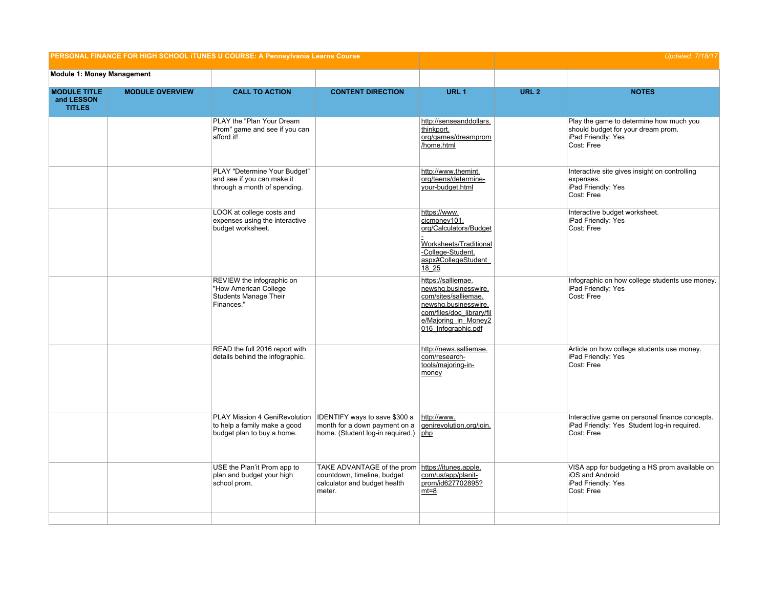| PERSONAL FINANCE FOR HIGH SCHOOL iTUNES U COURSE: A Pennsylvania Learns Course | | | | | | Updated: 7/18/17 |
|---|---|---|---|---|---|---|
| **Module 1: Money Management** | | | | | | |
| **MODULE TITLE and LESSON TITLES** | **MODULE OVERVIEW** | **CALL TO ACTION** | **CONTENT DIRECTION** | **URL 1** | **URL 2** | **NOTES** |
| | | PLAY the "Plan Your Dream Prom" game and see if you can afford it! | | http://senseanddollars.thinkport.org/games/dreamprom/home.html | | Play the game to determine how much you should budget for your dream prom.<br>iPad Friendly: Yes<br>Cost: Free |
| | | PLAY "Determine Your Budget" and see if you can make it through a month of spending. | | http://www.themint.org/teens/determine-your-budget.html | | Interactive site gives insight on controlling expenses.<br>iPad Friendly: Yes<br>Cost: Free |
| | | LOOK at college costs and expenses using the interactive budget worksheet. | | https://www.cicmoney101.org/Calculators/Budget-Worksheets/Traditional-College-Student.aspx#CollegeStudent_18_25 | | Interactive budget worksheet.<br>iPad Friendly: Yes<br>Cost: Free |
| | | REVIEW the infographic on "How American College Students Manage Their Finances." | | https://salliemae.newshq.businesswire.com/sites/salliemae.newshq.businesswire.com/files/doc_library/file/Majoring_in_Money2016_Infographic.pdf | | Infographic on how college students use money.<br>iPad Friendly: Yes<br>Cost: Free |
| | | READ the full 2016 report with details behind the infographic. | | http://news.salliemae.com/research-tools/majoring-in-money | | Article on how college students use money.<br>iPad Friendly: Yes<br>Cost: Free |
| | | PLAY Mission 4 GeniRevolution to help a family make a good budget plan to buy a home. | IDENTIFY ways to save $300 a month for a down payment on a home. (Student log-in required.) | http://www.genirevolution.org/join.php | | Interactive game on personal finance concepts.<br>iPad Friendly: Yes Student log-in required.<br>Cost: Free |
| | | USE the Plan'it Prom app to plan and budget your high school prom. | TAKE ADVANTAGE of the prom countdown, timeline, budget calculator and budget health meter. | https://itunes.apple.com/us/app/planit-prom/id627702895?mt=8 | | VISA app for budgeting a HS prom available on iOS and Android<br>iPad Friendly: Yes<br>Cost: Free |
| | | | | | | |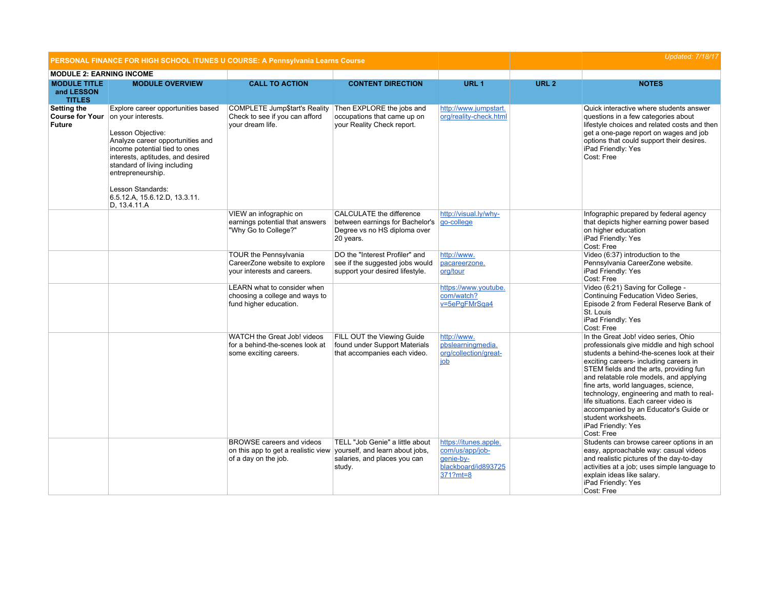| PERSONAL FINANCE FOR HIGH SCHOOL iTUNES U COURSE: A Pennsylvania Learns Course | | | | | | Updated: 7/18/17 |
|---|---|---|---|---|---|---|
| **MODULE 2: EARNING INCOME** | | | | | | |
| **MODULE TITLE and LESSON TITLES** | **MODULE OVERVIEW** | **CALL TO ACTION** | **CONTENT DIRECTION** | **URL 1** | **URL 2** | **NOTES** |
| **Setting the Course for Your Future** | Explore career opportunities based on your interests.<br><br>Lesson Objective:<br>Analyze career opportunities and income potential tied to ones interests, aptitudes, and desired standard of living including entrepreneurship.<br><br>Lesson Standards:<br>6.5.12.A, 15.6.12.D, 13.3.11.D, 13.4.11.A | COMPLETE Jump$tart's Reality Check to see if you can afford your dream life. | Then EXPLORE the jobs and occupations that came up on your Reality Check report. | http://www.jumpstart.org/reality-check.html | | Quick interactive where students answer questions in a few categories about lifestyle choices and related costs and then get a one-page report on wages and job options that could support their desires.<br>iPad Friendly: Yes<br>Cost: Free |
| | | VIEW an infographic on earnings potential that answers "Why Go to College?" | CALCULATE the difference between earnings for Bachelor's Degree vs no HS diploma over 20 years. | http://visual.ly/why-go-college | | Infographic prepared by federal agency that depicts higher earning power based on higher education<br>iPad Friendly: Yes<br>Cost: Free |
| | | TOUR the Pennsylvania CareerZone website to explore your interests and careers. | DO the "Interest Profiler" and see if the suggested jobs would support your desired lifestyle. | http://www.pacareerzone.org/tour | | Video (6:37) introduction to the Pennsylvania CareerZone website.<br>iPad Friendly: Yes<br>Cost: Free |
| | | LEARN what to consider when choosing a college and ways to fund higher education. | | https://www.youtube.com/watch?v=5ePgFMrSqa4 | | Video (6:21) Saving for College - Continuing Feducation Video Series, Episode 2 from Federal Reserve Bank of St. Louis<br>iPad Friendly: Yes<br>Cost: Free |
| | | WATCH the Great Job! videos for a behind-the-scenes look at some exciting careers. | FILL OUT the Viewing Guide found under Support Materials that accompanies each video. | http://www.pbslearningmedia.org/collection/great-job | | In the Great Job! video series, Ohio professionals give middle and high school students a behind-the-scenes look at their exciting careers- including careers in STEM fields and the arts, providing fun and relatable role models, and applying fine arts, world languages, science, technology, engineering and math to real-life situations. Each career video is accompanied by an Educator's Guide or student worksheets.<br>iPad Friendly: Yes<br>Cost: Free |
| | | BROWSE careers and videos on this app to get a realistic view of a day on the job. | TELL "Job Genie" a little about yourself, and learn about jobs, salaries, and places you can study. | https://itunes.apple.com/us/app/job-genie-by-blackboard/id893725371?mt=8 | | Students can browse career options in an easy, approachable way: casual videos and realistic pictures of the day-to-day activities at a job; uses simple language to explain ideas like salary.<br>iPad Friendly: Yes<br>Cost: Free |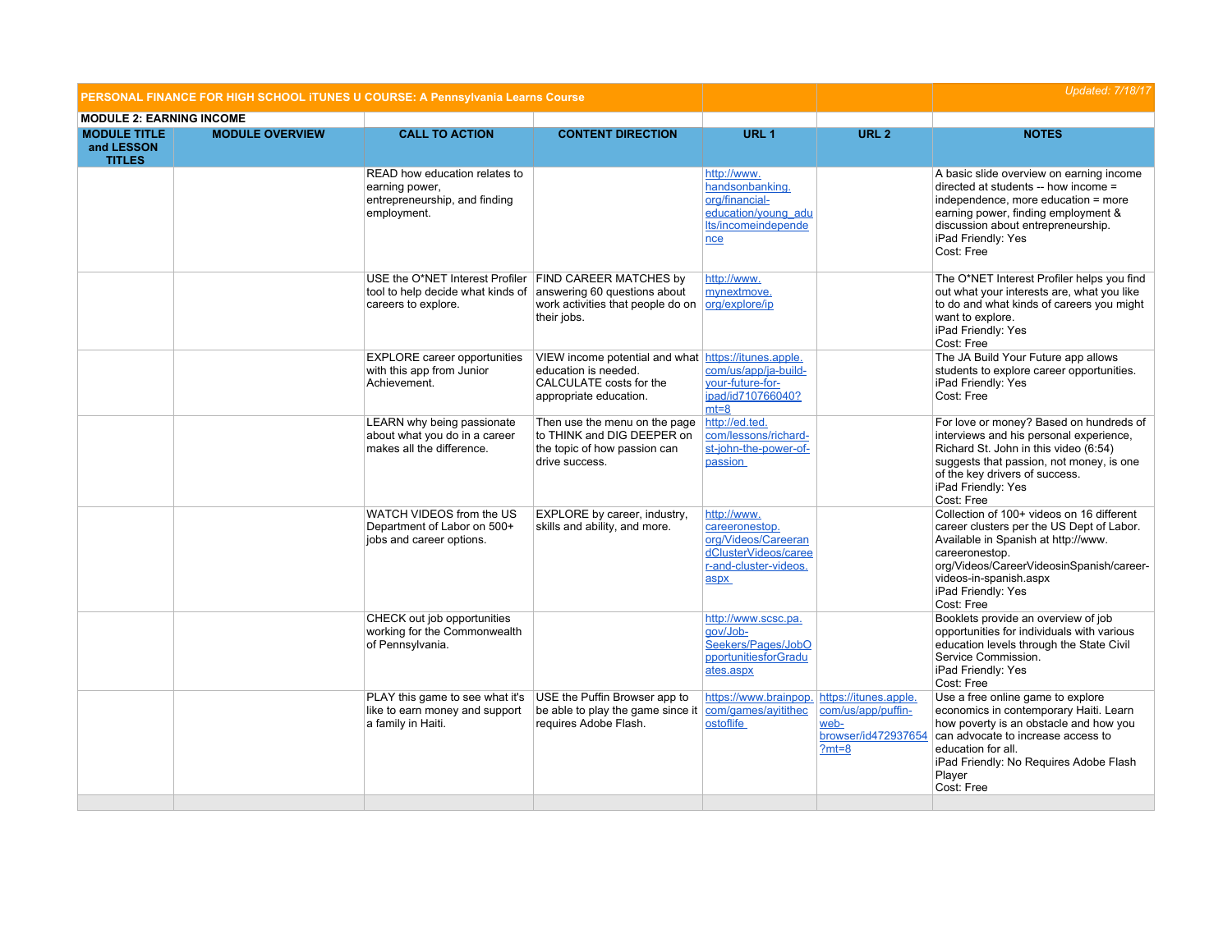| PERSONAL FINANCE FOR HIGH SCHOOL iTUNES U COURSE: A Pennsylvania Learns Course | | | | | | *Updated: 7/18/17* |
|---|---|---|---|---|---|---|
| **MODULE 2: EARNING INCOME** | | | | | | |
| **MODULE TITLE and LESSON TITLES** | **MODULE OVERVIEW** | **CALL TO ACTION** | **CONTENT DIRECTION** | **URL 1** | **URL 2** | **NOTES** |
| | | READ how education relates to earning power, entrepreneurship, and finding employment. | | http://www.handsonbanking.org/financial-education/young_adults/incomeindependence | | A basic slide overview on earning income directed at students -- how income = independence, more education = more earning power, finding employment & discussion about entrepreneurship. iPad Friendly: Yes Cost: Free |
| | | USE the O*NET Interest Profiler tool to help decide what kinds of careers to explore. | FIND CAREER MATCHES by answering 60 questions about work activities that people do on their jobs. | http://www.mynextmove.org/explore/ip | | The O*NET Interest Profiler helps you find out what your interests are, what you like to do and what kinds of careers you might want to explore. iPad Friendly: Yes Cost: Free |
| | | EXPLORE career opportunities with this app from Junior Achievement. | VIEW income potential and what education is needed. CALCULATE costs for the appropriate education. | https://itunes.apple.com/us/app/ja-build-your-future-for-ipad/id710766040?mt=8 | | The JA Build Your Future app allows students to explore career opportunities. iPad Friendly: Yes Cost: Free |
| | | LEARN why being passionate about what you do in a career makes all the difference. | Then use the menu on the page to THINK and DIG DEEPER on the topic of how passion can drive success. | http://ed.ted.com/lessons/richard-st-john-the-power-of-passion | | For love or money? Based on hundreds of interviews and his personal experience, Richard St. John in this video (6:54) suggests that passion, not money, is one of the key drivers of success. iPad Friendly: Yes Cost: Free |
| | | WATCH VIDEOS from the US Department of Labor on 500+ jobs and career options. | EXPLORE by career, industry, skills and ability, and more. | http://www.careeronestop.org/Videos/CareerandClusterVideos/career-and-cluster-videos.aspx | | Collection of 100+ videos on 16 different career clusters per the US Dept of Labor. Available in Spanish at http://www.careeronestop.org/Videos/CareerVideosinSpanish/career-videos-in-spanish.aspx iPad Friendly: Yes Cost: Free |
| | | CHECK out job opportunities working for the Commonwealth of Pennsylvania. | | http://www.scsc.pa.gov/Job-Seekers/Pages/JobOpportunitiesforGraduates.aspx | | Booklets provide an overview of job opportunities for individuals with various education levels through the State Civil Service Commission. iPad Friendly: Yes Cost: Free |
| | | PLAY this game to see what it's like to earn money and support a family in Haiti. | USE the Puffin Browser app to be able to play the game since it requires Adobe Flash. | https://www.brainpop.com/games/ayitithecostoflife | https://itunes.apple.com/us/app/puffin-web-browser/id472937654?mt=8 | Use a free online game to explore economics in contemporary Haiti. Learn how poverty is an obstacle and how you can advocate to increase access to education for all. iPad Friendly: No Requires Adobe Flash Player Cost: Free |
| | | | | | | |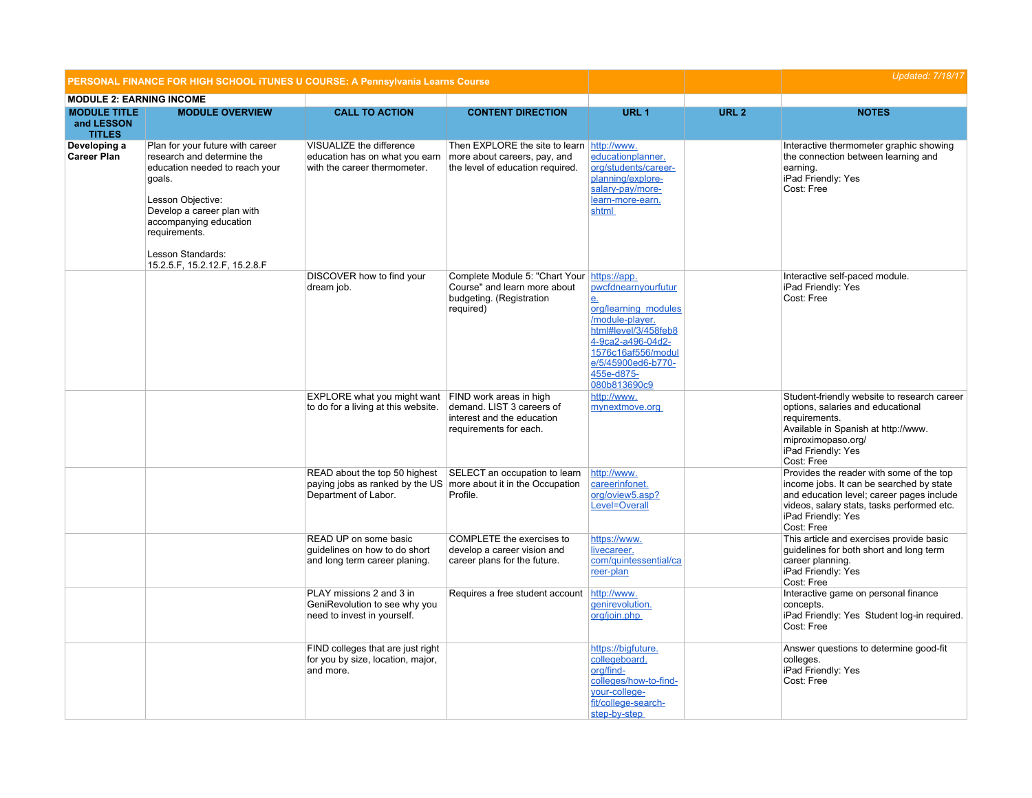| PERSONAL FINANCE FOR HIGH SCHOOL iTUNES U COURSE: A Pennsylvania Learns Course | | | | | | Updated: 7/18/17 |
|---|---|---|---|---|---|---|
| **MODULE 2: EARNING INCOME** | | | | | | |
| **MODULE TITLE and LESSON TITLES** | **MODULE OVERVIEW** | **CALL TO ACTION** | **CONTENT DIRECTION** | **URL 1** | **URL 2** | **NOTES** |
| **Developing a Career Plan** | Plan for your future with career research and determine the education needed to reach your goals.<br><br>Lesson Objective:<br>Develop a career plan with accompanying education requirements.<br><br>Lesson Standards:<br>15.2.5.F, 15.2.12.F, 15.2.8.F | VISUALIZE the difference education has on what you earn with the career thermometer. | Then EXPLORE the site to learn more about careers, pay, and the level of education required. | http://www.educationplanner.org/students/career-planning/explore-salary-pay/more-learn-more-earn.shtml | | Interactive thermometer graphic showing the connection between learning and earning.<br>iPad Friendly: Yes<br>Cost: Free |
| | | DISCOVER how to find your dream job. | Complete Module 5: "Chart Your Course" and learn more about budgeting. (Registration required) | https://app.pwcfdnearnyourfuture.org/learning_modules/module-player.html#level/3/458feb84-9ca2-a496-04d2-1576c16af556/module/5/45900ed6-b770-455e-d875-080b813690c9 | | Interactive self-paced module.<br>iPad Friendly: Yes<br>Cost: Free |
| | | EXPLORE what you might want to do for a living at this website. | FIND work areas in high demand. LIST 3 careers of interest and the education requirements for each. | http://www.mynextmove.org | | Student-friendly website to research career options, salaries and educational requirements.<br>Available in Spanish at http://www.miproximopaso.org/<br>iPad Friendly: Yes<br>Cost: Free |
| | | READ about the top 50 highest paying jobs as ranked by the US Department of Labor. | SELECT an occupation to learn more about it in the Occupation Profile. | http://www.careerinfonet.org/oview5.asp?Level=Overall | | Provides the reader with some of the top income jobs. It can be searched by state and education level; career pages include videos, salary stats, tasks performed etc.<br>iPad Friendly: Yes<br>Cost: Free |
| | | READ UP on some basic guidelines on how to do short and long term career planing. | COMPLETE the exercises to develop a career vision and career plans for the future. | https://www.livecareer.com/quintessential/career-plan | | This article and exercises provide basic guidelines for both short and long term career planning.<br>iPad Friendly: Yes<br>Cost: Free |
| | | PLAY missions 2 and 3 in GeniRevolution to see why you need to invest in yourself. | Requires a free student account | http://www.genirevolution.org/join.php | | Interactive game on personal finance concepts.<br>iPad Friendly: Yes Student log-in required.<br>Cost: Free |
| | | FIND colleges that are just right for you by size, location, major, and more. | | https://bigfuture.collegeboard.org/find-colleges/how-to-find-your-college-fit/college-search-step-by-step | | Answer questions to determine good-fit colleges.<br>iPad Friendly: Yes<br>Cost: Free |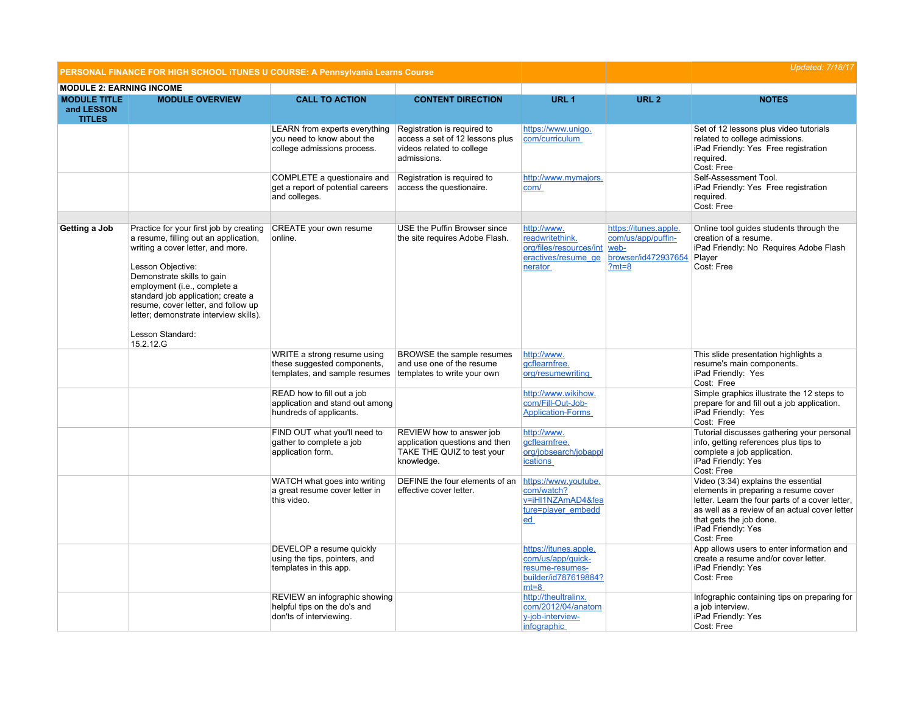| PERSONAL FINANCE FOR HIGH SCHOOL iTUNES U COURSE: A Pennsylvania Learns Course | | | | | | Updated: 7/18/17 |
|---|---|---|---|---|---|---|
| **MODULE 2: EARNING INCOME** | | | | | | |
| **MODULE TITLE and LESSON TITLES** | **MODULE OVERVIEW** | **CALL TO ACTION** | **CONTENT DIRECTION** | **URL 1** | **URL 2** | **NOTES** |
| | | LEARN from experts everything you need to know about the college admissions process. | Registration is required to access a set of 12 lessons plus videos related to college admissions. | https://www.unigo.com/curriculum | | Set of 12 lessons plus video tutorials related to college admissions.<br>iPad Friendly: Yes Free registration required.<br>Cost: Free |
| | | COMPLETE a questionaire and get a report of potential careers and colleges. | Registration is required to access the questionaire. | http://www.mymajors.com/ | | Self-Assessment Tool.<br>iPad Friendly: Yes Free registration required.<br>Cost: Free |
| | | | | | | |
| **Getting a Job** | Practice for your first job by creating a resume, filling out an application, writing a cover letter, and more.<br><br>Lesson Objective:<br>Demonstrate skills to gain employment (i.e., complete a standard job application; create a resume, cover letter, and follow up letter; demonstrate interview skills).<br><br>Lesson Standard:<br>15.2.12.G | CREATE your own resume online. | USE the Puffin Browser since the site requires Adobe Flash. | http://www.readwritethink.org/files/resources/interactives/resume_generator | https://itunes.apple.com/us/app/puffin-web-browser/id472937654?mt=8 | Online tool guides students through the creation of a resume.<br>iPad Friendly: No Requires Adobe Flash Player<br>Cost: Free |
| | | WRITE a strong resume using these suggested components, templates, and sample resumes | BROWSE the sample resumes and use one of the resume templates to write your own | http://www.gcflearnfree.org/resumewriting | | This slide presentation highlights a resume's main components.<br>iPad Friendly: Yes<br>Cost: Free |
| | | READ how to fill out a job application and stand out among hundreds of applicants. | | http://www.wikihow.com/Fill-Out-Job-Application-Forms | | Simple graphics illustrate the 12 steps to prepare for and fill out a job application.<br>iPad Friendly: Yes<br>Cost: Free |
| | | FIND OUT what you'll need to gather to complete a job application form. | REVIEW how to answer job application questions and then TAKE THE QUIZ to test your knowledge. | http://www.gcflearnfree.org/jobsearch/jobapplications | | Tutorial discusses gathering your personal info, getting references plus tips to complete a job application.<br>iPad Friendly: Yes<br>Cost: Free |
| | | WATCH what goes into writing a great resume cover letter in this video. | DEFINE the four elements of an effective cover letter. | https://www.youtube.com/watch?v=iHl1NZAmAD4&feature=player_embedded | | Video (3:34) explains the essential elements in preparing a resume cover letter. Learn the four parts of a cover letter, as well as a review of an actual cover letter that gets the job done.<br>iPad Friendly: Yes<br>Cost: Free |
| | | DEVELOP a resume quickly using the tips, pointers, and templates in this app. | | https://itunes.apple.com/us/app/quick-resume-resumes-builder/id787619884?mt=8 | | App allows users to enter information and create a resume and/or cover letter.<br>iPad Friendly: Yes<br>Cost: Free |
| | | REVIEW an infographic showing helpful tips on the do's and don'ts of interviewing. | | http://theultralinx.com/2012/04/anatomy-job-interview-infographic | | Infographic containing tips on preparing for a job interview.<br>iPad Friendly: Yes<br>Cost: Free |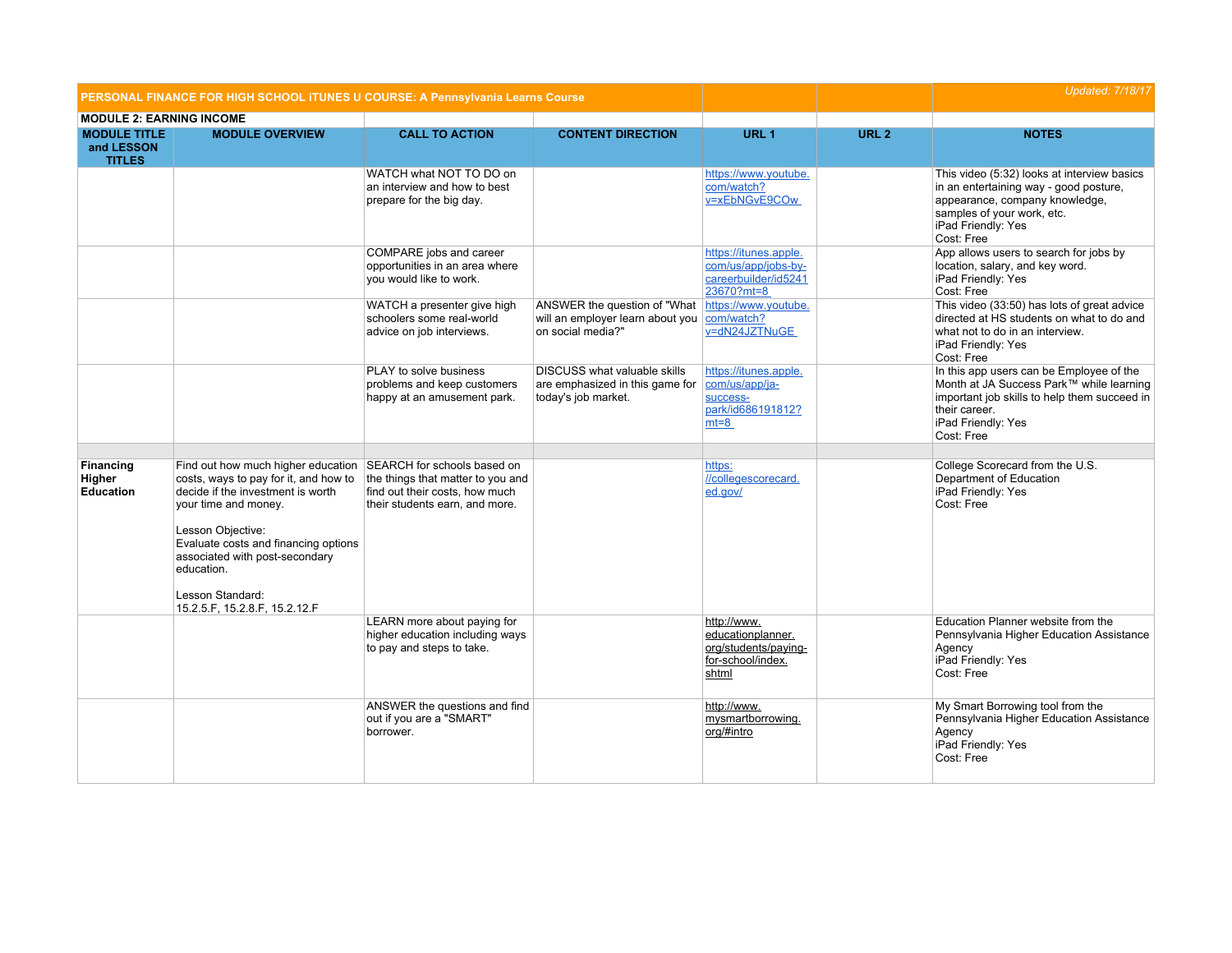| PERSONAL FINANCE FOR HIGH SCHOOL iTUNES U COURSE: A Pennsylvania Learns Course | | | | | | Updated: 7/18/17 |
|---|---|---|---|---|---|---|
| **MODULE 2: EARNING INCOME** | | | | | | |
| **MODULE TITLE and LESSON TITLES** | **MODULE OVERVIEW** | **CALL TO ACTION** | **CONTENT DIRECTION** | **URL 1** | **URL 2** | **NOTES** |
| | | WATCH what NOT TO DO on an interview and how to best prepare for the big day. | | https://www.youtube.com/watch?v=xEbNGvE9COw | | This video (5:32) looks at interview basics in an entertaining way - good posture, appearance, company knowledge, samples of your work, etc.<br>iPad Friendly: Yes<br>Cost: Free |
| | | COMPARE jobs and career opportunities in an area where you would like to work. | | https://itunes.apple.com/us/app/jobs-by-careerbuilder/id524123670?mt=8 | | App allows users to search for jobs by location, salary, and key word.<br>iPad Friendly: Yes<br>Cost: Free |
| | | WATCH a presenter give high schoolers some real-world advice on job interviews. | ANSWER the question of "What will an employer learn about you on social media?" | https://www.youtube.com/watch?v=dN24JZTNuGE | | This video (33:50) has lots of great advice directed at HS students on what to do and what not to do in an interview.<br>iPad Friendly: Yes<br>Cost: Free |
| | | PLAY to solve business problems and keep customers happy at an amusement park. | DISCUSS what valuable skills are emphasized in this game for today's job market. | https://itunes.apple.com/us/app/ja-success-park/id686191812?mt=8 | | In this app users can be Employee of the Month at JA Success Park™ while learning important job skills to help them succeed in their career.<br>iPad Friendly: Yes<br>Cost: Free |
| | | | | | | |
| **Financing Higher Education** | Find out how much higher education costs, ways to pay for it, and how to decide if the investment is worth your time and money.<br><br>Lesson Objective:<br>Evaluate costs and financing options associated with post-secondary education.<br><br>Lesson Standard:<br>15.2.5.F, 15.2.8.F, 15.2.12.F | SEARCH for schools based on the things that matter to you and find out their costs, how much their students earn, and more. | | https://collegescorecard.ed.gov/ | | College Scorecard from the U.S. Department of Education<br>iPad Friendly: Yes<br>Cost: Free |
| | | LEARN more about paying for higher education including ways to pay and steps to take. | | http://www.educationplanner.org/students/paying-for-school/index.shtml | | Education Planner website from the Pennsylvania Higher Education Assistance Agency<br>iPad Friendly: Yes<br>Cost: Free |
| | | ANSWER the questions and find out if you are a "SMART" borrower. | | http://www.mysmartborrowing.org/#intro | | My Smart Borrowing tool from the Pennsylvania Higher Education Assistance Agency<br>iPad Friendly: Yes<br>Cost: Free |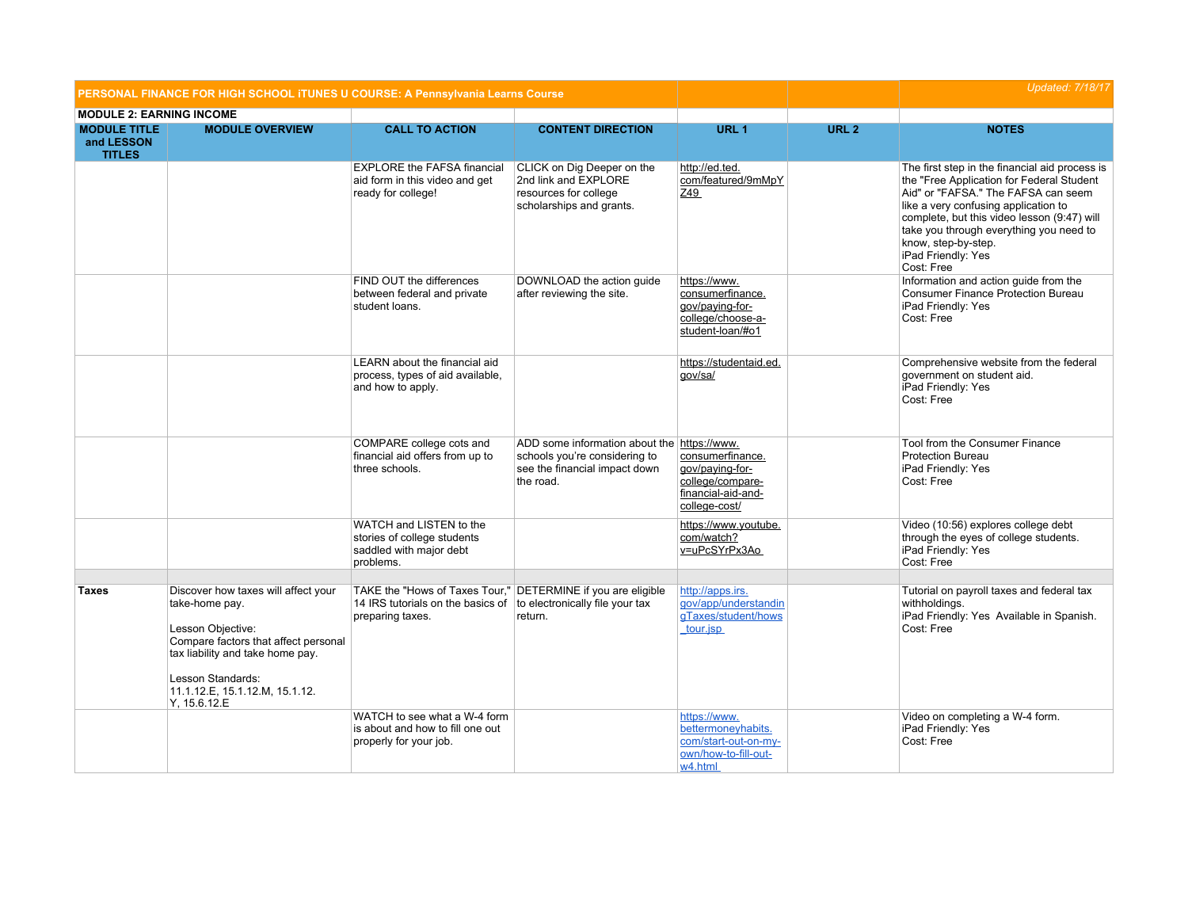| PERSONAL FINANCE FOR HIGH SCHOOL iTUNES U COURSE: A Pennsylvania Learns Course | | | | | | Updated: 7/18/17 |
|---|---|---|---|---|---|---|
| **MODULE 2: EARNING INCOME** | | | | | | |
| **MODULE TITLE and LESSON TITLES** | **MODULE OVERVIEW** | **CALL TO ACTION** | **CONTENT DIRECTION** | **URL 1** | **URL 2** | **NOTES** |
| | | EXPLORE the FAFSA financial aid form in this video and get ready for college! | CLICK on Dig Deeper on the 2nd link and EXPLORE resources for college scholarships and grants. | http://ed.ted.com/featured/9mMpYZ49 | | The first step in the financial aid process is the "Free Application for Federal Student Aid" or "FAFSA." The FAFSA can seem like a very confusing application to complete, but this video lesson (9:47) will take you through everything you need to know, step-by-step.<br>iPad Friendly: Yes<br>Cost: Free |
| | | FIND OUT the differences between federal and private student loans. | DOWNLOAD the action guide after reviewing the site. | https://www.consumerfinance.gov/paying-for-college/choose-a-student-loan/#o1 | | Information and action guide from the Consumer Finance Protection Bureau<br>iPad Friendly: Yes<br>Cost: Free |
| | | LEARN about the financial aid process, types of aid available, and how to apply. | | https://studentaid.ed.gov/sa/ | | Comprehensive website from the federal government on student aid.<br>iPad Friendly: Yes<br>Cost: Free |
| | | COMPARE college cots and financial aid offers from up to three schools. | ADD some information about the schools you're considering to see the financial impact down the road. | https://www.consumerfinance.gov/paying-for-college/compare-financial-aid-and-college-cost/ | | Tool from the Consumer Finance Protection Bureau<br>iPad Friendly: Yes<br>Cost: Free |
| | | WATCH and LISTEN to the stories of college students saddled with major debt problems. | | https://www.youtube.com/watch?v=uPcSYrPx3Ao | | Video (10:56) explores college debt through the eyes of college students.<br>iPad Friendly: Yes<br>Cost: Free |
| | | | | | | |
| **Taxes** | Discover how taxes will affect your take-home pay.<br><br>Lesson Objective:<br>Compare factors that affect personal tax liability and take home pay.<br><br>Lesson Standards:<br>11.1.12.E, 15.1.12.M, 15.1.12.Y, 15.6.12.E | TAKE the "Hows of Taxes Tour," 14 IRS tutorials on the basics of preparing taxes. | DETERMINE if you are eligible to electronically file your tax return. | http://apps.irs.gov/app/understandingTaxes/student/hows_tour.jsp | | Tutorial on payroll taxes and federal tax withholdings.<br>iPad Friendly: Yes Available in Spanish.<br>Cost: Free |
| | | WATCH to see what a W-4 form is about and how to fill one out properly for your job. | | https://www.bettermoneyhabits.com/start-out-on-my-own/how-to-fill-out-w4.html | | Video on completing a W-4 form.<br>iPad Friendly: Yes<br>Cost: Free |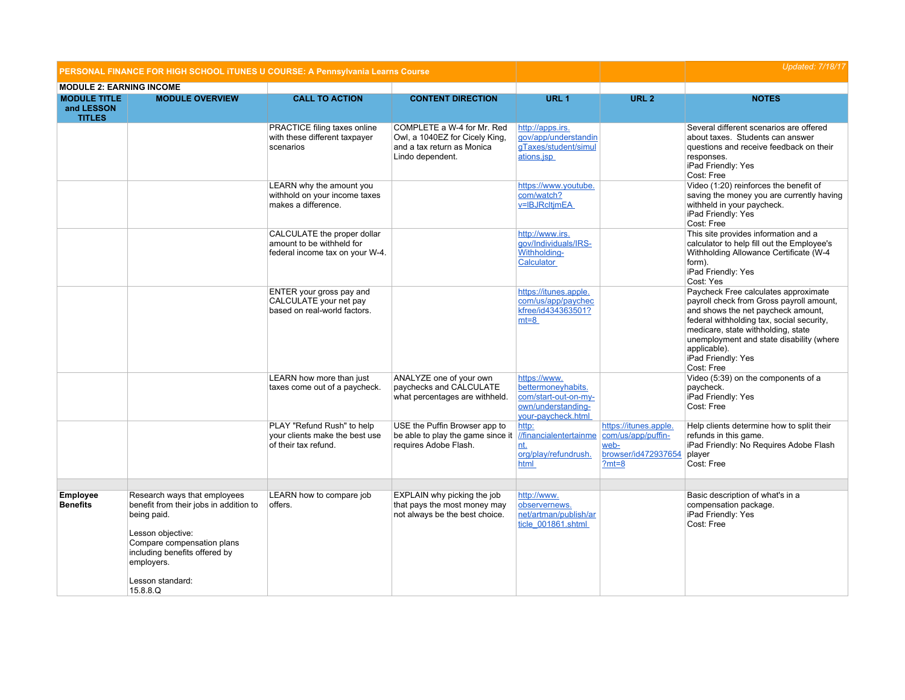| PERSONAL FINANCE FOR HIGH SCHOOL iTUNES U COURSE: A Pennsylvania Learns Course | | | | | | Updated: 7/18/17 |
|---|---|---|---|---|---|---|
| **MODULE 2: EARNING INCOME** | | | | | | |
| **MODULE TITLE and LESSON TITLES** | **MODULE OVERVIEW** | **CALL TO ACTION** | **CONTENT DIRECTION** | **URL 1** | **URL 2** | **NOTES** |
| | | PRACTICE filing taxes online with these different taxpayer scenarios | COMPLETE a W-4 for Mr. Red Owl, a 1040EZ for Cicely King, and a tax return as Monica Lindo dependent. | http://apps.irs.gov/app/understandingTaxes/student/simulations.jsp | | Several different scenarios are offered about taxes. Students can answer questions and receive feedback on their responses.<br>iPad Friendly: Yes<br>Cost: Free |
| | | LEARN why the amount you withhold on your income taxes makes a difference. | | https://www.youtube.com/watch?v=lBJRcltjmEA | | Video (1:20) reinforces the benefit of saving the money you are currently having withheld in your paycheck.<br>iPad Friendly: Yes<br>Cost: Free |
| | | CALCULATE the proper dollar amount to be withheld for federal income tax on your W-4. | | http://www.irs.gov/Individuals/IRS-Withholding-Calculator | | This site provides information and a calculator to help fill out the Employee's Withholding Allowance Certificate (W-4 form).<br>iPad Friendly: Yes<br>Cost: Yes |
| | | ENTER your gross pay and CALCULATE your net pay based on real-world factors. | | https://itunes.apple.com/us/app/paycheckfree/id434363501?mt=8 | | Paycheck Free calculates approximate payroll check from Gross payroll amount, and shows the net paycheck amount, federal withholding tax, social security, medicare, state withholding, state unemployment and state disability (where applicable).<br>iPad Friendly: Yes<br>Cost: Free |
| | | LEARN how more than just taxes come out of a paycheck. | ANALYZE one of your own paychecks and CALCULATE what percentages are withheld. | https://www.bettermoneyhabits.com/start-out-on-my-own/understanding-your-paycheck.html | | Video (5:39) on the components of a paycheck.<br>iPad Friendly: Yes<br>Cost: Free |
| | | PLAY "Refund Rush" to help your clients make the best use of their tax refund. | USE the Puffin Browser app to be able to play the game since it requires Adobe Flash. | http://financialentertainment.org/play/refundrush.html | https://itunes.apple.com/us/app/puffin-web-browser/id472937654?mt=8 | Help clients determine how to split their refunds in this game.<br>iPad Friendly: No Requires Adobe Flash player<br>Cost: Free |
| | | | | | | |
| **Employee Benefits** | Research ways that employees benefit from their jobs in addition to being paid.<br><br>Lesson objective:<br>Compare compensation plans including benefits offered by employers.<br><br>Lesson standard:<br>15.8.8.Q | LEARN how to compare job offers. | EXPLAIN why picking the job that pays the most money may not always be the best choice. | http://www.observernews.net/artman/publish/article_001861.shtml | | Basic description of what's in a compensation package.<br>iPad Friendly: Yes<br>Cost: Free |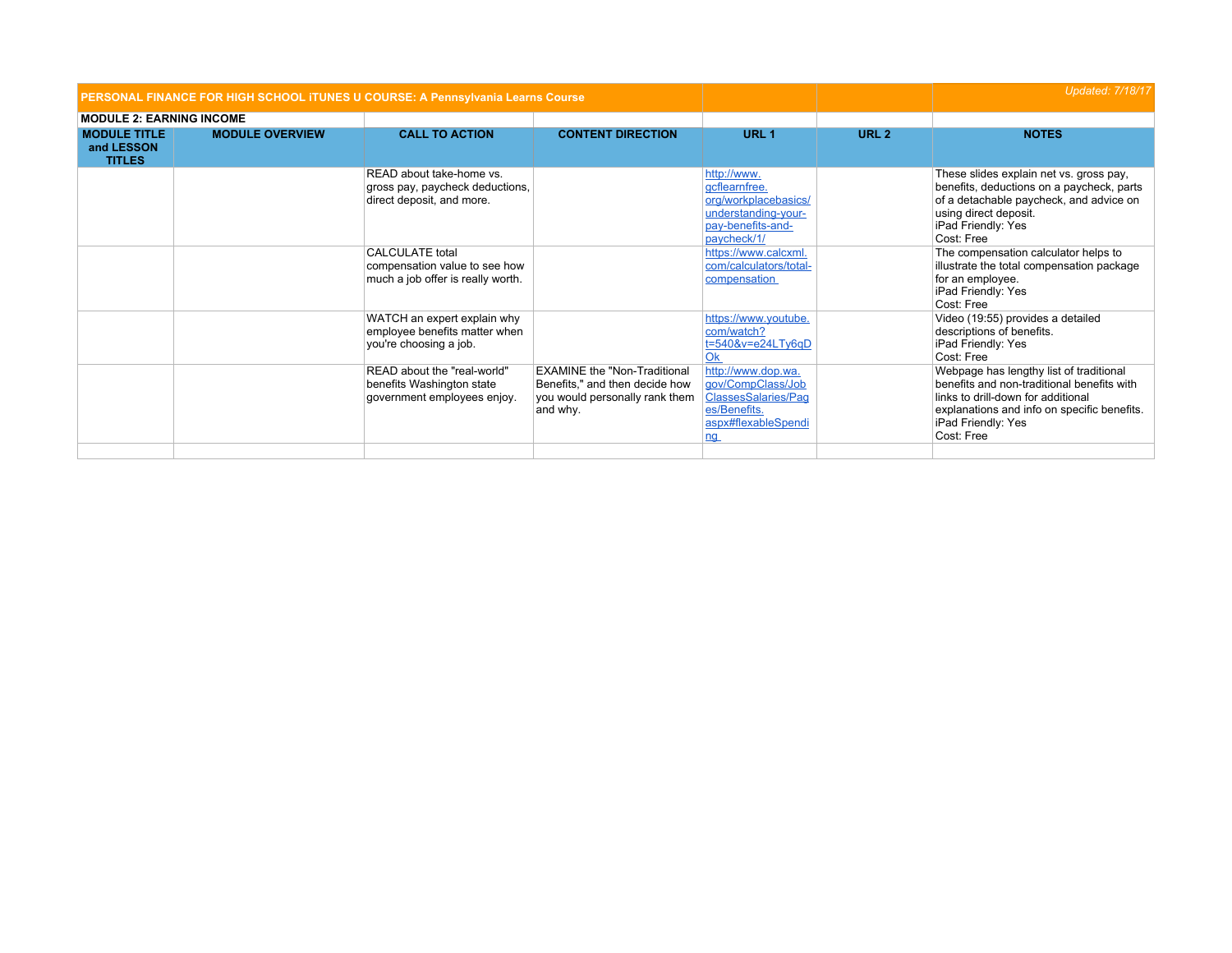| PERSONAL FINANCE FOR HIGH SCHOOL iTUNES U COURSE: A Pennsylvania Learns Course | | | | | | *Updated: 7/18/17* |
|---|---|---|---|---|---|---|
| **MODULE 2: EARNING INCOME** | | | | | | |
| **MODULE TITLE and LESSON TITLES** | **MODULE OVERVIEW** | **CALL TO ACTION** | **CONTENT DIRECTION** | **URL 1** | **URL 2** | **NOTES** |
| | | READ about take-home vs. gross pay, paycheck deductions, direct deposit, and more. | | http://www.gcflearnfree.org/workplacebasics/understanding-your-pay-benefits-and-paycheck/1/ | | These slides explain net vs. gross pay, benefits, deductions on a paycheck, parts of a detachable paycheck, and advice on using direct deposit.<br>iPad Friendly: Yes<br>Cost: Free |
| | | CALCULATE total compensation value to see how much a job offer is really worth. | | https://www.calcxml.com/calculators/total-compensation | | The compensation calculator helps to illustrate the total compensation package for an employee.<br>iPad Friendly: Yes<br>Cost: Free |
| | | WATCH an expert explain why employee benefits matter when you're choosing a job. | | https://www.youtube.com/watch?t=540&v=e24LTy6qDOk | | Video (19:55) provides a detailed descriptions of benefits.<br>iPad Friendly: Yes<br>Cost: Free |
| | | READ about the "real-world" benefits Washington state government employees enjoy. | EXAMINE the "Non-Traditional Benefits," and then decide how you would personally rank them and why. | http://www.dop.wa.gov/CompClass/JobClassesSalaries/Pages/Benefits.aspx#flexableSpending | | Webpage has lengthy list of traditional benefits and non-traditional benefits with links to drill-down for additional explanations and info on specific benefits.<br>iPad Friendly: Yes<br>Cost: Free |
| | | | | | | |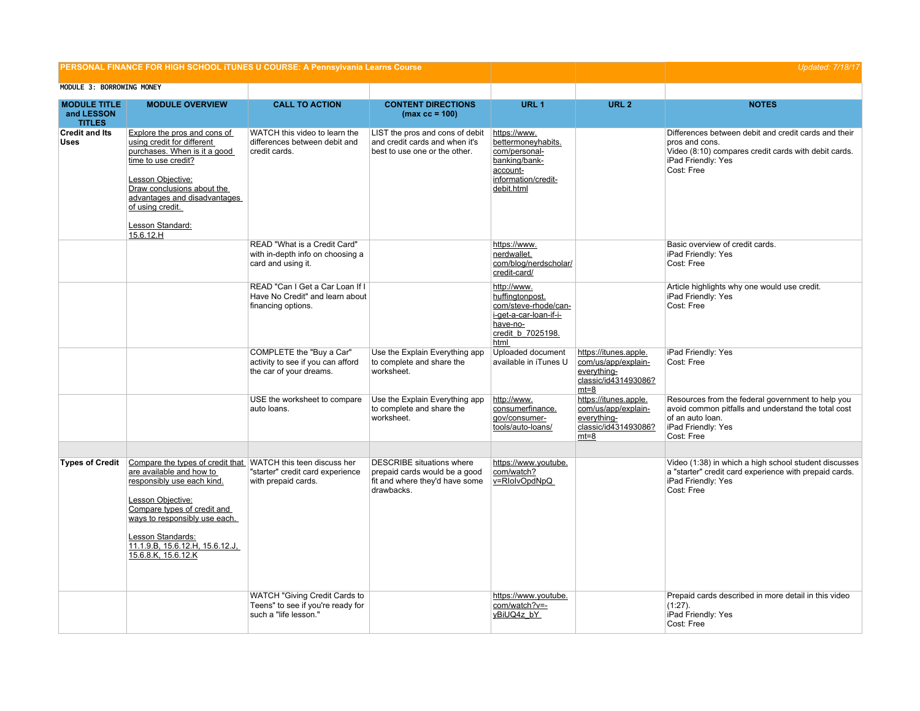**PERSONAL FINANCE FOR HIGH SCHOOL iTUNES U COURSE: A Pennsylvania Learns Course** — Updated: 7/18/17

**MODULE 3: BORROWING MONEY**

| MODULE TITLE and LESSON TITLES | MODULE OVERVIEW | CALL TO ACTION | CONTENT DIRECTIONS (max cc = 100) | URL 1 | URL 2 | NOTES |
|---|---|---|---|---|---|---|
| **Credit and Its Uses** | Explore the pros and cons of using credit for different purchases. When is it a good time to use credit?<br><br>Lesson Objective:<br>Draw conclusions about the advantages and disadvantages of using credit.<br><br>Lesson Standard:<br>15.6.12.H | WATCH this video to learn the differences between debit and credit cards. | LIST the pros and cons of debit and credit cards and when it's best to use one or the other. | https://www.bettermoneyhabits.com/personal-banking/bank-account-information/credit-debit.html | | Differences between debit and credit cards and their pros and cons.<br>Video (8:10) compares credit cards with debit cards.<br>iPad Friendly: Yes<br>Cost: Free |
| | | READ "What is a Credit Card" with in-depth info on choosing a card and using it. | | https://www.nerdwallet.com/blog/nerdscholar/credit-card/ | | Basic overview of credit cards.<br>iPad Friendly: Yes<br>Cost: Free |
| | | READ "Can I Get a Car Loan If I Have No Credit" and learn about financing options. | | http://www.huffingtonpost.com/steve-rhode/can-i-get-a-car-loan-if-i-have-no-credit_b_7025198.html | | Article highlights why one would use credit.<br>iPad Friendly: Yes<br>Cost: Free |
| | | COMPLETE the "Buy a Car" activity to see if you can afford the car of your dreams. | Use the Explain Everything app to complete and share the worksheet. | Uploaded document available in iTunes U | https://itunes.apple.com/us/app/explain-everything-classic/id431493086?mt=8 | iPad Friendly: Yes<br>Cost: Free |
| | | USE the worksheet to compare auto loans. | Use the Explain Everything app to complete and share the worksheet. | http://www.consumerfinance.gov/consumer-tools/auto-loans/ | https://itunes.apple.com/us/app/explain-everything-classic/id431493086?mt=8 | Resources from the federal government to help you avoid common pitfalls and understand the total cost of an auto loan.<br>iPad Friendly: Yes<br>Cost: Free |
| | | | | | | |
| **Types of Credit** | Compare the types of credit that are available and how to responsibly use each kind.<br><br>Lesson Objective:<br>Compare types of credit and ways to responsibly use each.<br><br>Lesson Standards:<br>11.1.9.B, 15.6.12.H, 15.6.12.J, 15.6.8.K, 15.6.12.K | WATCH this teen discuss her "starter" credit card experience with prepaid cards. | DESCRIBE situations where prepaid cards would be a good fit and where they'd have some drawbacks. | https://www.youtube.com/watch?v=RIoIvOpdNpQ | | Video (1:38) in which a high school student discusses a "starter" credit card experience with prepaid cards.<br>iPad Friendly: Yes<br>Cost: Free |
| | | WATCH "Giving Credit Cards to Teens" to see if you're ready for such a "life lesson." | | https://www.youtube.com/watch?v=-yBiUQ4z_bY | | Prepaid cards described in more detail in this video (1:27).<br>iPad Friendly: Yes<br>Cost: Free |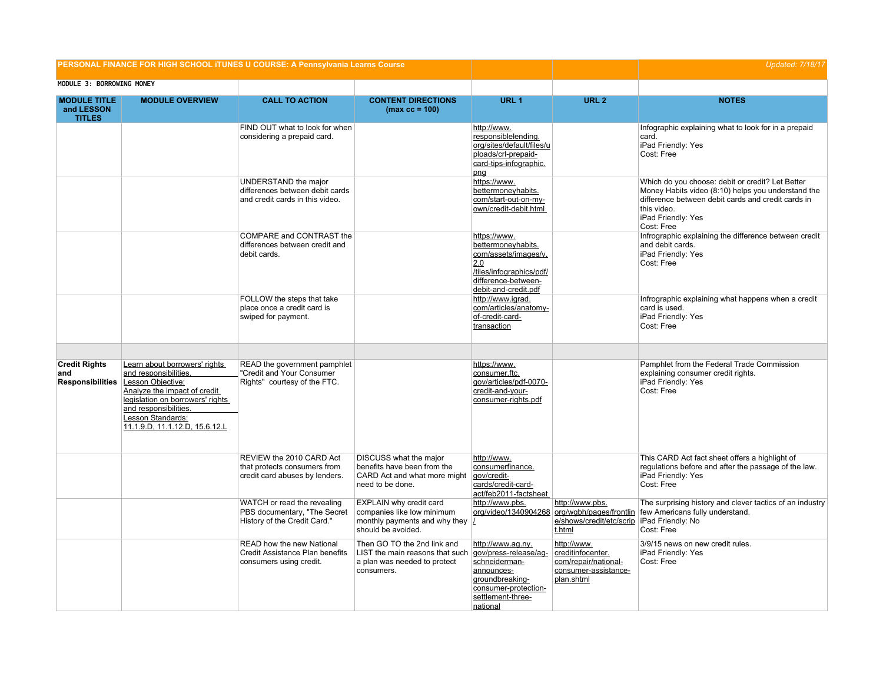**PERSONAL FINANCE FOR HIGH SCHOOL iTUNES U COURSE: A Pennsylvania Learns Course** — Updated: 7/18/17

MODULE 3: BORROWING MONEY

| MODULE TITLE and LESSON TITLES | MODULE OVERVIEW | CALL TO ACTION | CONTENT DIRECTIONS (max cc = 100) | URL 1 | URL 2 | NOTES |
|---|---|---|---|---|---|---|
| | | FIND OUT what to look for when considering a prepaid card. | | http://www.responsiblelending.org/sites/default/files/uploads/crl-prepaid-card-tips-infographic.png | | Infographic explaining what to look for in a prepaid card. iPad Friendly: Yes Cost: Free |
| | | UNDERSTAND the major differences between debit cards and credit cards in this video. | | https://www.bettermoneyhabits.com/start-out-on-my-own/credit-debit.html | | Which do you choose: debit or credit? Let Better Money Habits video (8:10) helps you understand the difference between debit cards and credit cards in this video. iPad Friendly: Yes Cost: Free |
| | | COMPARE and CONTRAST the differences between credit and debit cards. | | https://www.bettermoneyhabits.com/assets/images/v.2.0/tiles/infographics/pdf/difference-between-debit-and-credit.pdf | | Infrographic explaining the difference between credit and debit cards. iPad Friendly: Yes Cost: Free |
| | | FOLLOW the steps that take place once a credit card is swiped for payment. | | http://www.igrad.com/articles/anatomy-of-credit-card-transaction | | Infographic explaining what happens when a credit card is used. iPad Friendly: Yes Cost: Free |
| | | | | | | |
| **Credit Rights and Responsibilities** | Learn about borrowers' rights and responsibilities. Lesson Objective: Analyze the impact of credit legislation on borrowers' rights and responsibilities. Lesson Standards: 11.1.9.D, 11.1.12.D, 15.6.12.L | READ the government pamphlet "Credit and Your Consumer Rights" courtesy of the FTC. | | https://www.consumer.ftc.gov/articles/pdf-0070-credit-and-your-consumer-rights.pdf | | Pamphlet from the Federal Trade Commission explaining consumer credit rights. iPad Friendly: Yes Cost: Free |
| | | REVIEW the 2010 CARD Act that protects consumers from credit card abuses by lenders. | DISCUSS what the major benefits have been from the CARD Act and what more might need to be done. | http://www.consumerfinance.gov/credit-cards/credit-card-act/feb2011-factsheet | | This CARD Act fact sheet offers a highlight of regulations before and after the passage of the law. iPad Friendly: Yes Cost: Free |
| | | WATCH or read the revealing PBS documentary, "The Secret History of the Credit Card." | EXPLAIN why credit card companies like low minimum monthly payments and why they should be avoided. | http://www.pbs.org/video/1340904268/ | http://www.pbs.org/wgbh/pages/frontline/shows/credit/etc/script.html | The surprising history and clever tactics of an industry few Americans fully understand. iPad Friendly: No Cost: Free |
| | | READ how the new National Credit Assistance Plan benefits consumers using credit. | Then GO TO the 2nd link and LIST the main reasons that such a plan was needed to protect consumers. | http://www.ag.ny.gov/press-release/ag-schneiderman-announces-groundbreaking-consumer-protection-settlement-three-national | http://www.creditinfocenter.com/repair/national-consumer-assistance-plan.shtml | 3/9/15 news on new credit rules. iPad Friendly: Yes Cost: Free |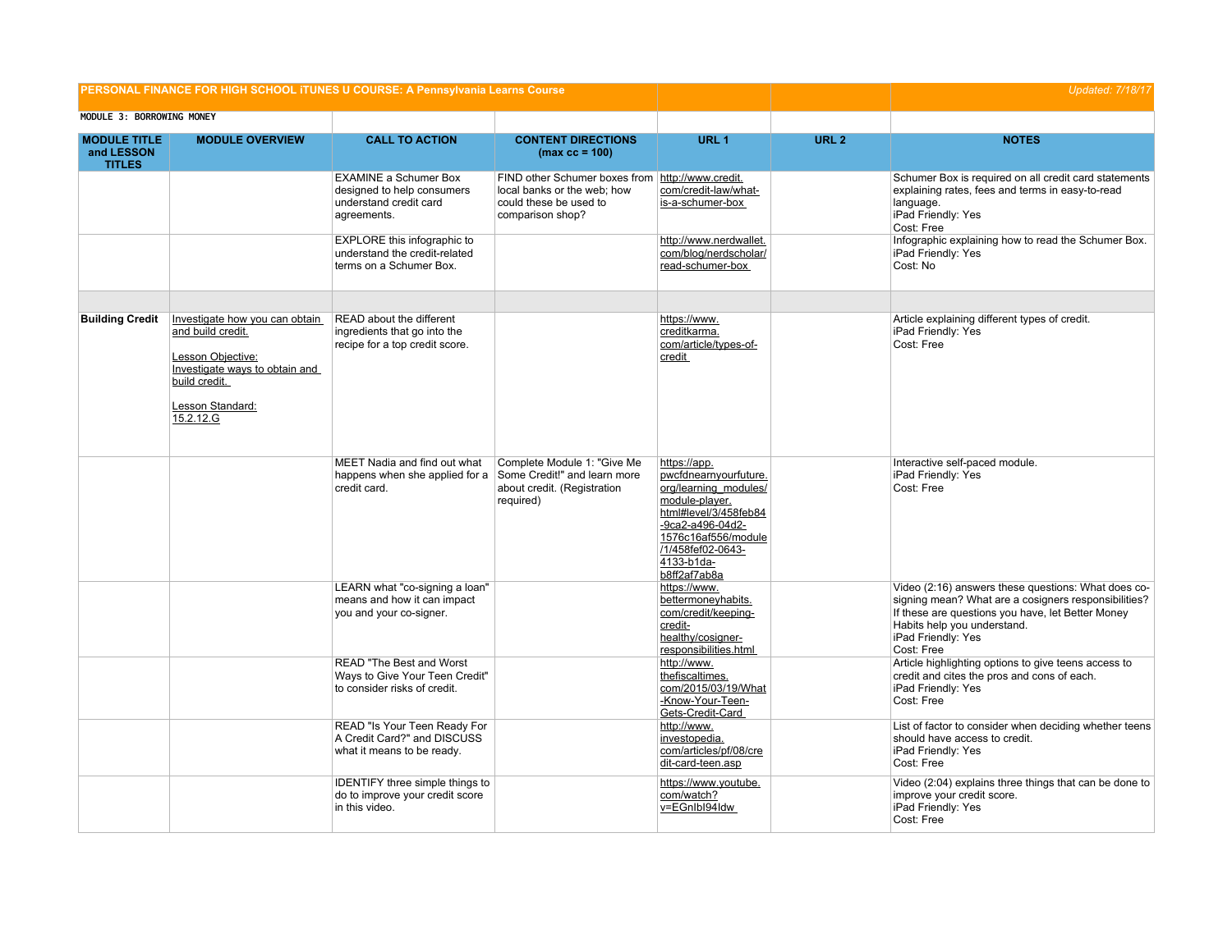**PERSONAL FINANCE FOR HIGH SCHOOL iTUNES U COURSE: A Pennsylvania Learns Course** — *Updated: 7/18/17*

**MODULE 3: BORROWING MONEY**

| MODULE TITLE and LESSON TITLES | MODULE OVERVIEW | CALL TO ACTION | CONTENT DIRECTIONS (max cc = 100) | URL 1 | URL 2 | NOTES |
|---|---|---|---|---|---|---|
| | | EXAMINE a Schumer Box designed to help consumers understand credit card agreements. | FIND other Schumer boxes from local banks or the web; how could these be used to comparison shop? | http://www.credit.com/credit-law/what-is-a-schumer-box | | Schumer Box is required on all credit card statements explaining rates, fees and terms in easy-to-read language.<br>iPad Friendly: Yes<br>Cost: Free |
| | | EXPLORE this infographic to understand the credit-related terms on a Schumer Box. | | http://www.nerdwallet.com/blog/nerdscholar/read-schumer-box | | Infographic explaining how to read the Schumer Box.<br>iPad Friendly: Yes<br>Cost: No |
| | | | | | | |
| **Building Credit** | Investigate how you can obtain and build credit.<br><br>Lesson Objective: Investigate ways to obtain and build credit.<br><br>Lesson Standard: 15.2.12.G | READ about the different ingredients that go into the recipe for a top credit score. | | https://www.creditkarma.com/article/types-of-credit | | Article explaining different types of credit.<br>iPad Friendly: Yes<br>Cost: Free |
| | | MEET Nadia and find out what happens when she applied for a credit card. | Complete Module 1: "Give Me Some Credit!" and learn more about credit. (Registration required) | https://app.pwcfdnearnyourfuture.org/learning_modules/module-player.html#level/3/458feb84-9ca2-a496-04d2-1576c16af556/module/1/458fef02-0643-4133-b1da-b8ff2af7ab8a | | Interactive self-paced module.<br>iPad Friendly: Yes<br>Cost: Free |
| | | LEARN what "co-signing a loan" means and how it can impact you and your co-signer. | | https://www.bettermoneyhabits.com/credit/keeping-credit-healthy/cosigner-responsibilities.html | | Video (2:16) answers these questions: What does co-signing mean? What are a cosigners responsibilities? If these are questions you have, let Better Money Habits help you understand.<br>iPad Friendly: Yes<br>Cost: Free |
| | | READ "The Best and Worst Ways to Give Your Teen Credit" to consider risks of credit. | | http://www.thefiscaltimes.com/2015/03/19/What-Know-Your-Teen-Gets-Credit-Card | | Article highlighting options to give teens access to credit and cites the pros and cons of each.<br>iPad Friendly: Yes<br>Cost: Free |
| | | READ "Is Your Teen Ready For A Credit Card?" and DISCUSS what it means to be ready. | | http://www.investopedia.com/articles/pf/08/credit-card-teen.asp | | List of factor to consider when deciding whether teens should have access to credit.<br>iPad Friendly: Yes<br>Cost: Free |
| | | IDENTIFY three simple things to do to improve your credit score in this video. | | https://www.youtube.com/watch?v=EGnIbI94Idw | | Video (2:04) explains three things that can be done to improve your credit score.<br>iPad Friendly: Yes<br>Cost: Free |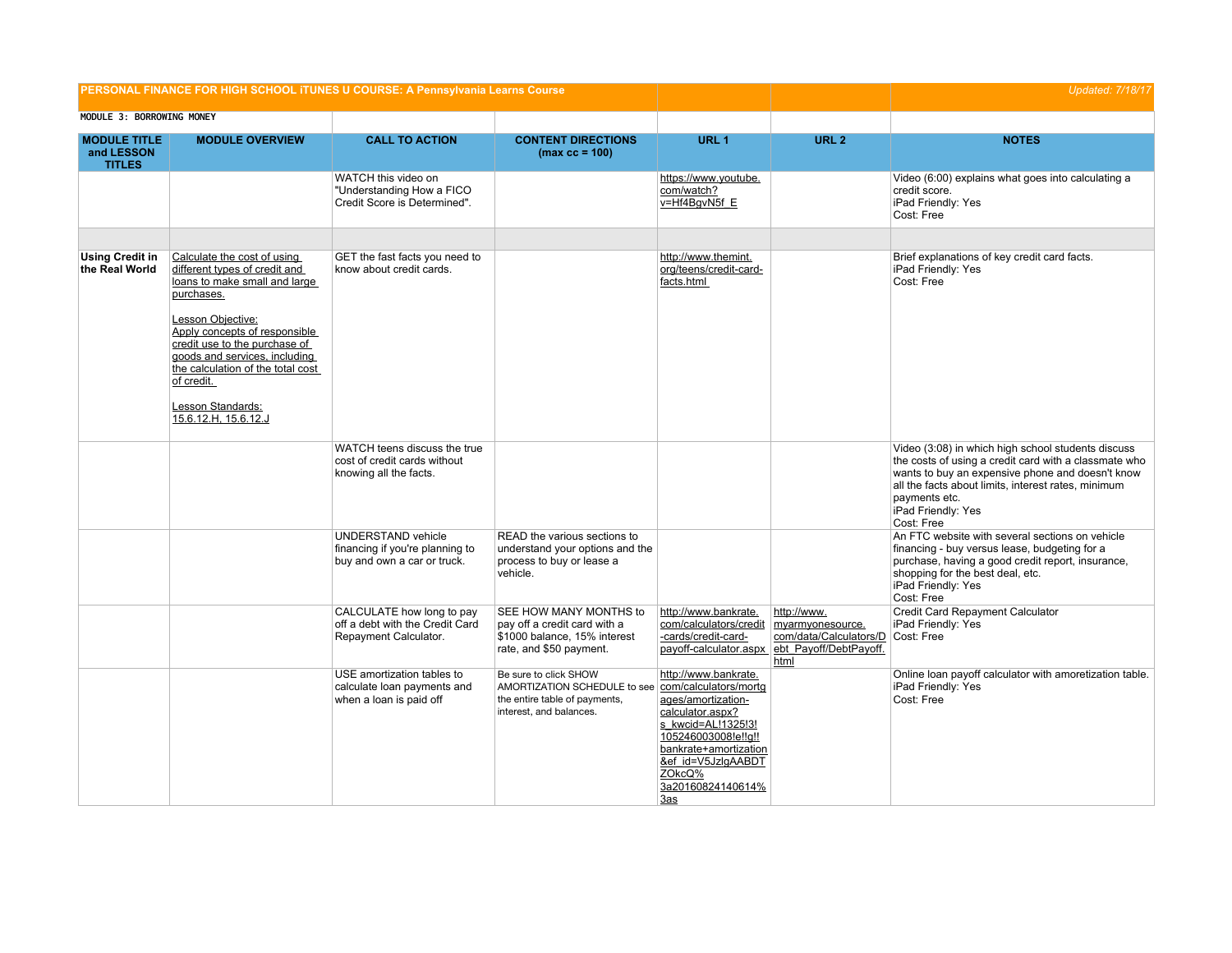**PERSONAL FINANCE FOR HIGH SCHOOL iTUNES U COURSE: A Pennsylvania Learns Course** — *Updated: 7/18/17*

MODULE 3: BORROWING MONEY

| MODULE TITLE and LESSON TITLES | MODULE OVERVIEW | CALL TO ACTION | CONTENT DIRECTIONS (max cc = 100) | URL 1 | URL 2 | NOTES |
|---|---|---|---|---|---|---|
| | | WATCH this video on "Understanding How a FICO Credit Score is Determined". | | https://www.youtube.com/watch?v=Hf4BgvN5f_E | | Video (6:00) explains what goes into calculating a credit score.<br>iPad Friendly: Yes<br>Cost: Free |
| | | | | | | |
| **Using Credit in the Real World** | Calculate the cost of using different types of credit and loans to make small and large purchases.<br><br>Lesson Objective:<br>Apply concepts of responsible credit use to the purchase of goods and services, including the calculation of the total cost of credit.<br><br>Lesson Standards:<br>15.6.12.H, 15.6.12.J | GET the fast facts you need to know about credit cards. | | http://www.themint.org/teens/credit-card-facts.html | | Brief explanations of key credit card facts.<br>iPad Friendly: Yes<br>Cost: Free |
| | | WATCH teens discuss the true cost of credit cards without knowing all the facts. | | | | Video (3:08) in which high school students discuss the costs of using a credit card with a classmate who wants to buy an expensive phone and doesn't know all the facts about limits, interest rates, minimum payments etc.<br>iPad Friendly: Yes<br>Cost: Free |
| | | UNDERSTAND vehicle financing if you're planning to buy and own a car or truck. | READ the various sections to understand your options and the process to buy or lease a vehicle. | | | An FTC website with several sections on vehicle financing - buy versus lease, budgeting for a purchase, having a good credit report, insurance, shopping for the best deal, etc.<br>iPad Friendly: Yes<br>Cost: Free |
| | | CALCULATE how long to pay off a debt with the Credit Card Repayment Calculator. | SEE HOW MANY MONTHS to pay off a credit card with a $1000 balance, 15% interest rate, and $50 payment. | http://www.bankrate.com/calculators/credit-cards/credit-card-payoff-calculator.aspx | http://www.myarmyonesource.com/data/Calculators/Debt_Payoff/DebtPayoff.html | Credit Card Repayment Calculator<br>iPad Friendly: Yes<br>Cost: Free |
| | | USE amortization tables to calculate loan payments and when a loan is paid off | Be sure to click SHOW AMORTIZATION SCHEDULE to see the entire table of payments, interest, and balances. | http://www.bankrate.com/calculators/mortgages/amortization-calculator.aspx?s_kwcid=AL!1325!3!105246003008!e!!g!!bankrate+amortization&ef_id=V5JzlgAABDTZOkcQ%3a20160824140614%3as | | Online loan payoff calculator with amoretization table.<br>iPad Friendly: Yes<br>Cost: Free |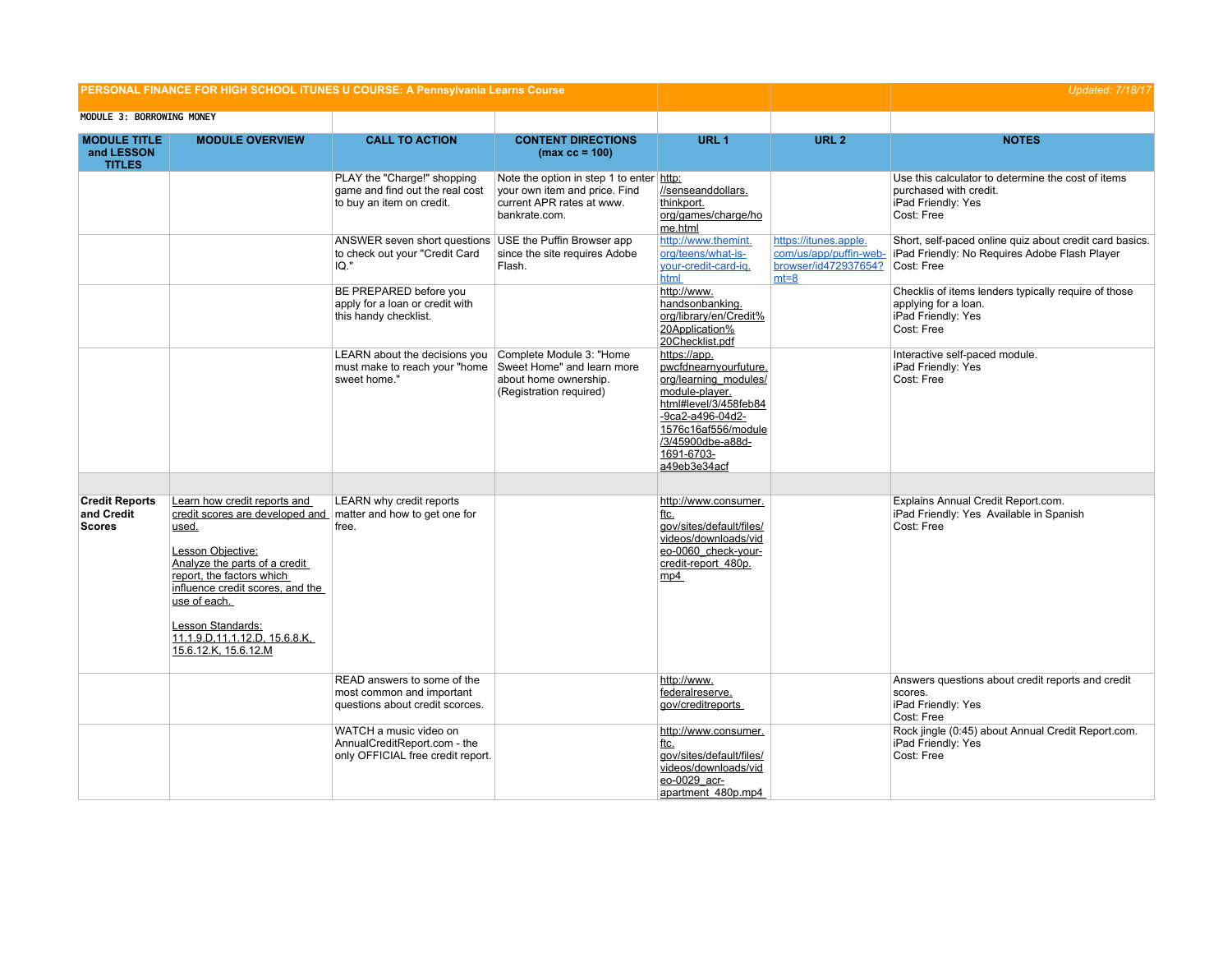| PERSONAL FINANCE FOR HIGH SCHOOL iTUNES U COURSE: A Pennsylvania Learns Course | | | | | | Updated: 7/18/17 |
|---|---|---|---|---|---|---|
| MODULE 3: BORROWING MONEY | | | | | | |
| **MODULE TITLE and LESSON TITLES** | **MODULE OVERVIEW** | **CALL TO ACTION** | **CONTENT DIRECTIONS (max cc = 100)** | **URL 1** | **URL 2** | **NOTES** |
| | | PLAY the "Charge!" shopping game and find out the real cost to buy an item on credit. | Note the option in step 1 to enter your own item and price. Find current APR rates at www.bankrate.com. | http://senseanddollars.thinkport.org/games/charge/home.html | | Use this calculator to determine the cost of items purchased with credit. iPad Friendly: Yes Cost: Free |
| | | ANSWER seven short questions to check out your "Credit Card IQ." | USE the Puffin Browser app since the site requires Adobe Flash. | http://www.themint.org/teens/what-is-your-credit-card-iq.html | https://itunes.apple.com/us/app/puffin-web-browser/id472937654?mt=8 | Short, self-paced online quiz about credit card basics. iPad Friendly: No Requires Adobe Flash Player Cost: Free |
| | | BE PREPARED before you apply for a loan or credit with this handy checklist. | | http://www.handsonbanking.org/library/en/Credit%20Application%20Checklist.pdf | | Checklis of items lenders typically require of those applying for a loan. iPad Friendly: Yes Cost: Free |
| | | LEARN about the decisions you must make to reach your "home sweet home." | Complete Module 3: "Home Sweet Home" and learn more about home ownership. (Registration required) | https://app.pwcfdnearnyourfuture.org/learning_modules/module-player.html#level/3/458feb84-9ca2-a496-04d2-1576c16af556/module/3/45900dbe-a88d-1691-6703-a49eb3e34acf | | Interactive self-paced module. iPad Friendly: Yes Cost: Free |
| | | | | | | |
| **Credit Reports and Credit Scores** | Learn how credit reports and credit scores are developed and used.<br><br>Lesson Objective: Analyze the parts of a credit report, the factors which influence credit scores, and the use of each.<br><br>Lesson Standards: 11.1.9.D,11.1.12.D, 15.6.8.K, 15.6.12.K, 15.6.12.M | LEARN why credit reports matter and how to get one for free. | | http://www.consumer.ftc.gov/sites/default/files/videos/downloads/video-0060_check-your-credit-report_480p.mp4 | | Explains Annual Credit Report.com. iPad Friendly: Yes Available in Spanish Cost: Free |
| | | READ answers to some of the most common and important questions about credit scorces. | | http://www.federalreserve.gov/creditreports | | Answers questions about credit reports and credit scores. iPad Friendly: Yes Cost: Free |
| | | WATCH a music video on AnnualCreditReport.com - the only OFFICIAL free credit report. | | http://www.consumer.ftc.gov/sites/default/files/videos/downloads/video-0029_acr-apartment_480p.mp4 | | Rock jingle (0:45) about Annual Credit Report.com. iPad Friendly: Yes Cost: Free |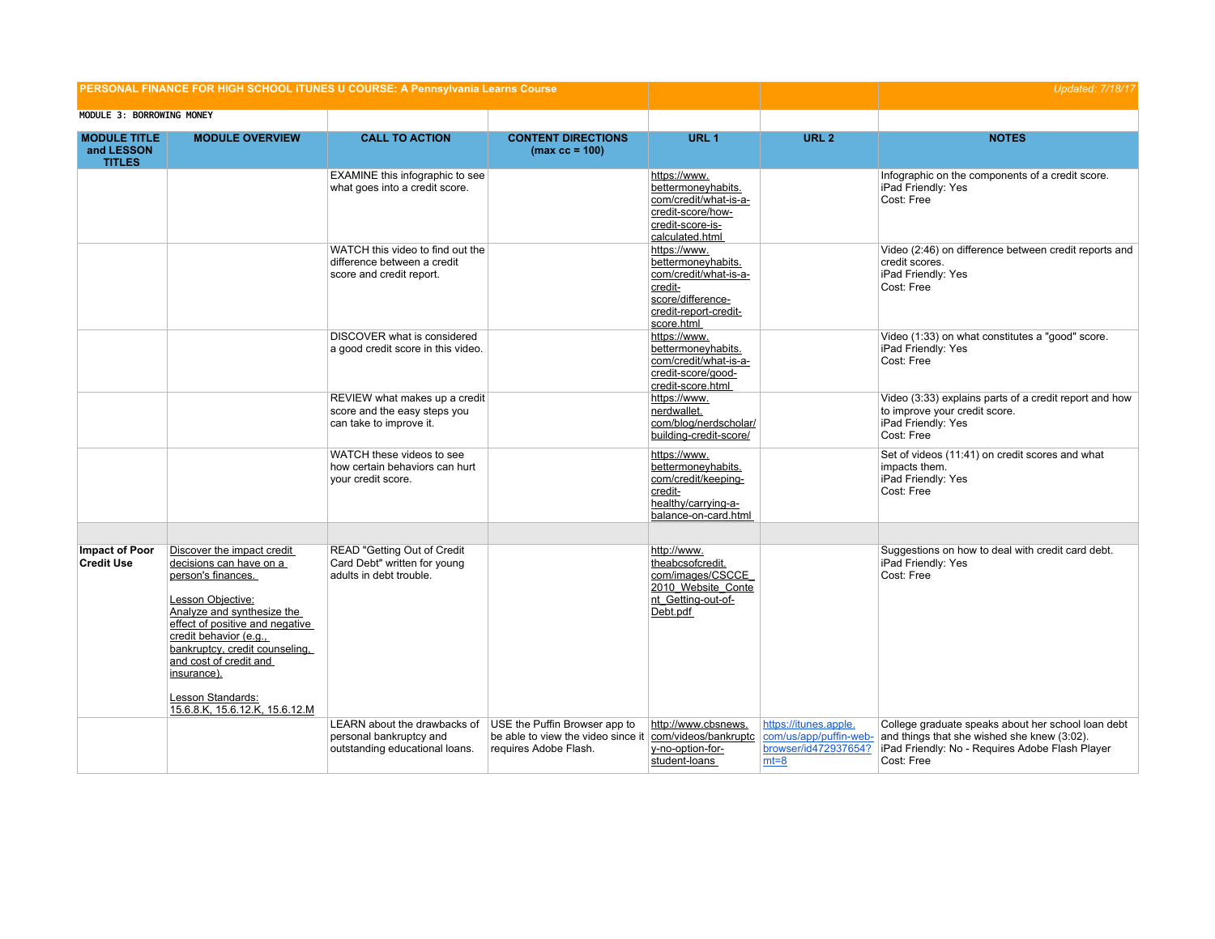**PERSONAL FINANCE FOR HIGH SCHOOL iTUNES U COURSE: A Pennsylvania Learns Course** — *Updated: 7/18/17*

**MODULE 3: BORROWING MONEY**

| MODULE TITLE and LESSON TITLES | MODULE OVERVIEW | CALL TO ACTION | CONTENT DIRECTIONS (max cc = 100) | URL 1 | URL 2 | NOTES |
|---|---|---|---|---|---|---|
| | | EXAMINE this infographic to see what goes into a credit score. | | https://www.bettermoneyhabits.com/credit/what-is-a-credit-score/how-credit-score-is-calculated.html | | Infographic on the components of a credit score.<br>iPad Friendly: Yes<br>Cost: Free |
| | | WATCH this video to find out the difference between a credit score and credit report. | | https://www.bettermoneyhabits.com/credit/what-is-a-credit-score/difference-credit-report-credit-score.html | | Video (2:46) on difference between credit reports and credit scores.<br>iPad Friendly: Yes<br>Cost: Free |
| | | DISCOVER what is considered a good credit score in this video. | | https://www.bettermoneyhabits.com/credit/what-is-a-credit-score/good-credit-score.html | | Video (1:33) on what constitutes a "good" score.<br>iPad Friendly: Yes<br>Cost: Free |
| | | REVIEW what makes up a credit score and the easy steps you can take to improve it. | | https://www.nerdwallet.com/blog/nerdscholar/building-credit-score/ | | Video (3:33) explains parts of a credit report and how to improve your credit score.<br>iPad Friendly: Yes<br>Cost: Free |
| | | WATCH these videos to see how certain behaviors can hurt your credit score. | | https://www.bettermoneyhabits.com/credit/keeping-credit-healthy/carrying-a-balance-on-card.html | | Set of videos (11:41) on credit scores and what impacts them.<br>iPad Friendly: Yes<br>Cost: Free |
| | | | | | | |
| **Impact of Poor Credit Use** | Discover the impact credit decisions can have on a person's finances.<br><br>Lesson Objective:<br>Analyze and synthesize the effect of positive and negative credit behavior (e.g., bankruptcy, credit counseling, and cost of credit and insurance).<br><br>Lesson Standards:<br>15.6.8.K, 15.6.12.K, 15.6.12.M | READ "Getting Out of Credit Card Debt" written for young adults in debt trouble. | | http://www.theabcsofcredit.com/images/CSCCE_2010_Website_Content_Getting-out-of-Debt.pdf | | Suggestions on how to deal with credit card debt.<br>iPad Friendly: Yes<br>Cost: Free |
| | | LEARN about the drawbacks of personal bankruptcy and outstanding educational loans. | USE the Puffin Browser app to be able to view the video since it requires Adobe Flash. | http://www.cbsnews.com/videos/bankruptcy-no-option-for-student-loans | https://itunes.apple.com/us/app/puffin-web-browser/id472937654?mt=8 | College graduate speaks about her school loan debt and things that she wished she knew (3:02).<br>iPad Friendly: No - Requires Adobe Flash Player<br>Cost: Free |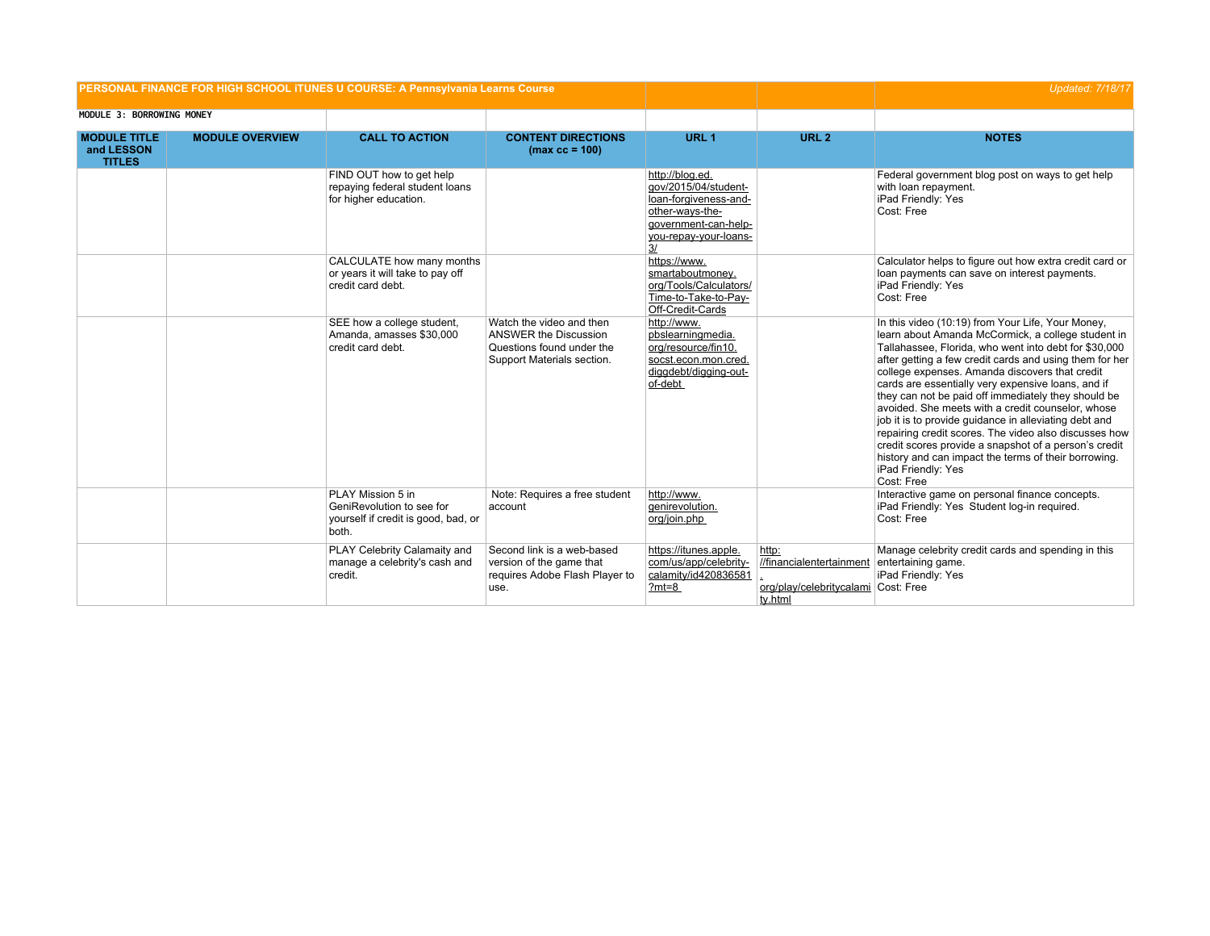PERSONAL FINANCE FOR HIGH SCHOOL iTUNES U COURSE: A Pennsylvania Learns Course

*Updated: 7/18/17*

MODULE 3: BORROWING MONEY

| MODULE TITLE and LESSON TITLES | MODULE OVERVIEW | CALL TO ACTION | CONTENT DIRECTIONS (max cc = 100) | URL 1 | URL 2 | NOTES |
|---|---|---|---|---|---|---|
| | | FIND OUT how to get help repaying federal student loans for higher education. | | http://blog.ed.gov/2015/04/student-loan-forgiveness-and-other-ways-the-government-can-help-you-repay-your-loans-3/ | | Federal government blog post on ways to get help with loan repayment. iPad Friendly: Yes Cost: Free |
| | | CALCULATE how many months or years it will take to pay off credit card debt. | | https://www.smartaboutmoney.org/Tools/Calculators/Time-to-Take-to-Pay-Off-Credit-Cards | | Calculator helps to figure out how extra credit card or loan payments can save on interest payments. iPad Friendly: Yes Cost: Free |
| | | SEE how a college student, Amanda, amasses $30,000 credit card debt. | Watch the video and then ANSWER the Discussion Questions found under the Support Materials section. | http://www.pbslearningmedia.org/resource/fin10.socst.econ.mon.cred.diggdebt/digging-out-of-debt | | In this video (10:19) from Your Life, Your Money, learn about Amanda McCormick, a college student in Tallahassee, Florida, who went into debt for $30,000 after getting a few credit cards and using them for her college expenses. Amanda discovers that credit cards are essentially very expensive loans, and if they can not be paid off immediately they should be avoided. She meets with a credit counselor, whose job it is to provide guidance in alleviating debt and repairing credit scores. The video also discusses how credit scores provide a snapshot of a person's credit history and can impact the terms of their borrowing. iPad Friendly: Yes Cost: Free |
| | | PLAY Mission 5 in GeniRevolution to see for yourself if credit is good, bad, or both. | Note: Requires a free student account | http://www.genirevolution.org/join.php | | Interactive game on personal finance concepts. iPad Friendly: Yes Student log-in required. Cost: Free |
| | | PLAY Celebrity Calamaity and manage a celebrity's cash and credit. | Second link is a web-based version of the game that requires Adobe Flash Player to use. | https://itunes.apple.com/us/app/celebrity-calamity/id420836581?mt=8 | http://financialentertainment.org/play/celebritycalamity.html | Manage celebrity credit cards and spending in this entertaining game. iPad Friendly: Yes Cost: Free |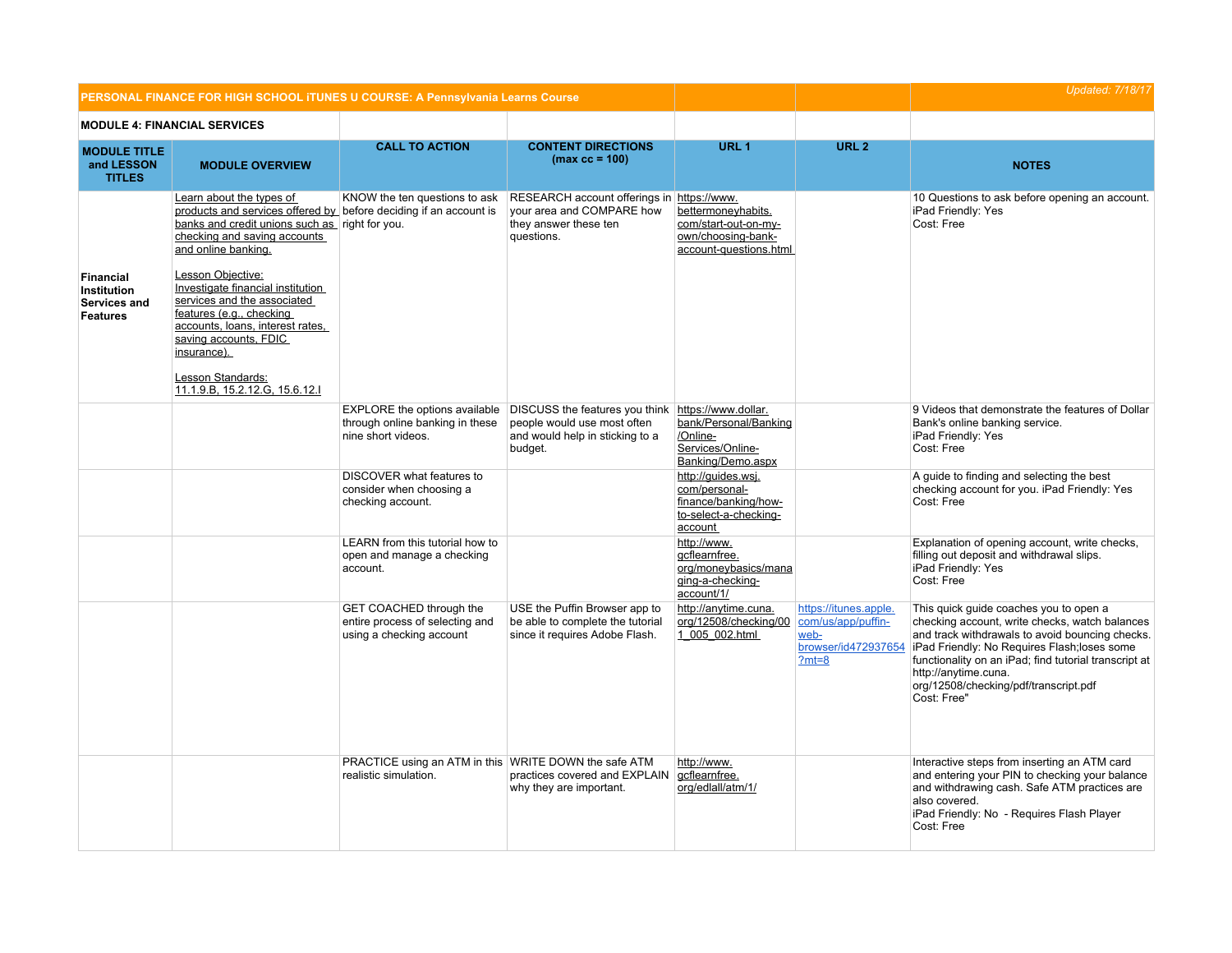**PERSONAL FINANCE FOR HIGH SCHOOL iTUNES U COURSE: A Pennsylvania Learns Course** — *Updated: 7/18/17*

**MODULE 4: FINANCIAL SERVICES**

| MODULE TITLE and LESSON TITLES | MODULE OVERVIEW | CALL TO ACTION | CONTENT DIRECTIONS (max cc = 100) | URL 1 | URL 2 | NOTES |
|---|---|---|---|---|---|---|
| **Financial Institution Services and Features** | Learn about the types of products and services offered by banks and credit unions such as checking and saving accounts and online banking.<br><br>Lesson Objective: Investigate financial institution services and the associated features (e.g., checking accounts, loans, interest rates, saving accounts, FDIC insurance).<br><br>Lesson Standards: 11.1.9.B, 15.2.12.G, 15.6.12.I | KNOW the ten questions to ask before deciding if an account is right for you. | RESEARCH account offerings in your area and COMPARE how they answer these ten questions. | https://www.bettermoneyhabits.com/start-out-on-my-own/choosing-bank-account-questions.html | | 10 Questions to ask before opening an account.<br>iPad Friendly: Yes<br>Cost: Free |
| | | EXPLORE the options available through online banking in these nine short videos. | DISCUSS the features you think people would use most often and would help in sticking to a budget. | https://www.dollar.bank/Personal/Banking/Online-Services/Online-Banking/Demo.aspx | | 9 Videos that demonstrate the features of Dollar Bank's online banking service.<br>iPad Friendly: Yes<br>Cost: Free |
| | | DISCOVER what features to consider when choosing a checking account. | | http://guides.wsj.com/personal-finance/banking/how-to-select-a-checking-account | | A guide to finding and selecting the best checking account for you. iPad Friendly: Yes<br>Cost: Free |
| | | LEARN from this tutorial how to open and manage a checking account. | | http://www.gcflearnfree.org/moneybasics/managing-a-checking-account/1/ | | Explanation of opening account, write checks, filling out deposit and withdrawal slips.<br>iPad Friendly: Yes<br>Cost: Free |
| | | GET COACHED through the entire process of selecting and using a checking account | USE the Puffin Browser app to be able to complete the tutorial since it requires Adobe Flash. | http://anytime.cuna.org/12508/checking/001_005_002.html | https://itunes.apple.com/us/app/puffin-web-browser/id472937654?mt=8 | This quick guide coaches you to open a checking account, write checks, watch balances and track withdrawals to avoid bouncing checks.<br>iPad Friendly: No Requires Flash;loses some functionality on an iPad; find tutorial transcript at http://anytime.cuna.org/12508/checking/pdf/transcript.pdf<br>Cost: Free" |
| | | PRACTICE using an ATM in this realistic simulation. | WRITE DOWN the safe ATM practices covered and EXPLAIN why they are important. | http://www.gcflearnfree.org/edlall/atm/1/ | | Interactive steps from inserting an ATM card and entering your PIN to checking your balance and withdrawing cash. Safe ATM practices are also covered.<br>iPad Friendly: No - Requires Flash Player<br>Cost: Free |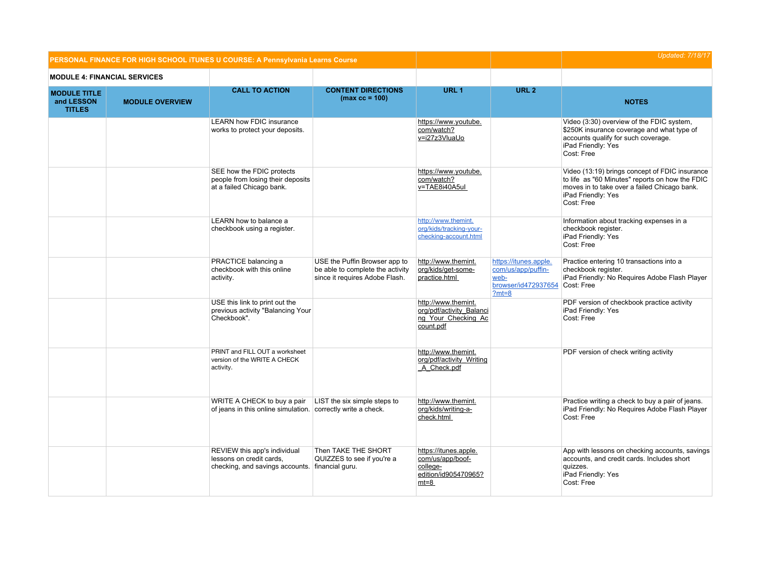| PERSONAL FINANCE FOR HIGH SCHOOL iTUNES U COURSE: A Pennsylvania Learns Course | | | | | | Updated: 7/18/17 |
|---|---|---|---|---|---|---|
| **MODULE 4: FINANCIAL SERVICES** | | | | | | |
| **MODULE TITLE and LESSON TITLES** | **MODULE OVERVIEW** | **CALL TO ACTION** | **CONTENT DIRECTIONS (max cc = 100)** | **URL 1** | **URL 2** | **NOTES** |
| | | LEARN how FDIC insurance works to protect your deposits. | | https://www.youtube.com/watch?v=i27z3VluaUo | | Video (3:30) overview of the FDIC system, $250K insurance coverage and what type of accounts qualify for such coverage. iPad Friendly: Yes Cost: Free |
| | | SEE how the FDIC protects people from losing their deposits at a failed Chicago bank. | | https://www.youtube.com/watch?v=TAE8i40A5uI | | Video (13:19) brings concept of FDIC insurance to life as "60 Minutes" reports on how the FDIC moves in to take over a failed Chicago bank. iPad Friendly: Yes Cost: Free |
| | | LEARN how to balance a checkbook using a register. | | http://www.themint.org/kids/tracking-your-checking-account.html | | Information about tracking expenses in a checkbook register. iPad Friendly: Yes Cost: Free |
| | | PRACTICE balancing a checkbook with this online activity. | USE the Puffin Browser app to be able to complete the activity since it requires Adobe Flash. | http://www.themint.org/kids/get-some-practice.html | https://itunes.apple.com/us/app/puffin-web-browser/id472937654?mt=8 | Practice entering 10 transactions into a checkbook register. iPad Friendly: No Requires Adobe Flash Player Cost: Free |
| | | USE this link to print out the previous activity "Balancing Your Checkbook". | | http://www.themint.org/pdf/activity_Balancing_Your_Checking_Account.pdf | | PDF version of checkbook practice activity iPad Friendly: Yes Cost: Free |
| | | PRINT and FILL OUT a worksheet version of the WRITE A CHECK activity. | | http://www.themint.org/pdf/activity_Writing_A_Check.pdf | | PDF version of check writing activity |
| | | WRITE A CHECK to buy a pair of jeans in this online simulation. | LIST the six simple steps to correctly write a check. | http://www.themint.org/kids/writing-a-check.html | | Practice writing a check to buy a pair of jeans. iPad Friendly: No Requires Adobe Flash Player Cost: Free |
| | | REVIEW this app's individual lessons on credit cards, checking, and savings accounts. | Then TAKE THE SHORT QUIZZES to see if you're a financial guru. | https://itunes.apple.com/us/app/boof-college-edition/id905470965?mt=8 | | App with lessons on checking accounts, savings accounts, and credit cards. Includes short quizzes. iPad Friendly: Yes Cost: Free |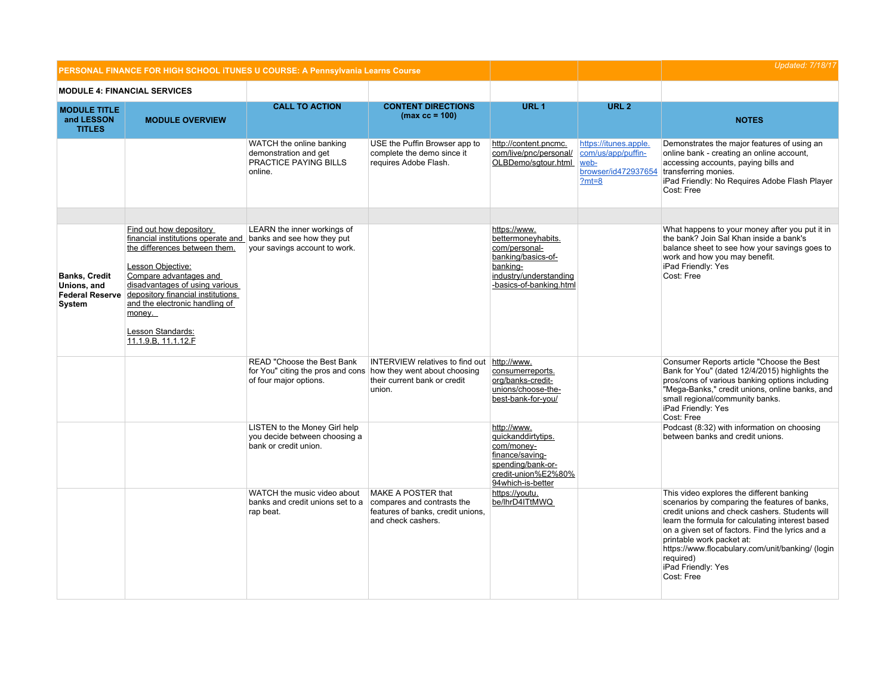| PERSONAL FINANCE FOR HIGH SCHOOL iTUNES U COURSE: A Pennsylvania Learns Course | | | | | | Updated: 7/18/17 |
|---|---|---|---|---|---|---|
| **MODULE 4: FINANCIAL SERVICES** | | | | | | |
| **MODULE TITLE and LESSON TITLES** | **MODULE OVERVIEW** | **CALL TO ACTION** | **CONTENT DIRECTIONS (max cc = 100)** | **URL 1** | **URL 2** | **NOTES** |
| | | WATCH the online banking demonstration and get PRACTICE PAYING BILLS online. | USE the Puffin Browser app to complete the demo since it requires Adobe Flash. | http://content.pncmc.com/live/pnc/personal/OLBDemo/sgtour.html | https://itunes.apple.com/us/app/puffin-web-browser/id472937654?mt=8 | Demonstrates the major features of using an online bank - creating an online account, accessing accounts, paying bills and transferring monies. iPad Friendly: No Requires Adobe Flash Player Cost: Free |
| | | | | | | |
| **Banks, Credit Unions, and Federal Reserve System** | Find out how depository financial institutions operate and the differences between them. Lesson Objective: Compare advantages and disadvantages of using various depository financial institutions and the electronic handling of money. Lesson Standards: 11.1.9.B, 11.1.12.F | LEARN the inner workings of banks and see how they put your savings account to work. | | https://www.bettermoneyhabits.com/personal-banking/basics-of-banking-industry/understanding-basics-of-banking.html | | What happens to your money after you put it in the bank? Join Sal Khan inside a bank's balance sheet to see how your savings goes to work and how you may benefit. iPad Friendly: Yes Cost: Free |
| | | READ "Choose the Best Bank for You" citing the pros and cons of four major options. | INTERVIEW relatives to find out how they went about choosing their current bank or credit union. | http://www.consumerreports.org/banks-credit-unions/choose-the-best-bank-for-you/ | | Consumer Reports article "Choose the Best Bank for You" (dated 12/4/2015) highlights the pros/cons of various banking options including "Mega-Banks," credit unions, online banks, and small regional/community banks. iPad Friendly: Yes Cost: Free |
| | | LISTEN to the Money Girl help you decide between choosing a bank or credit union. | | http://www.quickanddirtytips.com/money-finance/saving-spending/bank-or-credit-union%E2%80%94which-is-better | | Podcast (8:32) with information on choosing between banks and credit unions. |
| | | WATCH the music video about banks and credit unions set to a rap beat. | MAKE A POSTER that compares and contrasts the features of banks, credit unions, and check cashers. | https://youtu.be/lhrD4ITtMWQ | | This video explores the different banking scenarios by comparing the features of banks, credit unions and check cashers. Students will learn the formula for calculating interest based on a given set of factors. Find the lyrics and a printable work packet at: https://www.flocabulary.com/unit/banking/ (login required) iPad Friendly: Yes Cost: Free |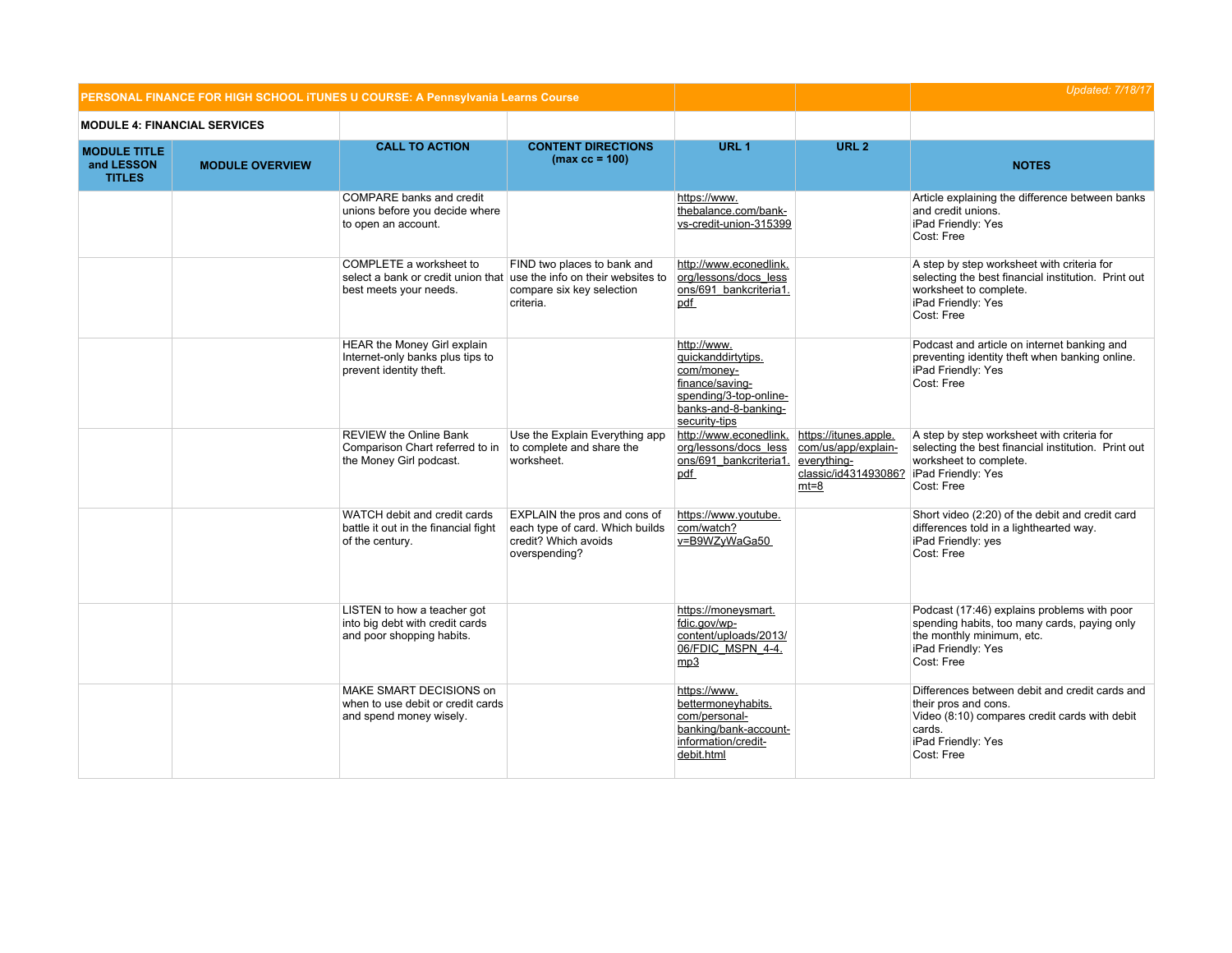| PERSONAL FINANCE FOR HIGH SCHOOL iTUNES U COURSE: A Pennsylvania Learns Course | | | | | | *Updated: 7/18/17* |
|---|---|---|---|---|---|---|
| **MODULE 4: FINANCIAL SERVICES** | | | | | | |
| **MODULE TITLE and LESSON TITLES** | **MODULE OVERVIEW** | **CALL TO ACTION** | **CONTENT DIRECTIONS (max cc = 100)** | **URL 1** | **URL 2** | **NOTES** |
| | | COMPARE banks and credit unions before you decide where to open an account. | | https://www.thebalance.com/bank-vs-credit-union-315399 | | Article explaining the difference between banks and credit unions.<br>iPad Friendly: Yes<br>Cost: Free |
| | | COMPLETE a worksheet to select a bank or credit union that best meets your needs. | FIND two places to bank and use the info on their websites to compare six key selection criteria. | http://www.econedlink.org/lessons/docs_lessons/691_bankcriteria1.pdf | | A step by step worksheet with criteria for selecting the best financial institution. Print out worksheet to complete.<br>iPad Friendly: Yes<br>Cost: Free |
| | | HEAR the Money Girl explain Internet-only banks plus tips to prevent identity theft. | | http://www.quickanddirtytips.com/money-finance/saving-spending/3-top-online-banks-and-8-banking-security-tips | | Podcast and article on internet banking and preventing identity theft when banking online.<br>iPad Friendly: Yes<br>Cost: Free |
| | | REVIEW the Online Bank Comparison Chart referred to in the Money Girl podcast. | Use the Explain Everything app to complete and share the worksheet. | http://www.econedlink.org/lessons/docs_lessons/691_bankcriteria1.pdf | https://itunes.apple.com/us/app/explain-everything-classic/id431493086?mt=8 | A step by step worksheet with criteria for selecting the best financial institution. Print out worksheet to complete.<br>iPad Friendly: Yes<br>Cost: Free |
| | | WATCH debit and credit cards battle it out in the financial fight of the century. | EXPLAIN the pros and cons of each type of card. Which builds credit? Which avoids overspending? | https://www.youtube.com/watch?v=B9WZyWaGa50 | | Short video (2:20) of the debit and credit card differences told in a lighthearted way.<br>iPad Friendly: yes<br>Cost: Free |
| | | LISTEN to how a teacher got into big debt with credit cards and poor shopping habits. | | https://moneysmart.fdic.gov/wp-content/uploads/2013/06/FDIC_MSPN_4-4.mp3 | | Podcast (17:46) explains problems with poor spending habits, too many cards, paying only the monthly minimum, etc.<br>iPad Friendly: Yes<br>Cost: Free |
| | | MAKE SMART DECISIONS on when to use debit or credit cards and spend money wisely. | | https://www.bettermoneyhabits.com/personal-banking/bank-account-information/credit-debit.html | | Differences between debit and credit cards and their pros and cons.<br>Video (8:10) compares credit cards with debit cards.<br>iPad Friendly: Yes<br>Cost: Free |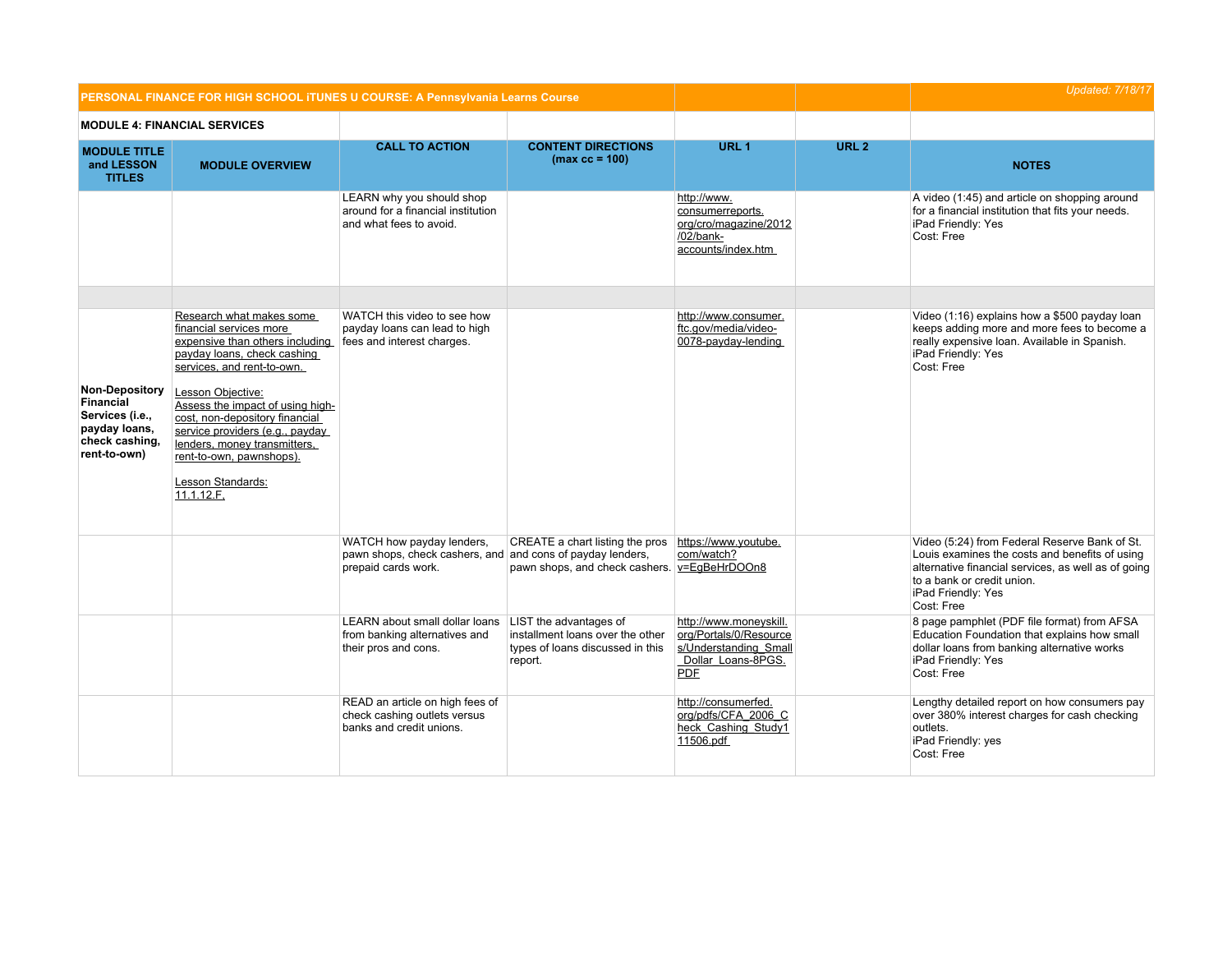| PERSONAL FINANCE FOR HIGH SCHOOL iTUNES U COURSE: A Pennsylvania Learns Course | | | | | | Updated: 7/18/17 |
|---|---|---|---|---|---|---|
| **MODULE 4: FINANCIAL SERVICES** | | | | | | |
| **MODULE TITLE and LESSON TITLES** | **MODULE OVERVIEW** | **CALL TO ACTION** | **CONTENT DIRECTIONS (max cc = 100)** | **URL 1** | **URL 2** | **NOTES** |
| | | LEARN why you should shop around for a financial institution and what fees to avoid. | | http://www.consumerreports.org/cro/magazine/2012/02/bank-accounts/index.htm | | A video (1:45) and article on shopping around for a financial institution that fits your needs.<br>iPad Friendly: Yes<br>Cost: Free |
| | | | | | | |
| **Non-Depository Financial Services (i.e., payday loans, check cashing, rent-to-own)** | Research what makes some financial services more expensive than others including payday loans, check cashing services, and rent-to-own.<br><br>Lesson Objective:<br>Assess the impact of using high-cost, non-depository financial service providers (e.g., payday lenders, money transmitters, rent-to-own, pawnshops).<br><br>Lesson Standards:<br>11.1.12.F, | WATCH this video to see how payday loans can lead to high fees and interest charges. | | http://www.consumer.ftc.gov/media/video-0078-payday-lending | | Video (1:16) explains how a $500 payday loan keeps adding more and more fees to become a really expensive loan. Available in Spanish.<br>iPad Friendly: Yes<br>Cost: Free |
| | | WATCH how payday lenders, pawn shops, check cashers, and prepaid cards work. | CREATE a chart listing the pros and cons of payday lenders, pawn shops, and check cashers. | https://www.youtube.com/watch?v=EgBeHrDOOn8 | | Video (5:24) from Federal Reserve Bank of St. Louis examines the costs and benefits of using alternative financial services, as well as of going to a bank or credit union.<br>iPad Friendly: Yes<br>Cost: Free |
| | | LEARN about small dollar loans from banking alternatives and their pros and cons. | LIST the advantages of installment loans over the other types of loans discussed in this report. | http://www.moneyskill.org/Portals/0/Resources/Understanding_Small_Dollar_Loans-8PGS.PDF | | 8 page pamphlet (PDF file format) from AFSA Education Foundation that explains how small dollar loans from banking alternative works<br>iPad Friendly: Yes<br>Cost: Free |
| | | READ an article on high fees of check cashing outlets versus banks and credit unions. | | http://consumerfed.org/pdfs/CFA_2006_Check_Cashing_Study111506.pdf | | Lengthy detailed report on how consumers pay over 380% interest charges for cash checking outlets.<br>iPad Friendly: yes<br>Cost: Free |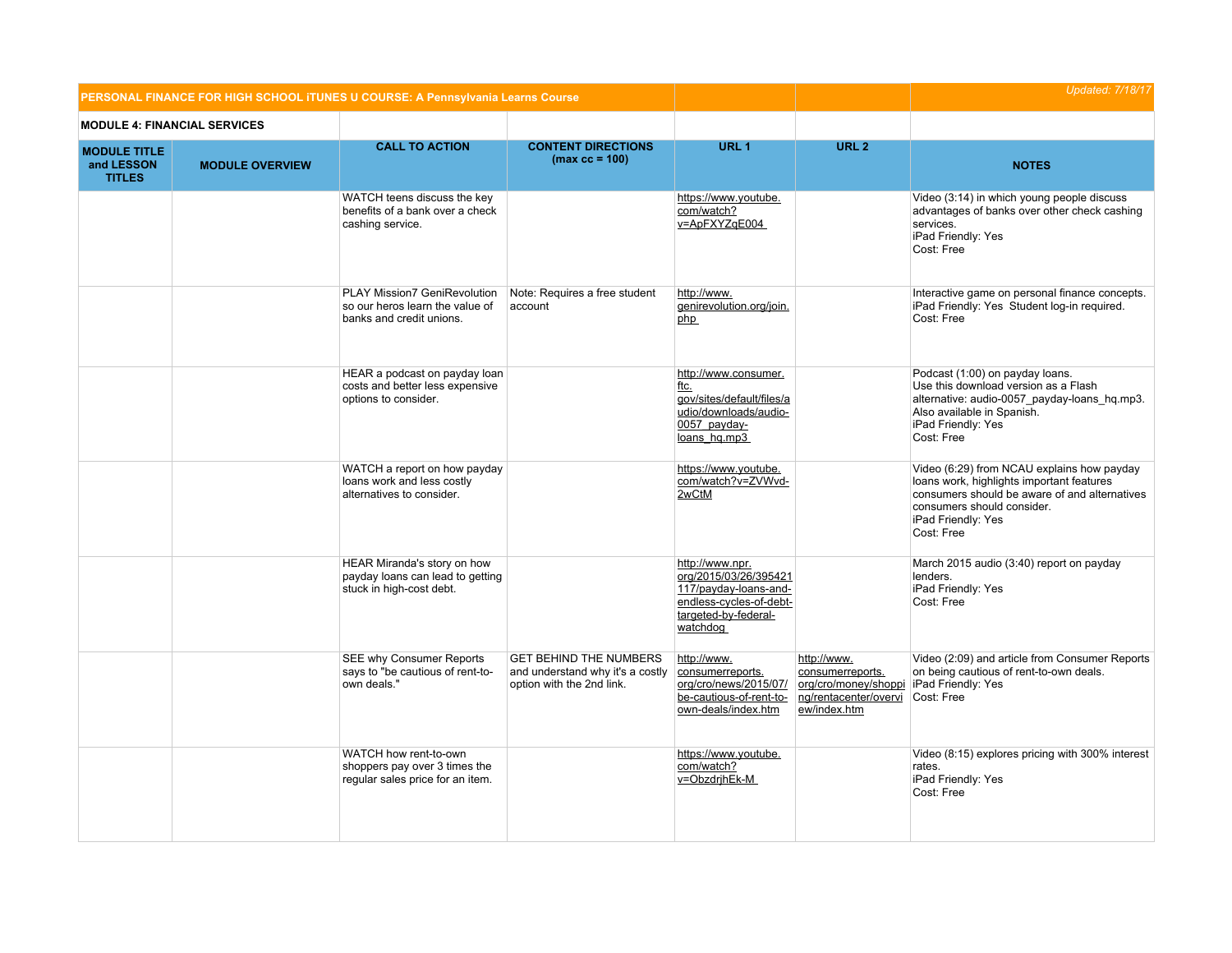| PERSONAL FINANCE FOR HIGH SCHOOL iTUNES U COURSE: A Pennsylvania Learns Course | | | | | | *Updated: 7/18/17* |
|---|---|---|---|---|---|---|
| **MODULE 4: FINANCIAL SERVICES** | | | | | | |
| **MODULE TITLE and LESSON TITLES** | **MODULE OVERVIEW** | **CALL TO ACTION** | **CONTENT DIRECTIONS (max cc = 100)** | **URL 1** | **URL 2** | **NOTES** |
| | | WATCH teens discuss the key benefits of a bank over a check cashing service. | | https://www.youtube.com/watch?v=ApFXYZqE004 | | Video (3:14) in which young people discuss advantages of banks over other check cashing services.<br>iPad Friendly: Yes<br>Cost: Free |
| | | PLAY Mission7 GeniRevolution so our heros learn the value of banks and credit unions. | Note: Requires a free student account | http://www.genirevolution.org/join.php | | Interactive game on personal finance concepts.<br>iPad Friendly: Yes Student log-in required.<br>Cost: Free |
| | | HEAR a podcast on payday loan costs and better less expensive options to consider. | | http://www.consumer.ftc.gov/sites/default/files/audio/downloads/audio-0057_payday-loans_hq.mp3 | | Podcast (1:00) on payday loans.<br>Use this download version as a Flash alternative: audio-0057_payday-loans_hq.mp3.<br>Also available in Spanish.<br>iPad Friendly: Yes<br>Cost: Free |
| | | WATCH a report on how payday loans work and less costly alternatives to consider. | | https://www.youtube.com/watch?v=ZVWvd-2wCtM | | Video (6:29) from NCAU explains how payday loans work, highlights important features consumers should be aware of and alternatives consumers should consider.<br>iPad Friendly: Yes<br>Cost: Free |
| | | HEAR Miranda's story on how payday loans can lead to getting stuck in high-cost debt. | | http://www.npr.org/2015/03/26/395421117/payday-loans-and-endless-cycles-of-debt-targeted-by-federal-watchdog | | March 2015 audio (3:40) report on payday lenders.<br>iPad Friendly: Yes<br>Cost: Free |
| | | SEE why Consumer Reports says to "be cautious of rent-to-own deals." | GET BEHIND THE NUMBERS and understand why it's a costly option with the 2nd link. | http://www.consumerreports.org/cro/news/2015/07/be-cautious-of-rent-to-own-deals/index.htm | http://www.consumerreports.org/cro/money/shopping/rentacenter/overview/index.htm | Video (2:09) and article from Consumer Reports on being cautious of rent-to-own deals.<br>iPad Friendly: Yes<br>Cost: Free |
| | | WATCH how rent-to-own shoppers pay over 3 times the regular sales price for an item. | | https://www.youtube.com/watch?v=ObzdrjhEk-M | | Video (8:15) explores pricing with 300% interest rates.<br>iPad Friendly: Yes<br>Cost: Free |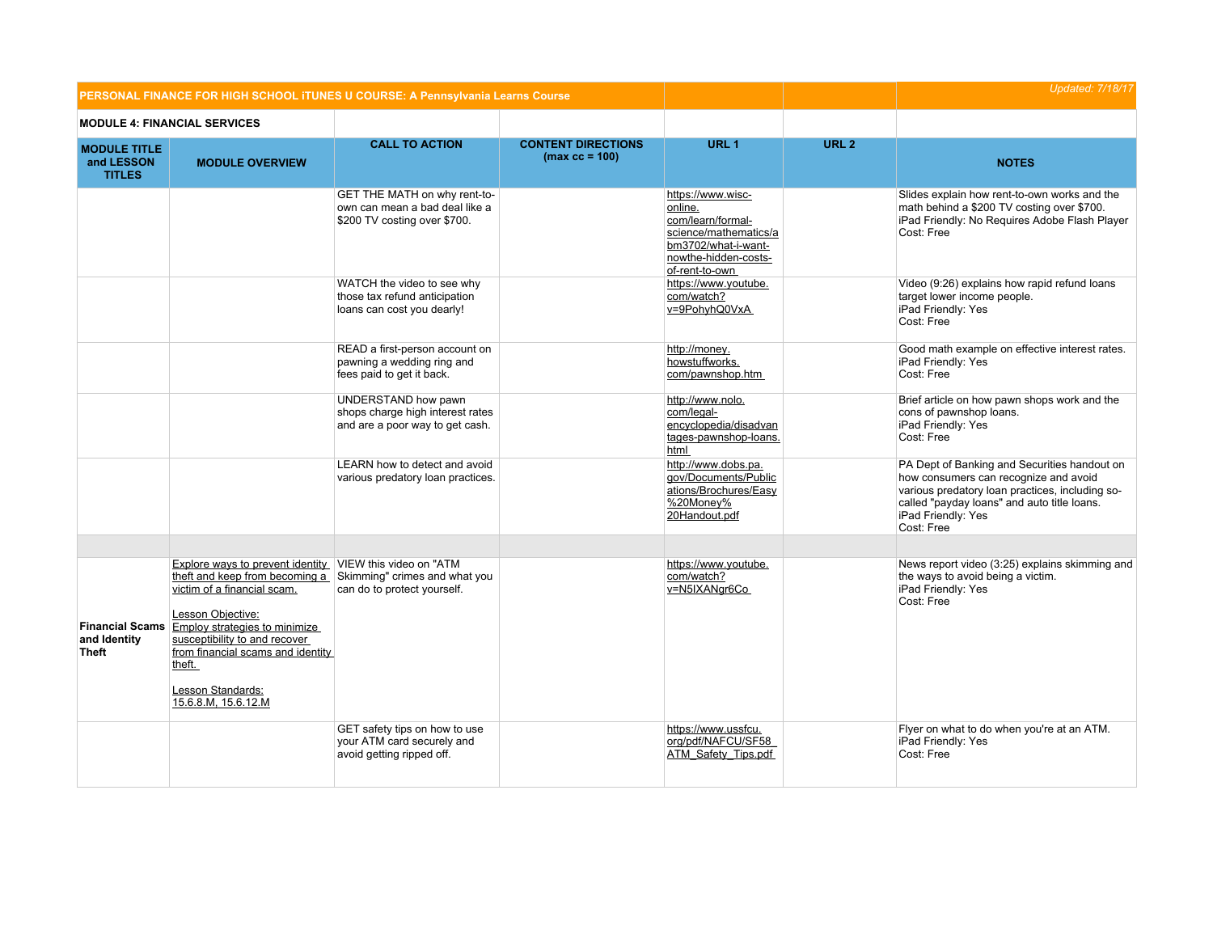| PERSONAL FINANCE FOR HIGH SCHOOL iTUNES U COURSE: A Pennsylvania Learns Course | | | | | | Updated: 7/18/17 |
|---|---|---|---|---|---|---|
| **MODULE 4: FINANCIAL SERVICES** | | | | | | |
| **MODULE TITLE and LESSON TITLES** | **MODULE OVERVIEW** | **CALL TO ACTION** | **CONTENT DIRECTIONS (max cc = 100)** | **URL 1** | **URL 2** | **NOTES** |
| | | GET THE MATH on why rent-to-own can mean a bad deal like a $200 TV costing over $700. | | https://www.wisc-online.com/learn/formal-science/mathematics/abm3702/what-i-want-nowthe-hidden-costs-of-rent-to-own | | Slides explain how rent-to-own works and the math behind a $200 TV costing over $700. iPad Friendly: No Requires Adobe Flash Player Cost: Free |
| | | WATCH the video to see why those tax refund anticipation loans can cost you dearly! | | https://www.youtube.com/watch?v=9PohyhQ0VxA | | Video (9:26) explains how rapid refund loans target lower income people. iPad Friendly: Yes Cost: Free |
| | | READ a first-person account on pawning a wedding ring and fees paid to get it back. | | http://money.howstuffworks.com/pawnshop.htm | | Good math example on effective interest rates. iPad Friendly: Yes Cost: Free |
| | | UNDERSTAND how pawn shops charge high interest rates and are a poor way to get cash. | | http://www.nolo.com/legal-encyclopedia/disadvantages-pawnshop-loans.html | | Brief article on how pawn shops work and the cons of pawnshop loans. iPad Friendly: Yes Cost: Free |
| | | LEARN how to detect and avoid various predatory loan practices. | | http://www.dobs.pa.gov/Documents/Publications/Brochures/Easy%20Money%20Handout.pdf | | PA Dept of Banking and Securities handout on how consumers can recognize and avoid various predatory loan practices, including so-called "payday loans" and auto title loans. iPad Friendly: Yes Cost: Free |
| | | | | | | |
| **Financial Scams and Identity Theft** | Explore ways to prevent identity theft and keep from becoming a victim of a financial scam.<br><br>Lesson Objective: Employ strategies to minimize susceptibility to and recover from financial scams and identity theft.<br><br>Lesson Standards: 15.6.8.M, 15.6.12.M | VIEW this video on "ATM Skimming" crimes and what you can do to protect yourself. | | https://www.youtube.com/watch?v=N5IXANgr6Co | | News report video (3:25) explains skimming and the ways to avoid being a victim. iPad Friendly: Yes Cost: Free |
| | | GET safety tips on how to use your ATM card securely and avoid getting ripped off. | | https://www.ussfcu.org/pdf/NAFCU/SF58_ATM_Safety_Tips.pdf | | Flyer on what to do when you're at an ATM. iPad Friendly: Yes Cost: Free |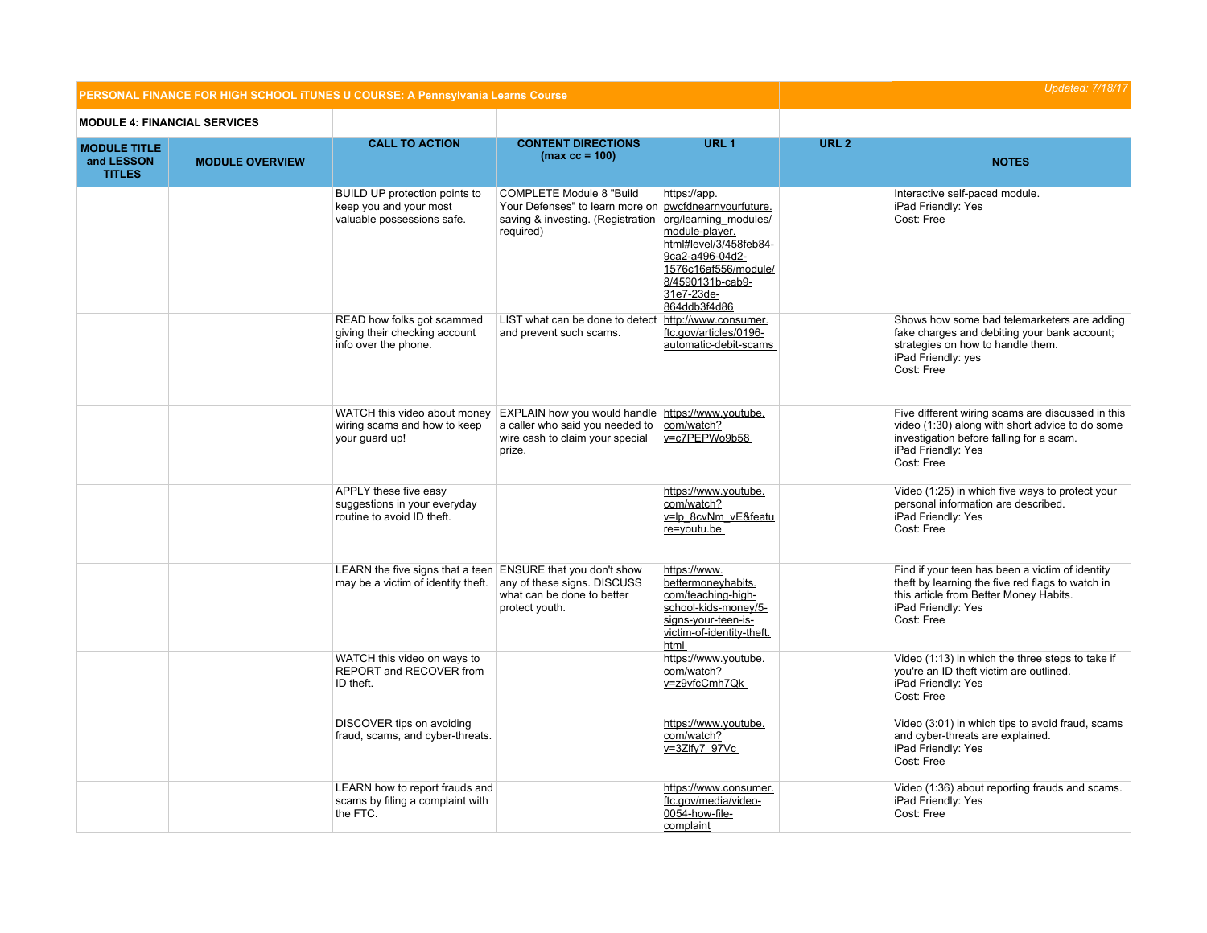| PERSONAL FINANCE FOR HIGH SCHOOL iTUNES U COURSE: A Pennsylvania Learns Course | | | | | | Updated: 7/18/17 |
|---|---|---|---|---|---|---|
| **MODULE 4: FINANCIAL SERVICES** | | | | | | |
| **MODULE TITLE and LESSON TITLES** | **MODULE OVERVIEW** | **CALL TO ACTION** | **CONTENT DIRECTIONS (max cc = 100)** | **URL 1** | **URL 2** | **NOTES** |
| | | BUILD UP protection points to keep you and your most valuable possessions safe. | COMPLETE Module 8 "Build Your Defenses" to learn more on saving & investing. (Registration required) | https://app.pwcfdnearnyourfuture.org/learning_modules/module-player.html#level/3/458feb84-9ca2-a496-04d2-1576c16af556/module/8/4590131b-cab9-31e7-23de-864ddb3f4d86 | | Interactive self-paced module. iPad Friendly: Yes Cost: Free |
| | | READ how folks got scammed giving their checking account info over the phone. | LIST what can be done to detect and prevent such scams. | http://www.consumer.ftc.gov/articles/0196-automatic-debit-scams | | Shows how some bad telemarketers are adding fake charges and debiting your bank account; strategies on how to handle them. iPad Friendly: yes Cost: Free |
| | | WATCH this video about money wiring scams and how to keep your guard up! | EXPLAIN how you would handle a caller who said you needed to wire cash to claim your special prize. | https://www.youtube.com/watch?v=c7PEPWo9b58 | | Five different wiring scams are discussed in this video (1:30) along with short advice to do some investigation before falling for a scam. iPad Friendly: Yes Cost: Free |
| | | APPLY these five easy suggestions in your everyday routine to avoid ID theft. | | https://www.youtube.com/watch?v=lp_8cvNm_vE&feature=youtu.be | | Video (1:25) in which five ways to protect your personal information are described. iPad Friendly: Yes Cost: Free |
| | | LEARN the five signs that a teen may be a victim of identity theft. | ENSURE that you don't show any of these signs. DISCUSS what can be done to better protect youth. | https://www.bettermoneyhabits.com/teaching-high-school-kids-money/5-signs-your-teen-is-victim-of-identity-theft.html | | Find if your teen has been a victim of identity theft by learning the five red flags to watch in this article from Better Money Habits. iPad Friendly: Yes Cost: Free |
| | | WATCH this video on ways to REPORT and RECOVER from ID theft. | | https://www.youtube.com/watch?v=z9vfcCmh7Qk | | Video (1:13) in which the three steps to take if you're an ID theft victim are outlined. iPad Friendly: Yes Cost: Free |
| | | DISCOVER tips on avoiding fraud, scams, and cyber-threats. | | https://www.youtube.com/watch?v=3Zlfy7_97Vc | | Video (3:01) in which tips to avoid fraud, scams and cyber-threats are explained. iPad Friendly: Yes Cost: Free |
| | | LEARN how to report frauds and scams by filing a complaint with the FTC. | | https://www.consumer.ftc.gov/media/video-0054-how-file-complaint | | Video (1:36) about reporting frauds and scams. iPad Friendly: Yes Cost: Free |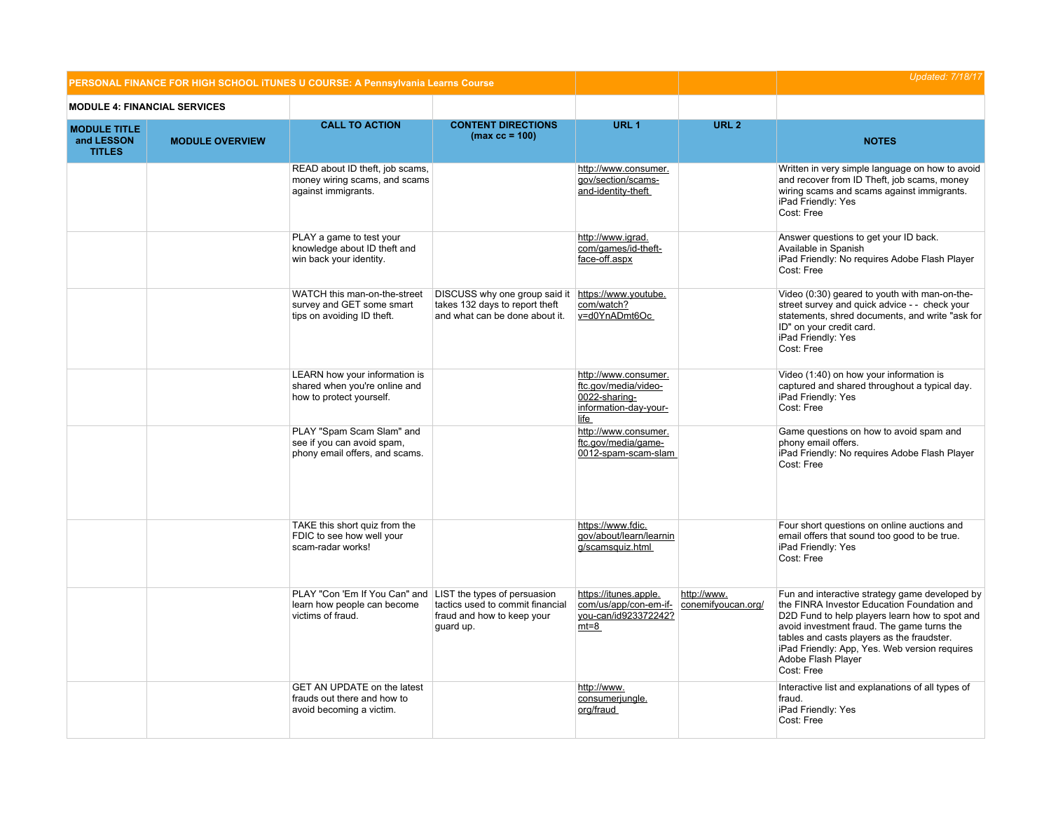| PERSONAL FINANCE FOR HIGH SCHOOL iTUNES U COURSE: A Pennsylvania Learns Course | | | | | | *Updated: 7/18/17* |
|---|---|---|---|---|---|---|
| **MODULE 4: FINANCIAL SERVICES** | | | | | | |
| **MODULE TITLE and LESSON TITLES** | **MODULE OVERVIEW** | **CALL TO ACTION** | **CONTENT DIRECTIONS (max cc = 100)** | **URL 1** | **URL 2** | **NOTES** |
| | | READ about ID theft, job scams, money wiring scams, and scams against immigrants. | | http://www.consumer.gov/section/scams-and-identity-theft | | Written in very simple language on how to avoid and recover from ID Theft, job scams, money wiring scams and scams against immigrants.<br>iPad Friendly: Yes<br>Cost: Free |
| | | PLAY a game to test your knowledge about ID theft and win back your identity. | | http://www.igrad.com/games/id-theft-face-off.aspx | | Answer questions to get your ID back.<br>Available in Spanish<br>iPad Friendly: No requires Adobe Flash Player<br>Cost: Free |
| | | WATCH this man-on-the-street survey and GET some smart tips on avoiding ID theft. | DISCUSS why one group said it takes 132 days to report theft and what can be done about it. | https://www.youtube.com/watch?v=d0YnADmt6Oc | | Video (0:30) geared to youth with man-on-the-street survey and quick advice - - check your statements, shred documents, and write "ask for ID" on your credit card.<br>iPad Friendly: Yes<br>Cost: Free |
| | | LEARN how your information is shared when you're online and how to protect yourself. | | http://www.consumer.ftc.gov/media/video-0022-sharing-information-day-your-life | | Video (1:40) on how your information is captured and shared throughout a typical day.<br>iPad Friendly: Yes<br>Cost: Free |
| | | PLAY "Spam Scam Slam" and see if you can avoid spam, phony email offers, and scams. | | http://www.consumer.ftc.gov/media/game-0012-spam-scam-slam | | Game questions on how to avoid spam and phony email offers.<br>iPad Friendly: No requires Adobe Flash Player<br>Cost: Free |
| | | TAKE this short quiz from the FDIC to see how well your scam-radar works! | | https://www.fdic.gov/about/learn/learning/scamsquiz.html | | Four short questions on online auctions and email offers that sound too good to be true.<br>iPad Friendly: Yes<br>Cost: Free |
| | | PLAY "Con 'Em If You Can" and learn how people can become victims of fraud. | LIST the types of persuasion tactics used to commit financial fraud and how to keep your guard up. | https://itunes.apple.com/us/app/con-em-if-you-can/id923372242?mt=8 | http://www.conemifyoucan.org/ | Fun and interactive strategy game developed by the FINRA Investor Education Foundation and D2D Fund to help players learn how to spot and avoid investment fraud. The game turns the tables and casts players as the fraudster.<br>iPad Friendly: App, Yes. Web version requires Adobe Flash Player<br>Cost: Free |
| | | GET AN UPDATE on the latest frauds out there and how to avoid becoming a victim. | | http://www.consumerjungle.org/fraud | | Interactive list and explanations of all types of fraud.<br>iPad Friendly: Yes<br>Cost: Free |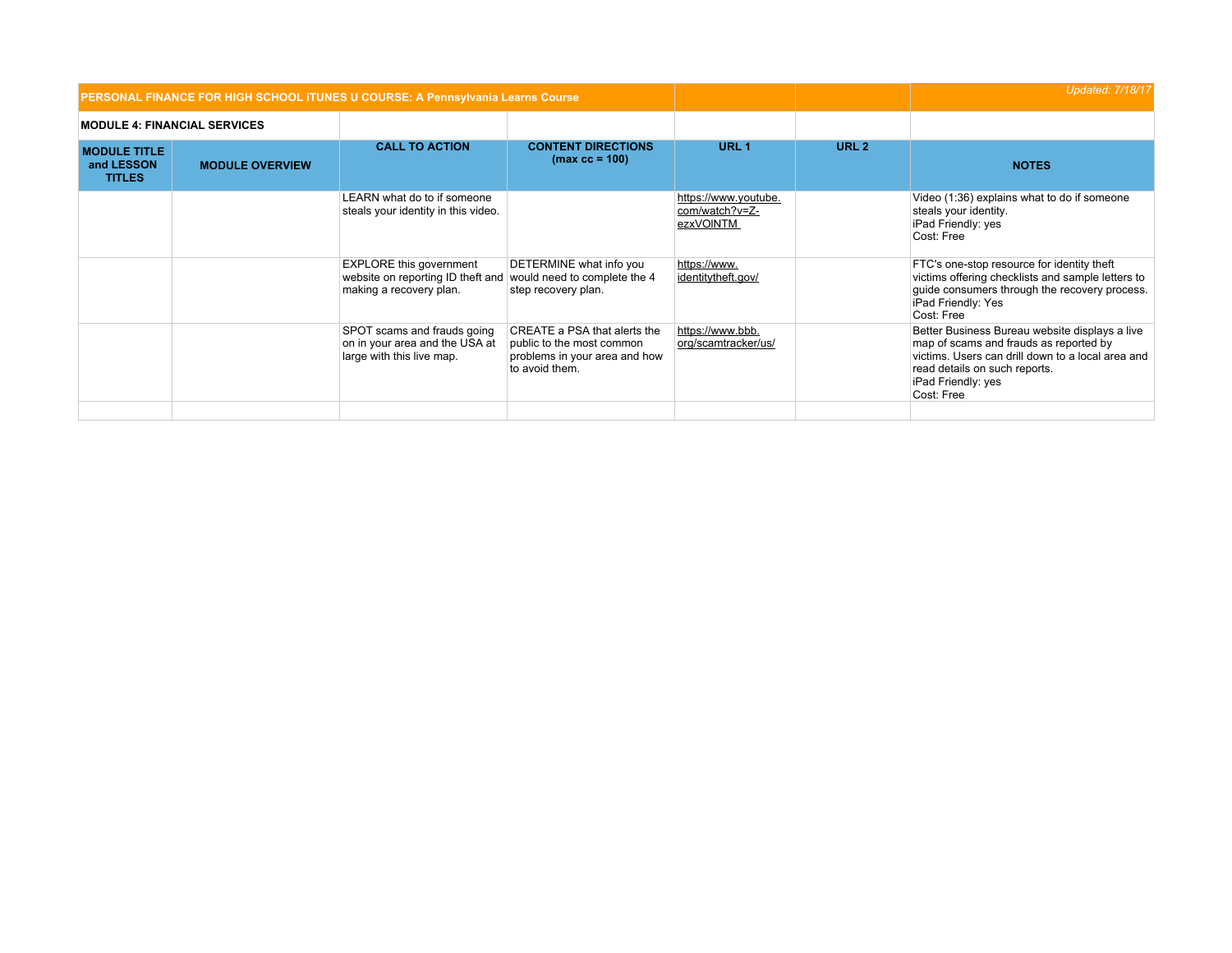| PERSONAL FINANCE FOR HIGH SCHOOL iTUNES U COURSE: A Pennsylvania Learns Course | | | | | | *Updated: 7/18/17* |
|---|---|---|---|---|---|---|
| **MODULE 4: FINANCIAL SERVICES** | | | | | | |
| **MODULE TITLE and LESSON TITLES** | **MODULE OVERVIEW** | **CALL TO ACTION** | **CONTENT DIRECTIONS (max cc = 100)** | **URL 1** | **URL 2** | **NOTES** |
| | | LEARN what do to if someone steals your identity in this video. | | https://www.youtube.com/watch?v=Z-ezxVOINTM | | Video (1:36) explains what to do if someone steals your identity.<br>iPad Friendly: yes<br>Cost: Free |
| | | EXPLORE this government website on reporting ID theft and making a recovery plan. | DETERMINE what info you would need to complete the 4 step recovery plan. | https://www.identitytheft.gov/ | | FTC's one-stop resource for identity theft victims offering checklists and sample letters to guide consumers through the recovery process.<br>iPad Friendly: Yes<br>Cost: Free |
| | | SPOT scams and frauds going on in your area and the USA at large with this live map. | CREATE a PSA that alerts the public to the most common problems in your area and how to avoid them. | https://www.bbb.org/scamtracker/us/ | | Better Business Bureau website displays a live map of scams and frauds as reported by victims. Users can drill down to a local area and read details on such reports.<br>iPad Friendly: yes<br>Cost: Free |
| | | | | | | |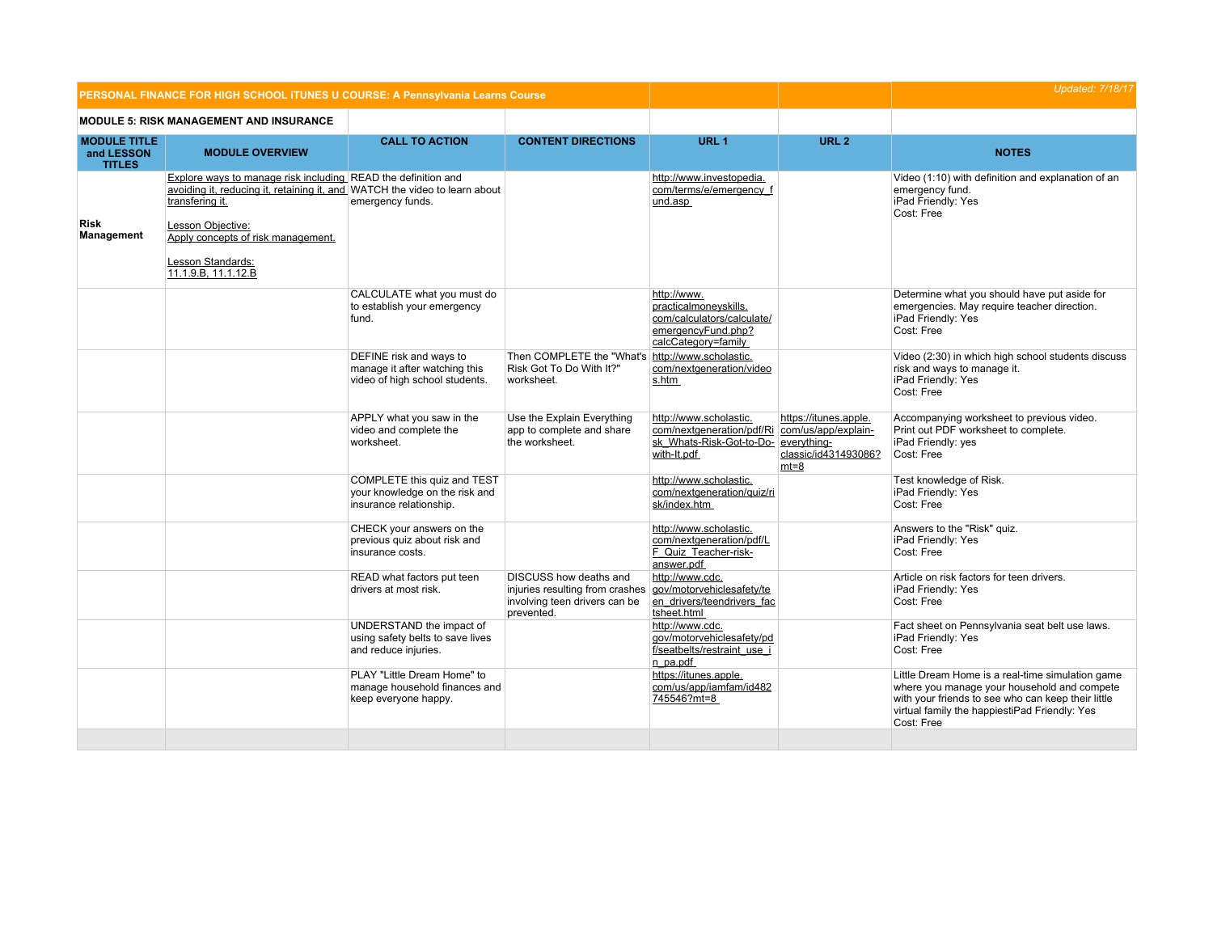| PERSONAL FINANCE FOR HIGH SCHOOL iTUNES U COURSE: A Pennsylvania Learns Course | | | | | | Updated: 7/18/17 |
|---|---|---|---|---|---|---|
| **MODULE 5: RISK MANAGEMENT AND INSURANCE** | | | | | | |
| **MODULE TITLE and LESSON TITLES** | **MODULE OVERVIEW** | **CALL TO ACTION** | **CONTENT DIRECTIONS** | **URL 1** | **URL 2** | **NOTES** |
| **Risk Management** | Explore ways to manage risk including avoiding it, reducing it, retaining it, and transfering it.<br><br>Lesson Objective:<br>Apply concepts of risk management.<br><br>Lesson Standards:<br>11.1.9.B, 11.1.12.B | READ the definition and WATCH the video to learn about emergency funds. | | http://www.investopedia.com/terms/e/emergency_fund.asp | | Video (1:10) with definition and explanation of an emergency fund.<br>iPad Friendly: Yes<br>Cost: Free |
| | | CALCULATE what you must do to establish your emergency fund. | | http://www.practicalmoneyskills.com/calculators/calculate/emergencyFund.php?calcCategory=family | | Determine what you should have put aside for emergencies. May require teacher direction.<br>iPad Friendly: Yes<br>Cost: Free |
| | | DEFINE risk and ways to manage it after watching this video of high school students. | Then COMPLETE the "What's Risk Got To Do With It?" worksheet. | http://www.scholastic.com/nextgeneration/videos.htm | | Video (2:30) in which high school students discuss risk and ways to manage it.<br>iPad Friendly: Yes<br>Cost: Free |
| | | APPLY what you saw in the video and complete the worksheet. | Use the Explain Everything app to complete and share the worksheet. | http://www.scholastic.com/nextgeneration/pdf/Risk_Whats-Risk-Got-to-Do-with-It.pdf | https://itunes.apple.com/us/app/explain-everything-classic/id431493086?mt=8 | Accompanying worksheet to previous video.<br>Print out PDF worksheet to complete.<br>iPad Friendly: yes<br>Cost: Free |
| | | COMPLETE this quiz and TEST your knowledge on the risk and insurance relationship. | | http://www.scholastic.com/nextgeneration/quiz/risk/index.htm | | Test knowledge of Risk.<br>iPad Friendly: Yes<br>Cost: Free |
| | | CHECK your answers on the previous quiz about risk and insurance costs. | | http://www.scholastic.com/nextgeneration/pdf/LF_Quiz_Teacher-risk-answer.pdf | | Answers to the "Risk" quiz.<br>iPad Friendly: Yes<br>Cost: Free |
| | | READ what factors put teen drivers at most risk. | DISCUSS how deaths and injuries resulting from crashes involving teen drivers can be prevented. | http://www.cdc.gov/motorvehiclesafety/teen_drivers/teendrivers_factsheet.html | | Article on risk factors for teen drivers.<br>iPad Friendly: Yes<br>Cost: Free |
| | | UNDERSTAND the impact of using safety belts to save lives and reduce injuries. | | http://www.cdc.gov/motorvehiclesafety/pdf/seatbelts/restraint_use_in_pa.pdf | | Fact sheet on Pennsylvania seat belt use laws.<br>iPad Friendly: Yes<br>Cost: Free |
| | | PLAY "Little Dream Home" to manage household finances and keep everyone happy. | | https://itunes.apple.com/us/app/iamfam/id482745546?mt=8 | | Little Dream Home is a real-time simulation game where you manage your household and compete with your friends to see who can keep their little virtual family the happiestiPad Friendly: Yes<br>Cost: Free |
| | | | | | | |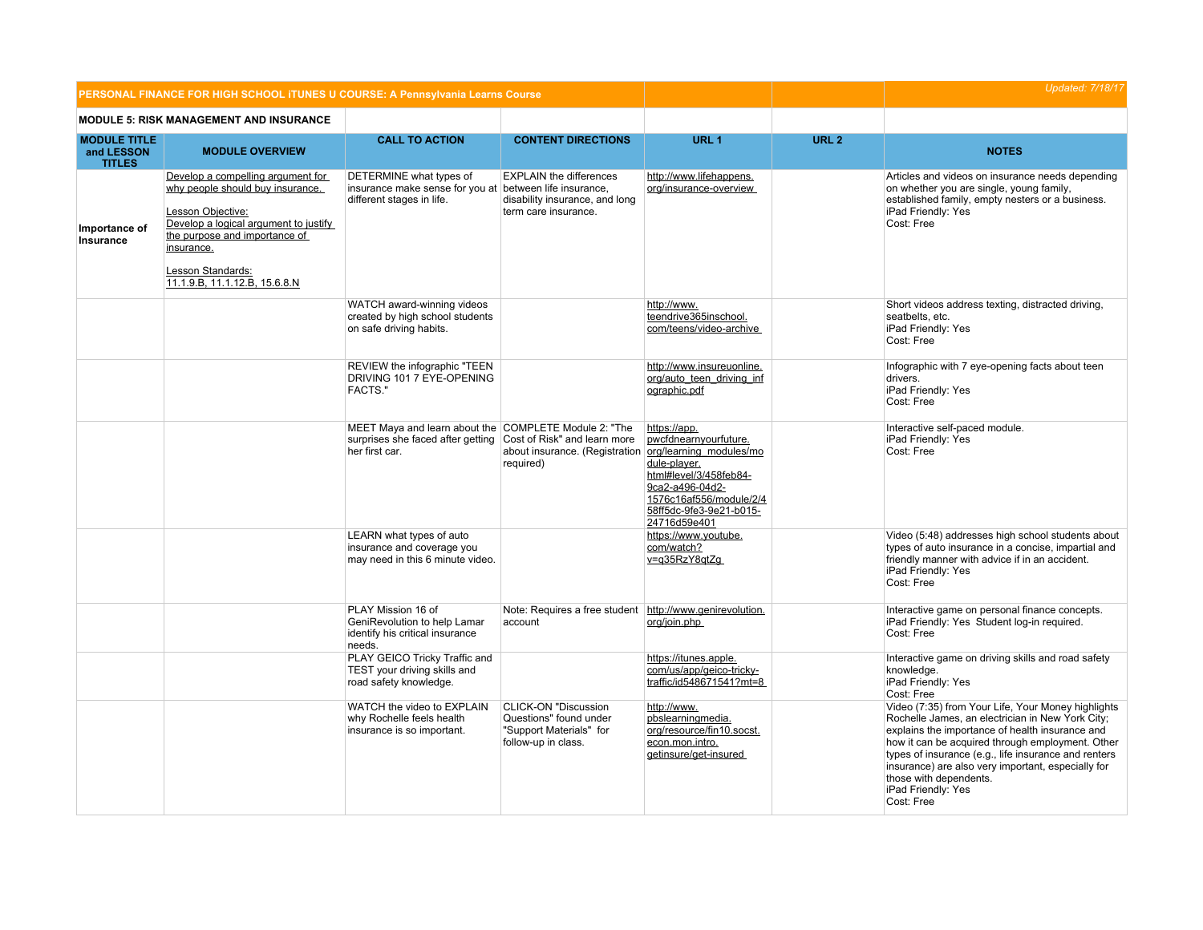| PERSONAL FINANCE FOR HIGH SCHOOL iTUNES U COURSE: A Pennsylvania Learns Course | | | | | | Updated: 7/18/17 |
|---|---|---|---|---|---|---|
| **MODULE 5: RISK MANAGEMENT AND INSURANCE** | | | | | | |
| **MODULE TITLE and LESSON TITLES** | **MODULE OVERVIEW** | **CALL TO ACTION** | **CONTENT DIRECTIONS** | **URL 1** | **URL 2** | **NOTES** |
| **Importance of Insurance** | Develop a compelling argument for why people should buy insurance.<br><br>Lesson Objective:<br>Develop a logical argument to justify the purpose and importance of insurance.<br><br>Lesson Standards:<br>11.1.9.B, 11.1.12.B, 15.6.8.N | DETERMINE what types of insurance make sense for you at different stages in life. | EXPLAIN the differences between life insurance, disability insurance, and long term care insurance. | http://www.lifehappens.org/insurance-overview | | Articles and videos on insurance needs depending on whether you are single, young family, established family, empty nesters or a business.<br>iPad Friendly: Yes<br>Cost: Free |
| | | WATCH award-winning videos created by high school students on safe driving habits. | | http://www.teendrive365inschool.com/teens/video-archive | | Short videos address texting, distracted driving, seatbelts, etc.<br>iPad Friendly: Yes<br>Cost: Free |
| | | REVIEW the infographic "TEEN DRIVING 101 7 EYE-OPENING FACTS." | | http://www.insureuonline.org/auto_teen_driving_infographic.pdf | | Infographic with 7 eye-opening facts about teen drivers.<br>iPad Friendly: Yes<br>Cost: Free |
| | | MEET Maya and learn about the surprises she faced after getting her first car. | COMPLETE Module 2: "The Cost of Risk" and learn more about insurance. (Registration required) | https://app.pwcfdnearnyourfuture.org/learning_modules/module-player.html#level/3/458feb84-9ca2-a496-04d2-1576c16af556/module/2/458ff5dc-9fe3-9e21-b015-24716d59e401 | | Interactive self-paced module.<br>iPad Friendly: Yes<br>Cost: Free |
| | | LEARN what types of auto insurance and coverage you may need in this 6 minute video. | | https://www.youtube.com/watch?v=q35RzY8qtZg | | Video (5:48) addresses high school students about types of auto insurance in a concise, impartial and friendly manner with advice if in an accident.<br>iPad Friendly: Yes<br>Cost: Free |
| | | PLAY Mission 16 of GeniRevolution to help Lamar identify his critical insurance needs. | Note: Requires a free student account | http://www.genirevolution.org/join.php | | Interactive game on personal finance concepts.<br>iPad Friendly: Yes Student log-in required.<br>Cost: Free |
| | | PLAY GEICO Tricky Traffic and TEST your driving skills and road safety knowledge. | | https://itunes.apple.com/us/app/geico-tricky-traffic/id548671541?mt=8 | | Interactive game on driving skills and road safety knowledge.<br>iPad Friendly: Yes<br>Cost: Free |
| | | WATCH the video to EXPLAIN why Rochelle feels health insurance is so important. | CLICK-ON "Discussion Questions" found under "Support Materials" for follow-up in class. | http://www.pbslearningmedia.org/resource/fin10.socst.econ.mon.intro.getinsure/get-insured | | Video (7:35) from Your Life, Your Money highlights Rochelle James, an electrician in New York City; explains the importance of health insurance and how it can be acquired through employment. Other types of insurance (e.g., life insurance and renters insurance) are also very important, especially for those with dependents.<br>iPad Friendly: Yes<br>Cost: Free |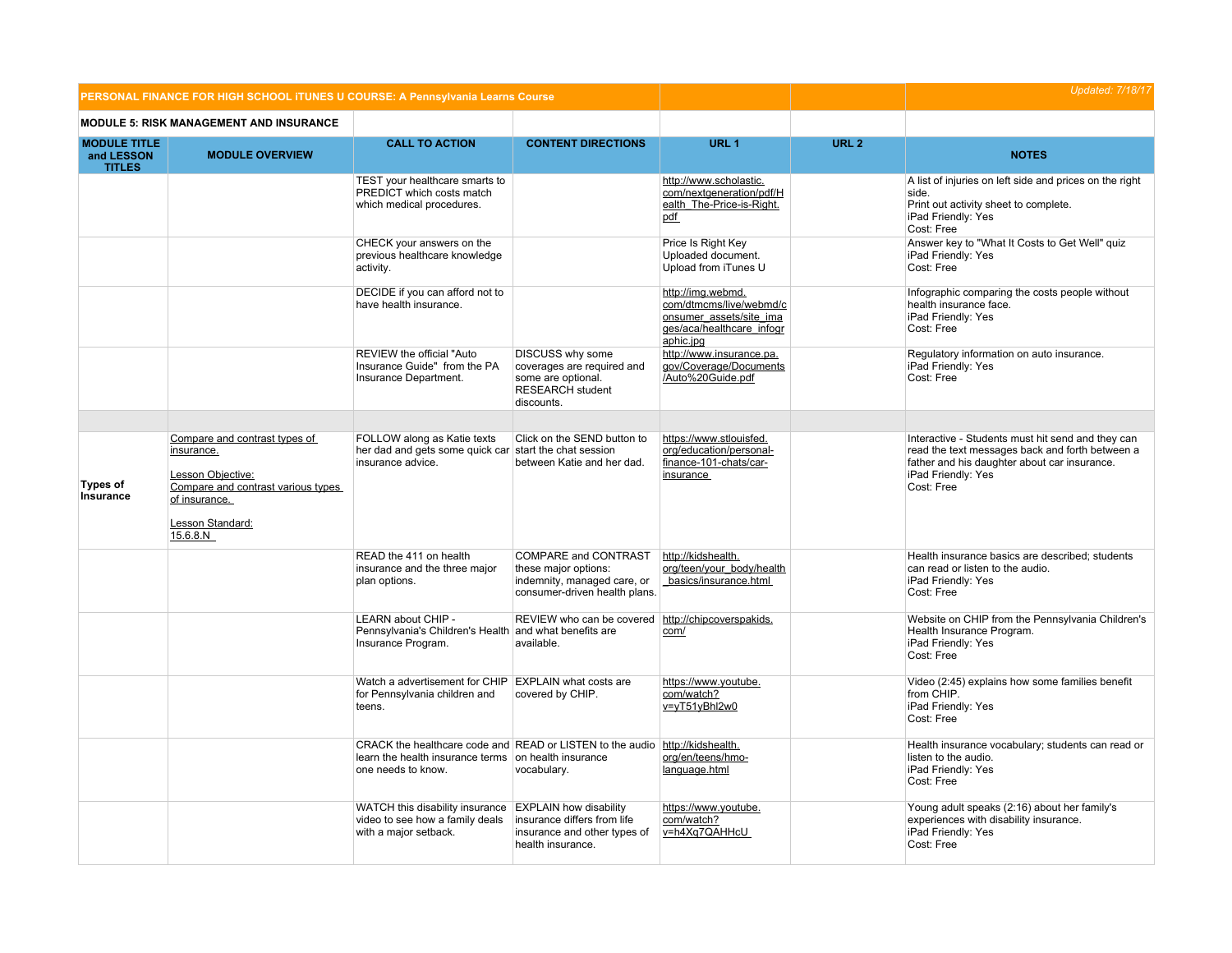| PERSONAL FINANCE FOR HIGH SCHOOL iTUNES U COURSE: A Pennsylvania Learns Course | | | | | | Updated: 7/18/17 |
|---|---|---|---|---|---|---|
| **MODULE 5: RISK MANAGEMENT AND INSURANCE** | | | | | | |
| **MODULE TITLE and LESSON TITLES** | **MODULE OVERVIEW** | **CALL TO ACTION** | **CONTENT DIRECTIONS** | **URL 1** | **URL 2** | **NOTES** |
| | | TEST your healthcare smarts to PREDICT which costs match which medical procedures. | | http://www.scholastic.com/nextgeneration/pdf/Health_The-Price-is-Right.pdf | | A list of injuries on left side and prices on the right side. Print out activity sheet to complete. iPad Friendly: Yes Cost: Free |
| | | CHECK your answers on the previous healthcare knowledge activity. | | Price Is Right Key Uploaded document. Upload from iTunes U | | Answer key to "What It Costs to Get Well" quiz iPad Friendly: Yes Cost: Free |
| | | DECIDE if you can afford not to have health insurance. | | http://img.webmd.com/dtmcms/live/webmd/consumer_assets/site_images/aca/healthcare_infographic.jpg | | Infographic comparing the costs people without health insurance face. iPad Friendly: Yes Cost: Free |
| | | REVIEW the official "Auto Insurance Guide" from the PA Insurance Department. | DISCUSS why some coverages are required and some are optional. RESEARCH student discounts. | http://www.insurance.pa.gov/Coverage/Documents/Auto%20Guide.pdf | | Regulatory information on auto insurance. iPad Friendly: Yes Cost: Free |
| | | | | | | |
| **Types of Insurance** | Compare and contrast types of insurance. Lesson Objective: Compare and contrast various types of insurance. Lesson Standard: 15.6.8.N | FOLLOW along as Katie texts her dad and gets some quick car insurance advice. | Click on the SEND button to start the chat session between Katie and her dad. | https://www.stlouisfed.org/education/personal-finance-101-chats/car-insurance | | Interactive - Students must hit send and they can read the text messages back and forth between a father and his daughter about car insurance. iPad Friendly: Yes Cost: Free |
| | | READ the 411 on health insurance and the three major plan options. | COMPARE and CONTRAST these major options: indemnity, managed care, or consumer-driven health plans. | http://kidshealth.org/teen/your_body/health_basics/insurance.html | | Health insurance basics are described; students can read or listen to the audio. iPad Friendly: Yes Cost: Free |
| | | LEARN about CHIP - Pennsylvania's Children's Health Insurance Program. | REVIEW who can be covered and what benefits are available. | http://chipcoverspakids.com/ | | Website on CHIP from the Pennsylvania Children's Health Insurance Program. iPad Friendly: Yes Cost: Free |
| | | Watch a advertisement for CHIP for Pennsylvania children and teens. | EXPLAIN what costs are covered by CHIP. | https://www.youtube.com/watch?v=yT51yBhl2w0 | | Video (2:45) explains how some families benefit from CHIP. iPad Friendly: Yes Cost: Free |
| | | CRACK the healthcare code and learn the health insurance terms one needs to know. | READ or LISTEN to the audio on health insurance vocabulary. | http://kidshealth.org/en/teens/hmo-language.html | | Health insurance vocabulary; students can read or listen to the audio. iPad Friendly: Yes Cost: Free |
| | | WATCH this disability insurance video to see how a family deals with a major setback. | EXPLAIN how disability insurance differs from life insurance and other types of health insurance. | https://www.youtube.com/watch?v=h4Xq7QAHHcU | | Young adult speaks (2:16) about her family's experiences with disability insurance. iPad Friendly: Yes Cost: Free |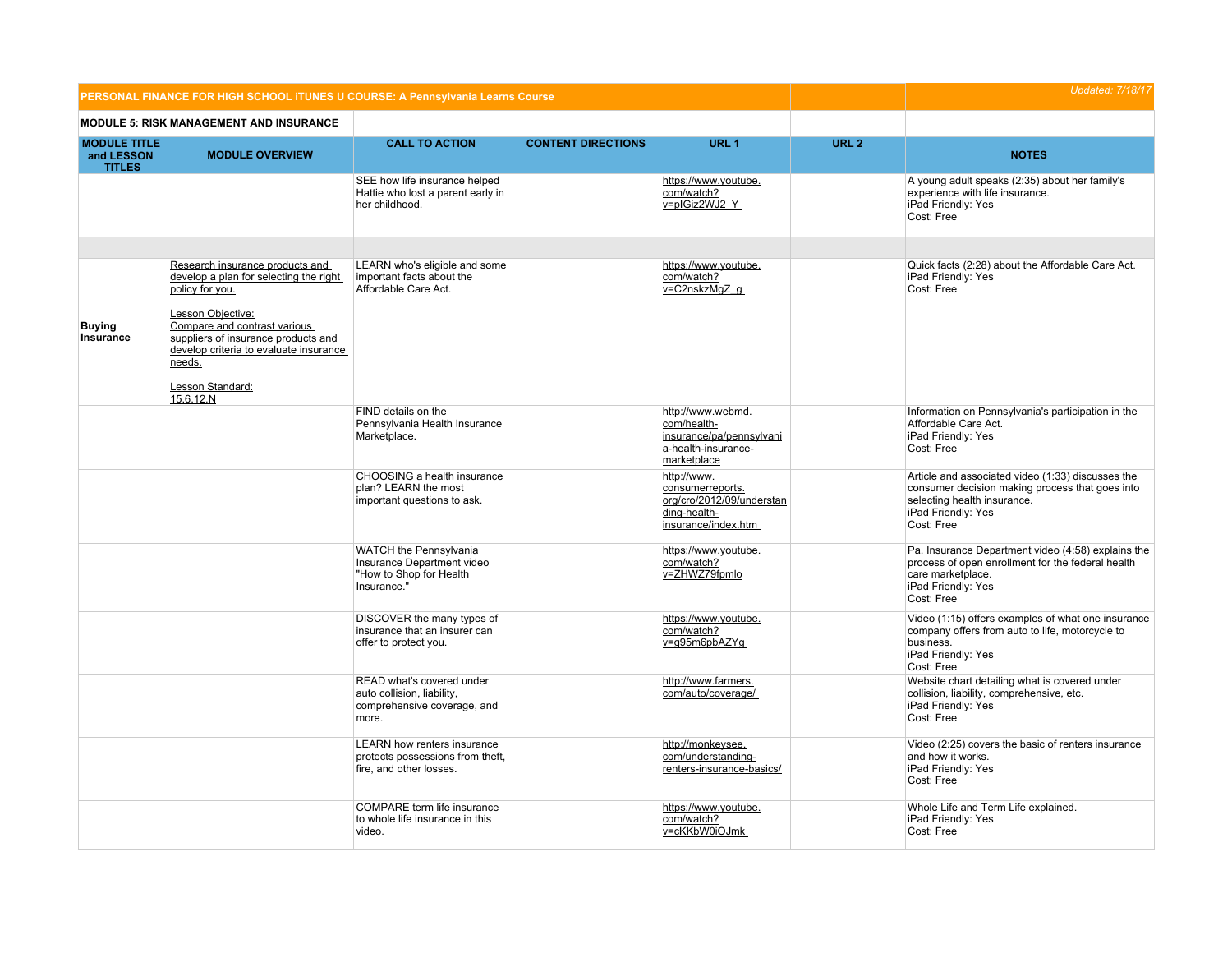| PERSONAL FINANCE FOR HIGH SCHOOL iTUNES U COURSE: A Pennsylvania Learns Course | | | | | | Updated: 7/18/17 |
|---|---|---|---|---|---|---|
| **MODULE 5: RISK MANAGEMENT AND INSURANCE** | | | | | | |
| **MODULE TITLE and LESSON TITLES** | **MODULE OVERVIEW** | **CALL TO ACTION** | **CONTENT DIRECTIONS** | **URL 1** | **URL 2** | **NOTES** |
| | | SEE how life insurance helped Hattie who lost a parent early in her childhood. | | https://www.youtube.com/watch?v=pIGiz2WJ2_Y | | A young adult speaks (2:35) about her family's experience with life insurance. iPad Friendly: Yes Cost: Free |
| | | | | | | |
| **Buying Insurance** | Research insurance products and develop a plan for selecting the right policy for you. Lesson Objective: Compare and contrast various suppliers of insurance products and develop criteria to evaluate insurance needs. Lesson Standard: 15.6.12.N | LEARN who's eligible and some important facts about the Affordable Care Act. | | https://www.youtube.com/watch?v=C2nskzMgZ_g | | Quick facts (2:28) about the Affordable Care Act. iPad Friendly: Yes Cost: Free |
| | | FIND details on the Pennsylvania Health Insurance Marketplace. | | http://www.webmd.com/health-insurance/pa/pennsylvania-health-insurance-marketplace | | Information on Pennsylvania's participation in the Affordable Care Act. iPad Friendly: Yes Cost: Free |
| | | CHOOSING a health insurance plan? LEARN the most important questions to ask. | | http://www.consumerreports.org/cro/2012/09/understanding-health-insurance/index.htm | | Article and associated video (1:33) discusses the consumer decision making process that goes into selecting health insurance. iPad Friendly: Yes Cost: Free |
| | | WATCH the Pennsylvania Insurance Department video "How to Shop for Health Insurance." | | https://www.youtube.com/watch?v=ZHWZ79fpmlo | | Pa. Insurance Department video (4:58) explains the process of open enrollment for the federal health care marketplace. iPad Friendly: Yes Cost: Free |
| | | DISCOVER the many types of insurance that an insurer can offer to protect you. | | https://www.youtube.com/watch?v=g95m6pbAZYg | | Video (1:15) offers examples of what one insurance company offers from auto to life, motorcycle to business. iPad Friendly: Yes Cost: Free |
| | | READ what's covered under auto collision, liability, comprehensive coverage, and more. | | http://www.farmers.com/auto/coverage/ | | Website chart detailing what is covered under collision, liability, comprehensive, etc. iPad Friendly: Yes Cost: Free |
| | | LEARN how renters insurance protects possessions from theft, fire, and other losses. | | http://monkeysee.com/understanding-renters-insurance-basics/ | | Video (2:25) covers the basic of renters insurance and how it works. iPad Friendly: Yes Cost: Free |
| | | COMPARE term life insurance to whole life insurance in this video. | | https://www.youtube.com/watch?v=cKKbW0iOJmk | | Whole Life and Term Life explained. iPad Friendly: Yes Cost: Free |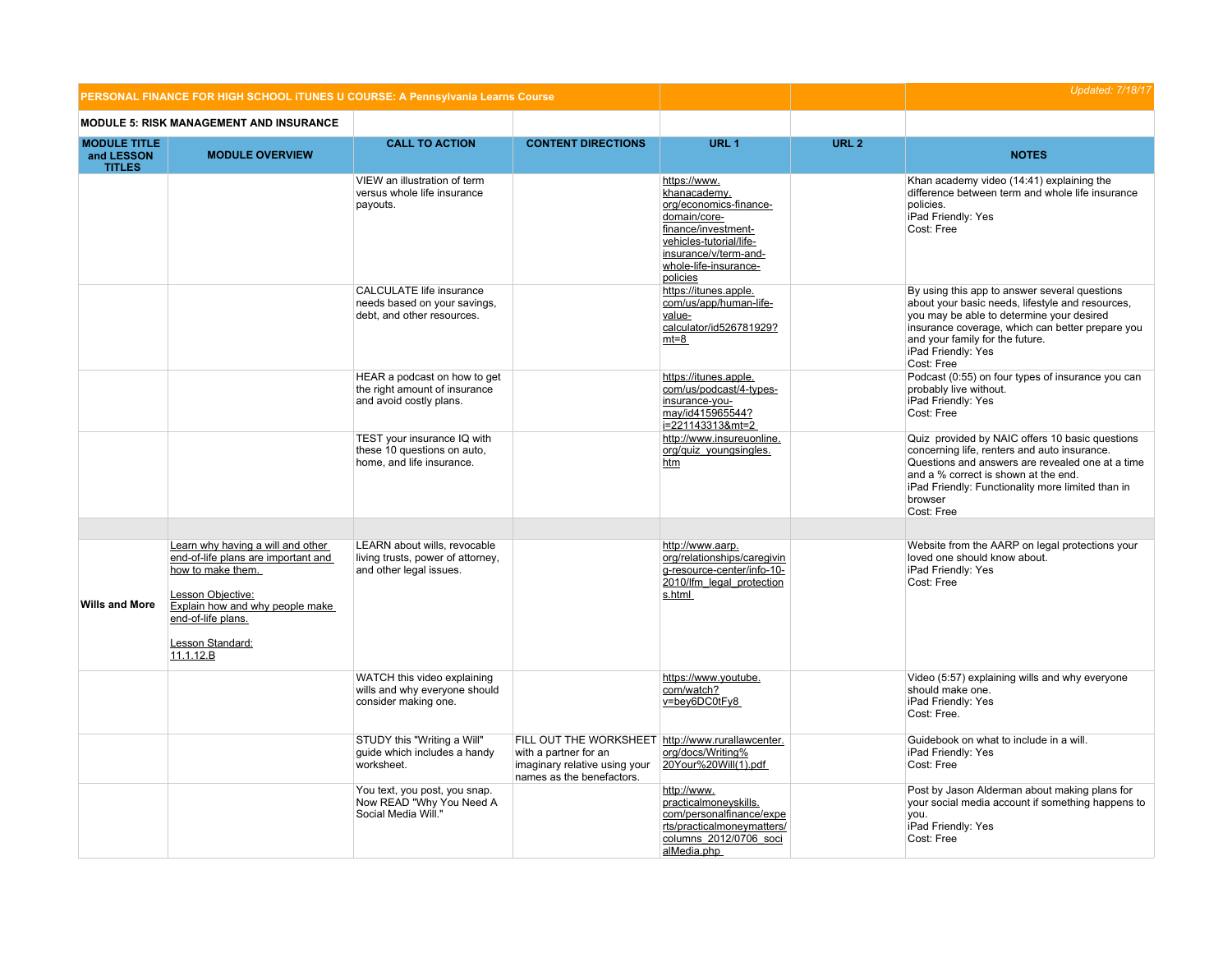| PERSONAL FINANCE FOR HIGH SCHOOL iTUNES U COURSE: A Pennsylvania Learns Course | | | | | | Updated: 7/18/17 |
|---|---|---|---|---|---|---|
| **MODULE 5: RISK MANAGEMENT AND INSURANCE** | | | | | | |
| **MODULE TITLE and LESSON TITLES** | **MODULE OVERVIEW** | **CALL TO ACTION** | **CONTENT DIRECTIONS** | **URL 1** | **URL 2** | **NOTES** |
| | | VIEW an illustration of term versus whole life insurance payouts. | | https://www.khanacademy.org/economics-finance-domain/core-finance/investment-vehicles-tutorial/life-insurance/v/term-and-whole-life-insurance-policies | | Khan academy video (14:41) explaining the difference between term and whole life insurance policies.<br>iPad Friendly: Yes<br>Cost: Free |
| | | CALCULATE life insurance needs based on your savings, debt, and other resources. | | https://itunes.apple.com/us/app/human-life-value-calculator/id526781929?mt=8 | | By using this app to answer several questions about your basic needs, lifestyle and resources, you may be able to determine your desired insurance coverage, which can better prepare you and your family for the future.<br>iPad Friendly: Yes<br>Cost: Free |
| | | HEAR a podcast on how to get the right amount of insurance and avoid costly plans. | | https://itunes.apple.com/us/podcast/4-types-insurance-you-may/id415965544?i=221143313&mt=2 | | Podcast (0:55) on four types of insurance you can probably live without.<br>iPad Friendly: Yes<br>Cost: Free |
| | | TEST your insurance IQ with these 10 questions on auto, home, and life insurance. | | http://www.insureuonline.org/quiz_youngsingles.htm | | Quiz provided by NAIC offers 10 basic questions concerning life, renters and auto insurance. Questions and answers are revealed one at a time and a % correct is shown at the end.<br>iPad Friendly: Functionality more limited than in browser<br>Cost: Free |
| | | | | | | |
| **Wills and More** | Learn why having a will and other end-of-life plans are important and how to make them.<br><br>Lesson Objective:<br>Explain how and why people make end-of-life plans.<br><br>Lesson Standard:<br>11.1.12.B | LEARN about wills, revocable living trusts, power of attorney, and other legal issues. | | http://www.aarp.org/relationships/caregiving-resource-center/info-10-2010/lfm_legal_protections.html | | Website from the AARP on legal protections your loved one should know about.<br>iPad Friendly: Yes<br>Cost: Free |
| | | WATCH this video explaining wills and why everyone should consider making one. | | https://www.youtube.com/watch?v=bey6DC0tFy8 | | Video (5:57) explaining wills and why everyone should make one.<br>iPad Friendly: Yes<br>Cost: Free. |
| | | STUDY this "Writing a Will" guide which includes a handy worksheet. | FILL OUT THE WORKSHEET with a partner for an imaginary relative using your names as the benefactors. | http://www.rurallawcenter.org/docs/Writing%20Your%20Will(1).pdf | | Guidebook on what to include in a will.<br>iPad Friendly: Yes<br>Cost: Free |
| | | You text, you post, you snap. Now READ "Why You Need A Social Media Will." | | http://www.practicalmoneyskills.com/personalfinance/experts/practicalmoneymatters/columns_2012/0706_socialMedia.php | | Post by Jason Alderman about making plans for your social media account if something happens to you.<br>iPad Friendly: Yes<br>Cost: Free |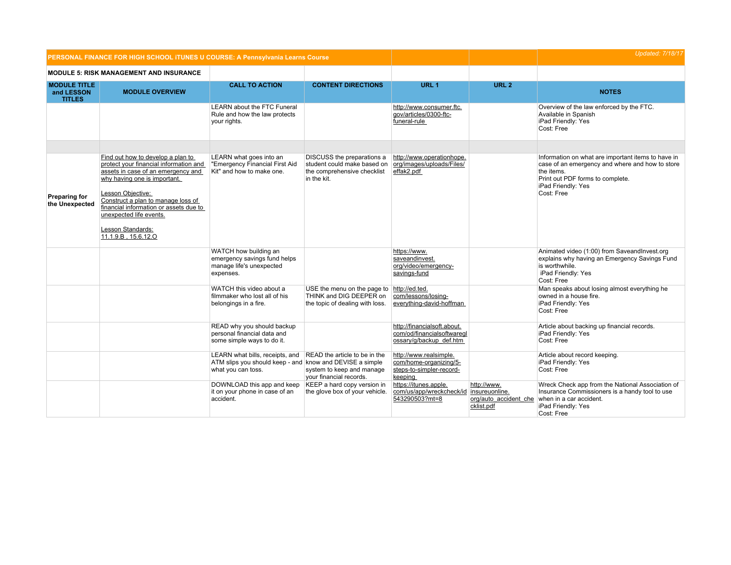| PERSONAL FINANCE FOR HIGH SCHOOL iTUNES U COURSE: A Pennsylvania Learns Course | | | | | | Updated: 7/18/17 |
|---|---|---|---|---|---|---|
| **MODULE 5: RISK MANAGEMENT AND INSURANCE** | | | | | | |
| **MODULE TITLE and LESSON TITLES** | **MODULE OVERVIEW** | **CALL TO ACTION** | **CONTENT DIRECTIONS** | **URL 1** | **URL 2** | **NOTES** |
| | | LEARN about the FTC Funeral Rule and how the law protects your rights. | | http://www.consumer.ftc.gov/articles/0300-ftc-funeral-rule | | Overview of the law enforced by the FTC. Available in Spanish iPad Friendly: Yes Cost: Free |
| | | | | | | |
| **Preparing for the Unexpected** | Find out how to develop a plan to protect your financial information and assets in case of an emergency and why having one is important. Lesson Objective: Construct a plan to manage loss of financial information or assets due to unexpected life events. Lesson Standards: 11.1.9.B , 15.6.12.O | LEARN what goes into an "Emergency Financial First Aid Kit" and how to make one. | DISCUSS the preparations a student could make based on the comprehensive checklist in the kit. | http://www.operationhope.org/images/uploads/Files/effak2.pdf | | Information on what are important items to have in case of an emergency and where and how to store the items. Print out PDF forms to complete. iPad Friendly: Yes Cost: Free |
| | | WATCH how building an emergency savings fund helps manage life's unexpected expenses. | | https://www.saveandinvest.org/video/emergency-savings-fund | | Animated video (1:00) from SaveandInvest.org explains why having an Emergency Savings Fund is worthwhile. iPad Friendly: Yes Cost: Free |
| | | WATCH this video about a filmmaker who lost all of his belongings in a fire. | USE the menu on the page to THINK and DIG DEEPER on the topic of dealing with loss. | http://ed.ted.com/lessons/losing-everything-david-hoffman | | Man speaks about losing almost everything he owned in a house fire. iPad Friendly: Yes Cost: Free |
| | | READ why you should backup personal financial data and some simple ways to do it. | | http://financialsoft.about.com/od/financialsoftwareglossary/g/backup_def.htm | | Article about backing up financial records. iPad Friendly: Yes Cost: Free |
| | | LEARN what bills, receipts, and ATM slips you should keep - and what you can toss. | READ the article to be in the know and DEVISE a simple system to keep and manage your financial records. | http://www.realsimple.com/home-organizing/5-steps-to-simpler-record-keeping | | Article about record keeping. iPad Friendly: Yes Cost: Free |
| | | DOWNLOAD this app and keep it on your phone in case of an accident. | KEEP a hard copy version in the glove box of your vehicle. | https://itunes.apple.com/us/app/wreckcheck/id543290503?mt=8 | http://www.insureuonline.org/auto_accident_checklist.pdf | Wreck Check app from the National Association of Insurance Commissioners is a handy tool to use when in a car accident. iPad Friendly: Yes Cost: Free |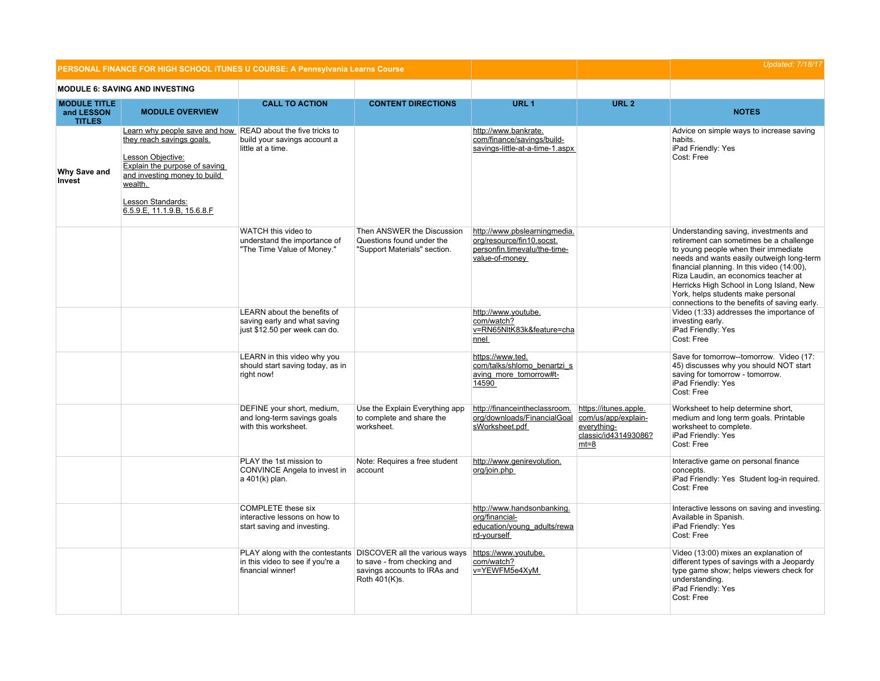**PERSONAL FINANCE FOR HIGH SCHOOL iTUNES U COURSE: A Pennsylvania Learns Course**

*Updated: 7/18/17*

**MODULE 6: SAVING AND INVESTING**

| MODULE TITLE and LESSON TITLES | MODULE OVERVIEW | CALL TO ACTION | CONTENT DIRECTIONS | URL 1 | URL 2 | NOTES |
|---|---|---|---|---|---|---|
| **Why Save and Invest** | Learn why people save and how they reach savings goals.<br><br>Lesson Objective:<br>Explain the purpose of saving and investing money to build wealth.<br><br>Lesson Standards:<br>6.5.9.E, 11.1.9.B, 15.6.8.F | READ about the five tricks to build your savings account a little at a time. | | http://www.bankrate.com/finance/savings/build-savings-little-at-a-time-1.aspx | | Advice on simple ways to increase saving habits.<br>iPad Friendly: Yes<br>Cost: Free |
| | | WATCH this video to understand the importance of "The Time Value of Money." | Then ANSWER the Discussion Questions found under the "Support Materials" section. | http://www.pbslearningmedia.org/resource/fin10.socst.personfin.timevalu/the-time-value-of-money | | Understanding saving, investments and retirement can sometimes be a challenge to young people when their immediate needs and wants easily outweigh long-term financial planning. In this video (14:00), Riza Laudin, an economics teacher at Herricks High School in Long Island, New York, helps students make personal connections to the benefits of saving early. |
| | | LEARN about the benefits of saving early and what saving just $12.50 per week can do. | | http://www.youtube.com/watch?v=RN65NltK83k&feature=channel | | Video (1:33) addresses the importance of investing early.<br>iPad Friendly: Yes<br>Cost: Free |
| | | LEARN in this video why you should start saving today, as in right now! | | https://www.ted.com/talks/shlomo_benartzi_saving_more_tomorrow#t-14590 | | Save for tomorrow--tomorrow. Video (17:45) discusses why you should NOT start saving for tomorrow - tomorrow.<br>iPad Friendly: Yes<br>Cost: Free |
| | | DEFINE your short, medium, and long-term savings goals with this worksheet. | Use the Explain Everything app to complete and share the worksheet. | http://financeintheclassroom.org/downloads/FinancialGoalsWorksheet.pdf | https://itunes.apple.com/us/app/explain-everything-classic/id431493086?mt=8 | Worksheet to help determine short, medium and long term goals. Printable worksheet to complete.<br>iPad Friendly: Yes<br>Cost: Free |
| | | PLAY the 1st mission to CONVINCE Angela to invest in a 401(k) plan. | Note: Requires a free student account | http://www.genirevolution.org/join.php | | Interactive game on personal finance concepts.<br>iPad Friendly: Yes Student log-in required.<br>Cost: Free |
| | | COMPLETE these six interactive lessons on how to start saving and investing. | | http://www.handsonbanking.org/financial-education/young_adults/reward-yourself | | Interactive lessons on saving and investing. Available in Spanish.<br>iPad Friendly: Yes<br>Cost: Free |
| | | PLAY along with the contestants in this video to see if you're a financial winner! | DISCOVER all the various ways to save - from checking and savings accounts to IRAs and Roth 401(K)s. | https://www.youtube.com/watch?v=YEWFM5e4XyM | | Video (13:00) mixes an explanation of different types of savings with a Jeopardy type game show; helps viewers check for understanding.<br>iPad Friendly: Yes<br>Cost: Free |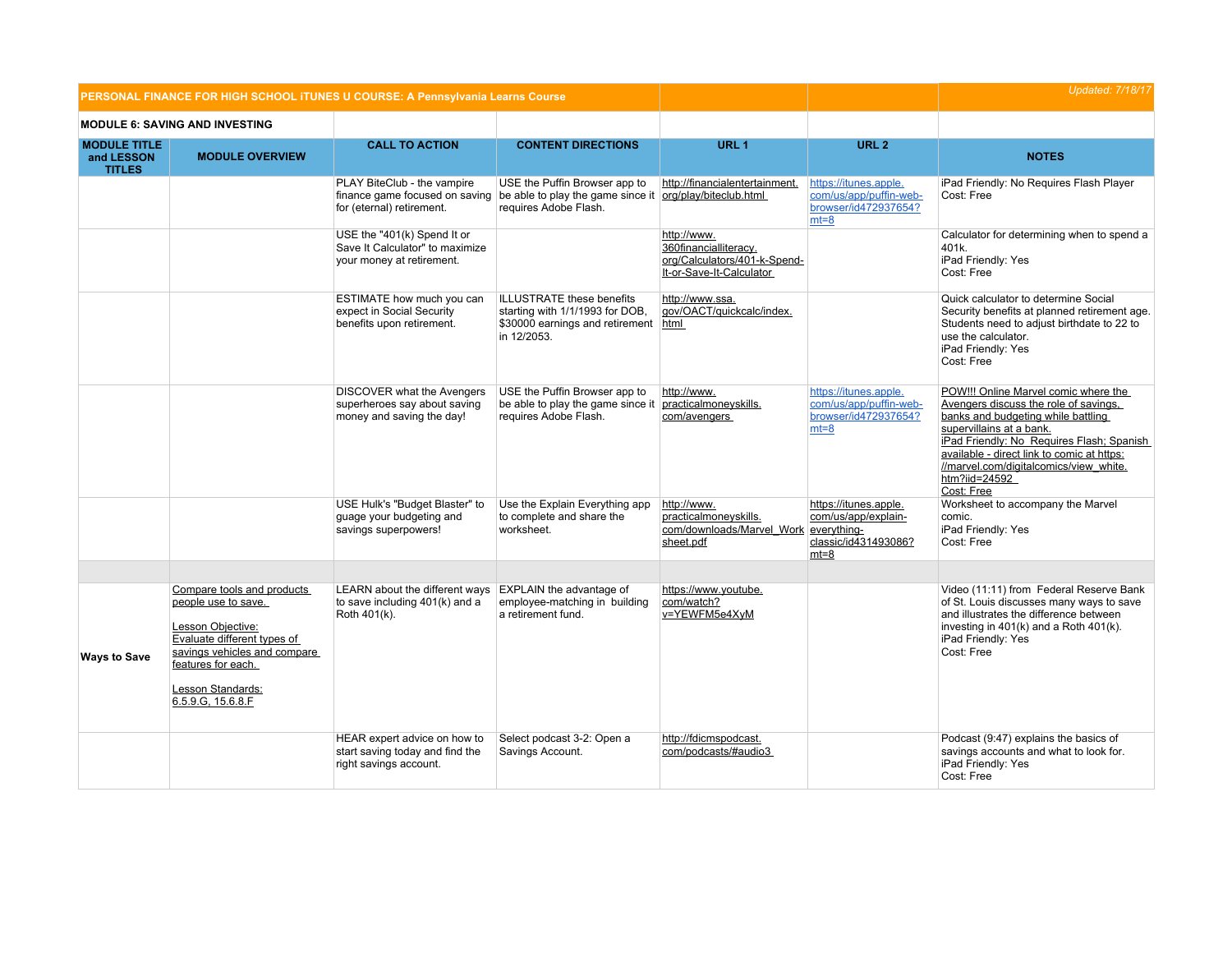**PERSONAL FINANCE FOR HIGH SCHOOL iTUNES U COURSE: A Pennsylvania Learns Course**

*Updated: 7/18/17*

**MODULE 6: SAVING AND INVESTING**

| MODULE TITLE and LESSON TITLES | MODULE OVERVIEW | CALL TO ACTION | CONTENT DIRECTIONS | URL 1 | URL 2 | NOTES |
|---|---|---|---|---|---|---|
| | | PLAY BiteClub - the vampire finance game focused on saving for (eternal) retirement. | USE the Puffin Browser app to be able to play the game since it requires Adobe Flash. | http://financialentertainment.org/play/biteclub.html | https://itunes.apple.com/us/app/puffin-web-browser/id472937654?mt=8 | iPad Friendly: No Requires Flash Player<br>Cost: Free |
| | | USE the "401(k) Spend It or Save It Calculator" to maximize your money at retirement. | | http://www.360financialliteracy.org/Calculators/401-k-Spend-It-or-Save-It-Calculator | | Calculator for determining when to spend a 401k.<br>iPad Friendly: Yes<br>Cost: Free |
| | | ESTIMATE how much you can expect in Social Security benefits upon retirement. | ILLUSTRATE these benefits starting with 1/1/1993 for DOB, $30000 earnings and retirement in 12/2053. | http://www.ssa.gov/OACT/quickcalc/index.html | | Quick calculator to determine Social Security benefits at planned retirement age. Students need to adjust birthdate to 22 to use the calculator.<br>iPad Friendly: Yes<br>Cost: Free |
| | | DISCOVER what the Avengers superheroes say about saving money and saving the day! | USE the Puffin Browser app to be able to play the game since it requires Adobe Flash. | http://www.practicalmoneyskills.com/avengers | https://itunes.apple.com/us/app/puffin-web-browser/id472937654?mt=8 | POW!!! Online Marvel comic where the Avengers discuss the role of savings, banks and budgeting while battling supervillains at a bank.<br>iPad Friendly: No Requires Flash; Spanish available - direct link to comic at https://marvel.com/digitalcomics/view_white.htm?iid=24592<br>Cost: Free |
| | | USE Hulk's "Budget Blaster" to guage your budgeting and savings superpowers! | Use the Explain Everything app to complete and share the worksheet. | http://www.practicalmoneyskills.com/downloads/Marvel_Worksheet.pdf | https://itunes.apple.com/us/app/explain-everything-classic/id431493086?mt=8 | Worksheet to accompany the Marvel comic.<br>iPad Friendly: Yes<br>Cost: Free |
| | | | | | | |
| **Ways to Save** | Compare tools and products people use to save.<br><br>Lesson Objective:<br>Evaluate different types of savings vehicles and compare features for each.<br><br>Lesson Standards:<br>6.5.9.G, 15.6.8.F | LEARN about the different ways to save including 401(k) and a Roth 401(k). | EXPLAIN the advantage of employee-matching in building a retirement fund. | https://www.youtube.com/watch?v=YEWFM5e4XyM | | Video (11:11) from Federal Reserve Bank of St. Louis discusses many ways to save and illustrates the difference between investing in 401(k) and a Roth 401(k).<br>iPad Friendly: Yes<br>Cost: Free |
| | | HEAR expert advice on how to start saving today and find the right savings account. | Select podcast 3-2: Open a Savings Account. | http://fdicmspodcast.com/podcasts/#audio3 | | Podcast (9:47) explains the basics of savings accounts and what to look for.<br>iPad Friendly: Yes<br>Cost: Free |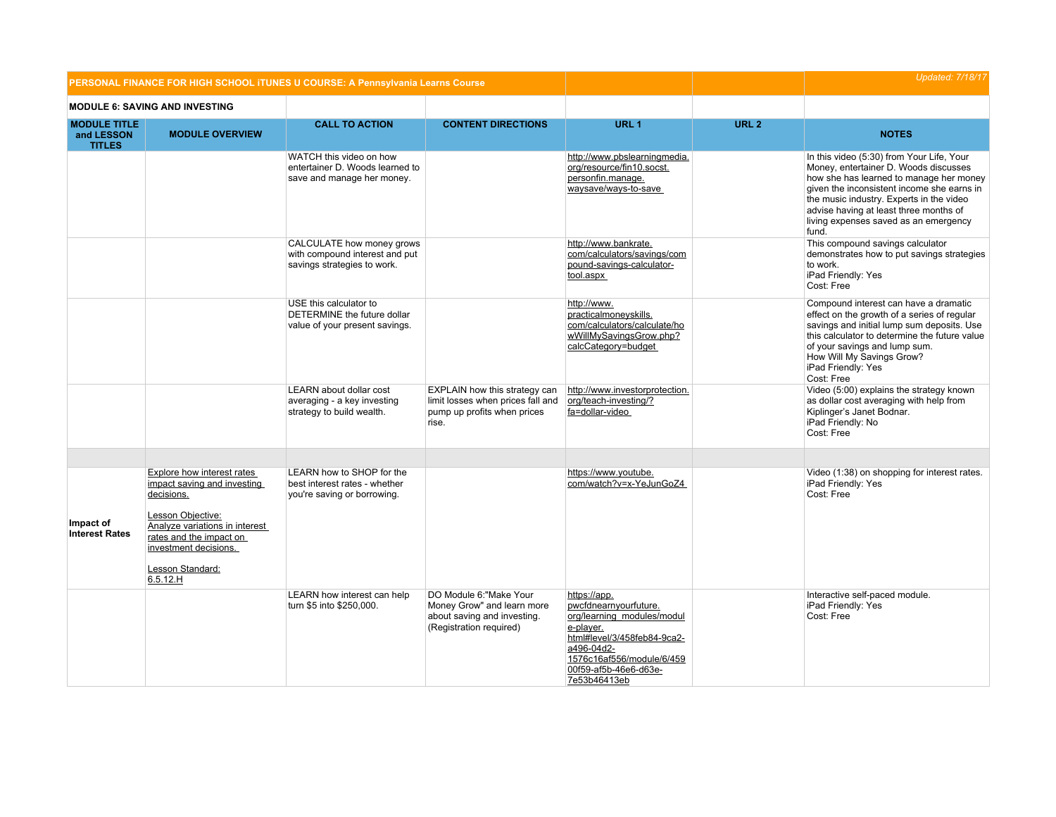| PERSONAL FINANCE FOR HIGH SCHOOL iTUNES U COURSE: A Pennsylvania Learns Course | | | | | | Updated: 7/18/17 |
|---|---|---|---|---|---|---|
| **MODULE 6: SAVING AND INVESTING** | | | | | | |
| **MODULE TITLE and LESSON TITLES** | **MODULE OVERVIEW** | **CALL TO ACTION** | **CONTENT DIRECTIONS** | **URL 1** | **URL 2** | **NOTES** |
| | | WATCH this video on how entertainer D. Woods learned to save and manage her money. | | http://www.pbslearningmedia.org/resource/fin10.socst.personfin.manage.waysave/ways-to-save | | In this video (5:30) from Your Life, Your Money, entertainer D. Woods discusses how she has learned to manage her money given the inconsistent income she earns in the music industry. Experts in the video advise having at least three months of living expenses saved as an emergency fund. |
| | | CALCULATE how money grows with compound interest and put savings strategies to work. | | http://www.bankrate.com/calculators/savings/compound-savings-calculator-tool.aspx | | This compound savings calculator demonstrates how to put savings strategies to work.<br>iPad Friendly: Yes<br>Cost: Free |
| | | USE this calculator to DETERMINE the future dollar value of your present savings. | | http://www.practicalmoneyskills.com/calculators/calculate/howWillMySavingsGrow.php?calcCategory=budget | | Compound interest can have a dramatic effect on the growth of a series of regular savings and initial lump sum deposits. Use this calculator to determine the future value of your savings and lump sum.<br>How Will My Savings Grow?<br>iPad Friendly: Yes<br>Cost: Free |
| | | LEARN about dollar cost averaging - a key investing strategy to build wealth. | EXPLAIN how this strategy can limit losses when prices fall and pump up profits when prices rise. | http://www.investorprotection.org/teach-investing/?fa=dollar-video | | Video (5:00) explains the strategy known as dollar cost averaging with help from Kiplinger's Janet Bodnar.<br>iPad Friendly: No<br>Cost: Free |
| | | | | | | |
| **Impact of Interest Rates** | Explore how interest rates impact saving and investing decisions.<br><br>Lesson Objective:<br>Analyze variations in interest rates and the impact on investment decisions.<br><br>Lesson Standard:<br>6.5.12.H | LEARN how to SHOP for the best interest rates - whether you're saving or borrowing. | | https://www.youtube.com/watch?v=x-YeJunGoZ4 | | Video (1:38) on shopping for interest rates.<br>iPad Friendly: Yes<br>Cost: Free |
| | | LEARN how interest can help turn $5 into $250,000. | DO Module 6:"Make Your Money Grow" and learn more about saving and investing. (Registration required) | https://app.pwcfdnearnyourfuture.org/learning_modules/module-player.html#level/3/458feb84-9ca2-a496-04d2-1576c16af556/module/6/45900f59-af5b-46e6-d63e-7e53b46413eb | | Interactive self-paced module.<br>iPad Friendly: Yes<br>Cost: Free |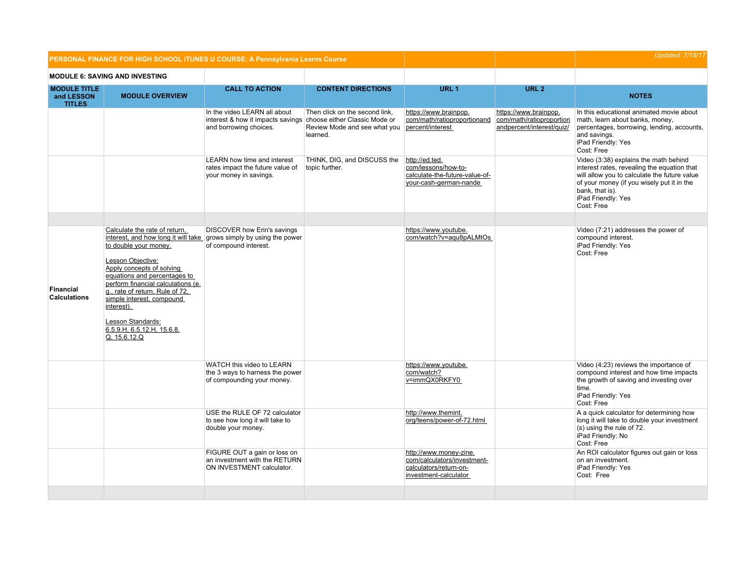| PERSONAL FINANCE FOR HIGH SCHOOL iTUNES U COURSE: A Pennsylvania Learns Course | | | | | | Updated: 7/18/17 |
|---|---|---|---|---|---|---|
| **MODULE 6: SAVING AND INVESTING** | | | | | | |
| **MODULE TITLE and LESSON TITLES** | **MODULE OVERVIEW** | **CALL TO ACTION** | **CONTENT DIRECTIONS** | **URL 1** | **URL 2** | **NOTES** |
| | | In the video LEARN all about interest & how it impacts savings and borrowing choices. | Then click on the second link, choose either Classic Mode or Review Mode and see what you learned. | https://www.brainpop.com/math/ratioproportionandpercent/interest | https://www.brainpop.com/math/ratioproportionandpercent/interest/quiz/ | In this educational animated movie about math, learn about banks, money, percentages, borrowing, lending, accounts, and savings. iPad Friendly: Yes Cost: Free |
| | | LEARN how time and interest rates impact the future value of your money in savings. | THINK, DIG, and DISCUSS the topic further. | http://ed.ted.com/lessons/how-to-calculate-the-future-value-of-your-cash-german-nande | | Video (3:38) explains the math behind interest rates, revealing the equation that will allow you to calculate the future value of your money (if you wisely put it in the bank, that is). iPad Friendly: Yes Cost: Free |
| | | | | | | |
| **Financial Calculations** | Calculate the rate of return, interest, and how long it will take to double your money. Lesson Objective: Apply concepts of solving equations and percentages to perform financial calculations (e.g., rate of return, Rule of 72, simple interest, compound interest). Lesson Standards: 6.5.9.H, 6.5.12.H, 15.6.8.Q, 15.6.12.Q | DISCOVER how Erin's savings grows simply by using the power of compound interest. | | https://www.youtube.com/watch?v=aqu8pALMtOs | | Video (7:21) addresses the power of compound interest. iPad Friendly: Yes Cost: Free |
| | | WATCH this video to LEARN the 3 ways to harness the power of compounding your money. | | https://www.youtube.com/watch?v=immQX0RKFY0 | | Video (4:23) reviews the importance of compound interest and how time impacts the growth of saving and investing over time. iPad Friendly: Yes Cost: Free |
| | | USE the RULE OF 72 calculator to see how long it will take to double your money. | | http://www.themint.org/teens/power-of-72.html | | A a quick calculator for determining how long it will take to double your investment(s) using the rule of 72. iPad Friendly: No Cost: Free |
| | | FIGURE OUT a gain or loss on an investment with the RETURN ON INVESTMENT calculator. | | http://www.money-zine.com/calculators/investment-calculators/return-on-investment-calculator | | An ROI calculator figures out gain or loss on an investment. iPad Friendly: Yes Cost: Free |
| | | | | | | |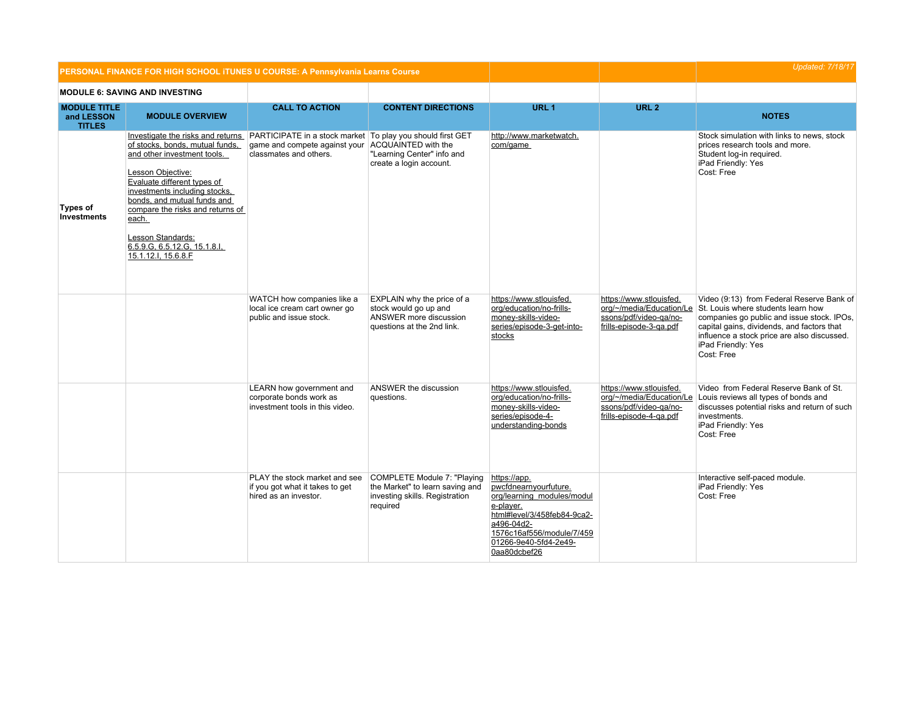| PERSONAL FINANCE FOR HIGH SCHOOL iTUNES U COURSE: A Pennsylvania Learns Course | | | | | | Updated: 7/18/17 |
|---|---|---|---|---|---|---|
| **MODULE 6: SAVING AND INVESTING** | | | | | | |
| **MODULE TITLE and LESSON TITLES** | **MODULE OVERVIEW** | **CALL TO ACTION** | **CONTENT DIRECTIONS** | **URL 1** | **URL 2** | **NOTES** |
| **Types of Investments** | Investigate the risks and returns of stocks, bonds, mutual funds, and other investment tools.<br><br>Lesson Objective:<br>Evaluate different types of investments including stocks, bonds, and mutual funds and compare the risks and returns of each.<br><br>Lesson Standards:<br>6.5.9.G, 6.5.12.G, 15.1.8.I, 15.1.12.I, 15.6.8.F | PARTICIPATE in a stock market game and compete against your classmates and others. | To play you should first GET ACQUAINTED with the "Learning Center" info and create a login account. | http://www.marketwatch.com/game | | Stock simulation with links to news, stock prices research tools and more.<br>Student log-in required.<br>iPad Friendly: Yes<br>Cost: Free |
| | | WATCH how companies like a local ice cream cart owner go public and issue stock. | EXPLAIN why the price of a stock would go up and ANSWER more discussion questions at the 2nd link. | https://www.stlouisfed.org/education/no-frills-money-skills-video-series/episode-3-get-into-stocks | https://www.stlouisfed.org/~/media/Education/Lessons/pdf/video-qa/no-frills-episode-3-qa.pdf | Video (9:13) from Federal Reserve Bank of St. Louis where students learn how companies go public and issue stock. IPOs, capital gains, dividends, and factors that influence a stock price are also discussed.<br>iPad Friendly: Yes<br>Cost: Free |
| | | LEARN how government and corporate bonds work as investment tools in this video. | ANSWER the discussion questions. | https://www.stlouisfed.org/education/no-frills-money-skills-video-series/episode-4-understanding-bonds | https://www.stlouisfed.org/~/media/Education/Lessons/pdf/video-qa/no-frills-episode-4-qa.pdf | Video from Federal Reserve Bank of St. Louis reviews all types of bonds and discusses potential risks and return of such investments.<br>iPad Friendly: Yes<br>Cost: Free |
| | | PLAY the stock market and see if you got what it takes to get hired as an investor. | COMPLETE Module 7: "Playing the Market" to learn saving and investing skills. Registration required | https://app.pwcfdnearnyourfuture.org/learning_modules/module-player.html#level/3/458feb84-9ca2-a496-04d2-1576c16af556/module/7/45901266-9e40-5fd4-2e49-0aa80dcbef26 | | Interactive self-paced module.<br>iPad Friendly: Yes<br>Cost: Free |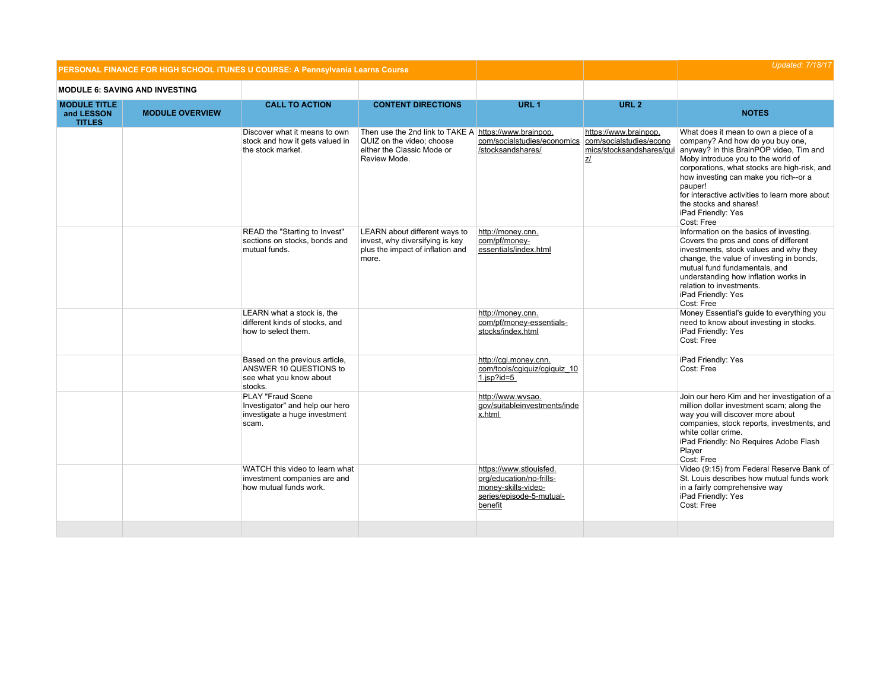| PERSONAL FINANCE FOR HIGH SCHOOL iTUNES U COURSE: A Pennsylvania Learns Course | | | | | | | Updated: 7/18/17 |
|---|---|---|---|---|---|---|---|
| **MODULE 6: SAVING AND INVESTING** | | | | | | | |
| **MODULE TITLE and LESSON TITLES** | **MODULE OVERVIEW** | **CALL TO ACTION** | **CONTENT DIRECTIONS** | **URL 1** | **URL 2** | **NOTES** | |
| | | Discover what it means to own stock and how it gets valued in the stock market. | Then use the 2nd link to TAKE A QUIZ on the video; choose either the Classic Mode or Review Mode. | https://www.brainpop.com/socialstudies/economics/stocksandshares/ | https://www.brainpop.com/socialstudies/economics/stocksandshares/quiz/ | What does it mean to own a piece of a company? And how do you buy one, anyway? In this BrainPOP video, Tim and Moby introduce you to the world of corporations, what stocks are high-risk, and how investing can make you rich--or a pauper!<br>for interactive activities to learn more about the stocks and shares!<br>iPad Friendly: Yes<br>Cost: Free | |
| | | READ the "Starting to Invest" sections on stocks, bonds and mutual funds. | LEARN about different ways to invest, why diversifying is key plus the impact of inflation and more. | http://money.cnn.com/pf/money-essentials/index.html | | Information on the basics of investing. Covers the pros and cons of different investments, stock values and why they change, the value of investing in bonds, mutual fund fundamentals, and understanding how inflation works in relation to investments.<br>iPad Friendly: Yes<br>Cost: Free | |
| | | LEARN what a stock is, the different kinds of stocks, and how to select them. | | http://money.cnn.com/pf/money-essentials-stocks/index.html | | Money Essential's guide to everything you need to know about investing in stocks.<br>iPad Friendly: Yes<br>Cost: Free | |
| | | Based on the previous article, ANSWER 10 QUESTIONS to see what you know about stocks. | | http://cgi.money.cnn.com/tools/cgiquiz/cgiquiz_101.jsp?id=5 | | iPad Friendly: Yes<br>Cost: Free | |
| | | PLAY "Fraud Scene Investigator" and help our hero investigate a huge investment scam. | | http://www.wvsao.gov/suitableinvestments/index.html | | Join our hero Kim and her investigation of a million dollar investment scam; along the way you will discover more about companies, stock reports, investments, and white collar crime.<br>iPad Friendly: No Requires Adobe Flash Player<br>Cost: Free | |
| | | WATCH this video to learn what investment companies are and how mutual funds work. | | https://www.stlouisfed.org/education/no-frills-money-skills-video-series/episode-5-mutual-benefit | | Video (9:15) from Federal Reserve Bank of St. Louis describes how mutual funds work in a fairly comprehensive way<br>iPad Friendly: Yes<br>Cost: Free | |
| | | | | | | | |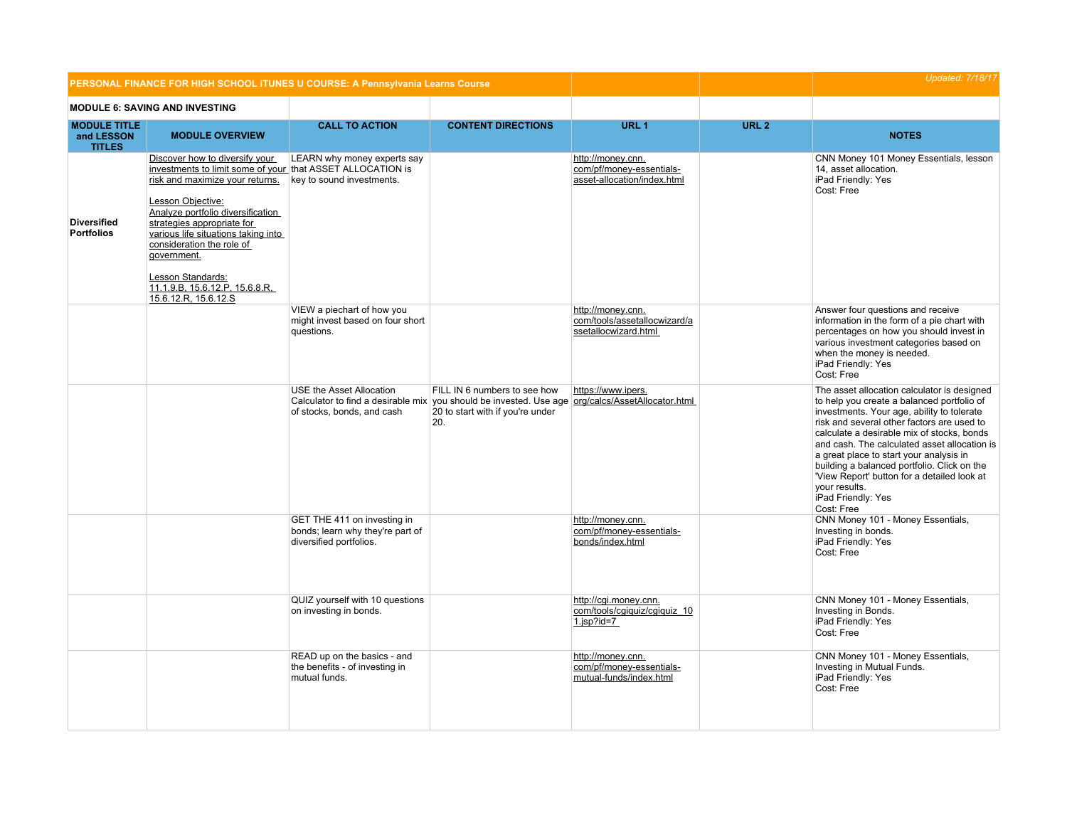| PERSONAL FINANCE FOR HIGH SCHOOL iTUNES U COURSE: A Pennsylvania Learns Course | | | | | Updated: 7/18/17 |
|---|---|---|---|---|---|
| **MODULE 6: SAVING AND INVESTING** | | | | | |
| **MODULE TITLE and LESSON TITLES** | **MODULE OVERVIEW** | **CALL TO ACTION** | **CONTENT DIRECTIONS** | **URL 1** | **URL 2** | **NOTES** |
| **Diversified Portfolios** | Discover how to diversify your investments to limit some of your risk and maximize your returns.<br><br>Lesson Objective:<br>Analyze portfolio diversification strategies appropriate for various life situations taking into consideration the role of government.<br><br>Lesson Standards:<br>11.1.9.B, 15.6.12.P, 15.6.8.R, 15.6.12.R, 15.6.12.S | LEARN why money experts say that ASSET ALLOCATION is key to sound investments. | | http://money.cnn.com/pf/money-essentials-asset-allocation/index.html | | CNN Money 101 Money Essentials, lesson 14, asset allocation.<br>iPad Friendly: Yes<br>Cost: Free |
| | | VIEW a piechart of how you might invest based on four short questions. | | http://money.cnn.com/tools/assetallocwizard/assetallocwizard.html | | Answer four questions and receive information in the form of a pie chart with percentages on how you should invest in various investment categories based on when the money is needed.<br>iPad Friendly: Yes<br>Cost: Free |
| | | USE the Asset Allocation Calculator to find a desirable mix of stocks, bonds, and cash | FILL IN 6 numbers to see how you should be invested. Use age 20 to start with if you're under 20. | https://www.ipers.org/calcs/AssetAllocator.html | | The asset allocation calculator is designed to help you create a balanced portfolio of investments. Your age, ability to tolerate risk and several other factors are used to calculate a desirable mix of stocks, bonds and cash. The calculated asset allocation is a great place to start your analysis in building a balanced portfolio. Click on the 'View Report' button for a detailed look at your results.<br>iPad Friendly: Yes<br>Cost: Free |
| | | GET THE 411 on investing in bonds; learn why they're part of diversified portfolios. | | http://money.cnn.com/pf/money-essentials-bonds/index.html | | CNN Money 101 - Money Essentials, Investing in bonds.<br>iPad Friendly: Yes<br>Cost: Free |
| | | QUIZ yourself with 10 questions on investing in bonds. | | http://cgi.money.cnn.com/tools/cgiquiz/cgiquiz_101.jsp?id=7 | | CNN Money 101 - Money Essentials, Investing in Bonds.<br>iPad Friendly: Yes<br>Cost: Free |
| | | READ up on the basics - and the benefits - of investing in mutual funds. | | http://money.cnn.com/pf/money-essentials-mutual-funds/index.html | | CNN Money 101 - Money Essentials, Investing in Mutual Funds.<br>iPad Friendly: Yes<br>Cost: Free |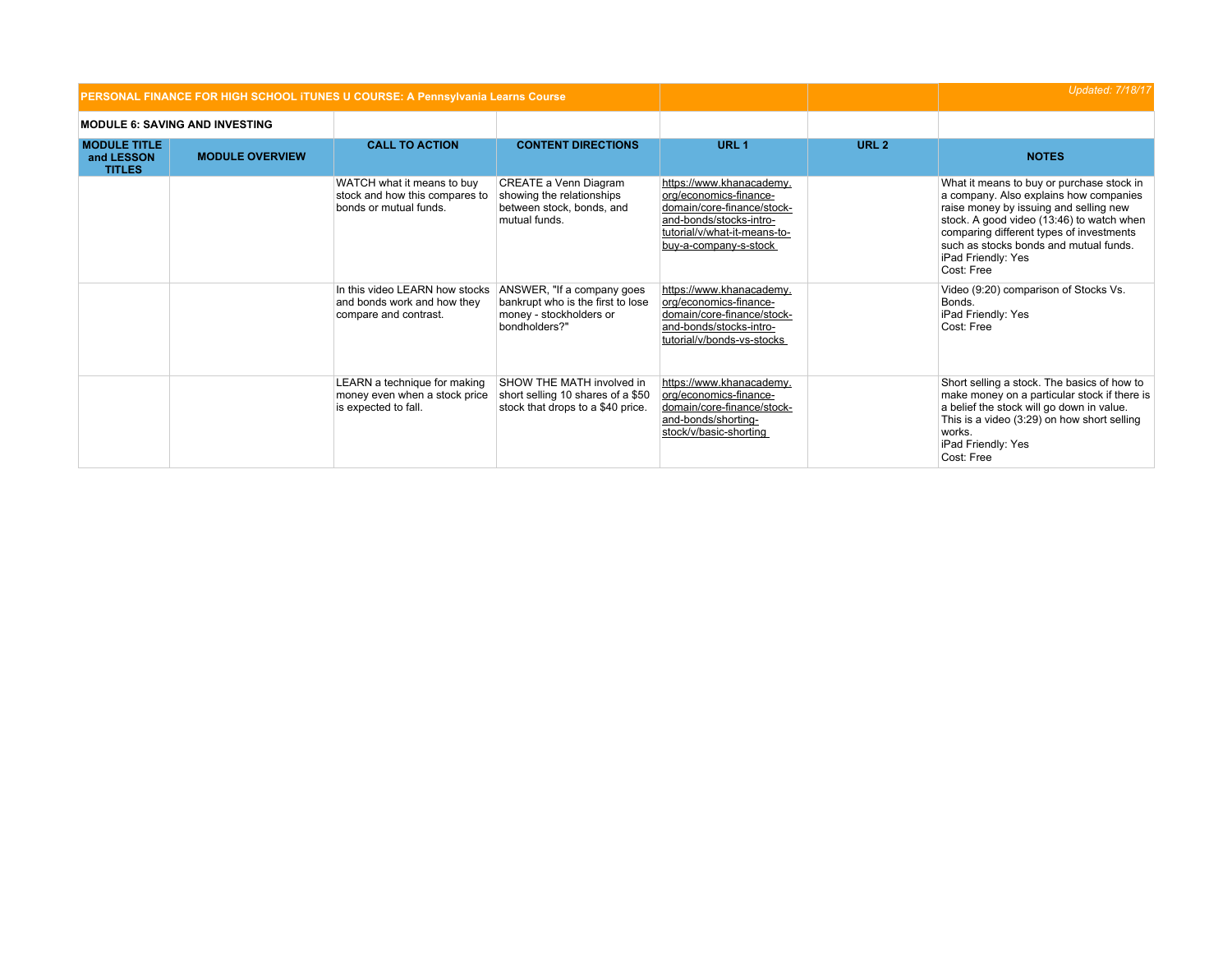| PERSONAL FINANCE FOR HIGH SCHOOL iTUNES U COURSE: A Pennsylvania Learns Course | | | | | | Updated: 7/18/17 |
|---|---|---|---|---|---|---|
| **MODULE 6: SAVING AND INVESTING** | | | | | | |
| **MODULE TITLE and LESSON TITLES** | **MODULE OVERVIEW** | **CALL TO ACTION** | **CONTENT DIRECTIONS** | **URL 1** | **URL 2** | **NOTES** |
| | | WATCH what it means to buy stock and how this compares to bonds or mutual funds. | CREATE a Venn Diagram showing the relationships between stock, bonds, and mutual funds. | https://www.khanacademy.org/economics-finance-domain/core-finance/stock-and-bonds/stocks-intro-tutorial/v/what-it-means-to-buy-a-company-s-stock | | What it means to buy or purchase stock in a company. Also explains how companies raise money by issuing and selling new stock. A good video (13:46) to watch when comparing different types of investments such as stocks bonds and mutual funds.<br>iPad Friendly: Yes<br>Cost: Free |
| | | In this video LEARN how stocks and bonds work and how they compare and contrast. | ANSWER, "If a company goes bankrupt who is the first to lose money - stockholders or bondholders?" | https://www.khanacademy.org/economics-finance-domain/core-finance/stock-and-bonds/stocks-intro-tutorial/v/bonds-vs-stocks | | Video (9:20) comparison of Stocks Vs. Bonds.<br>iPad Friendly: Yes<br>Cost: Free |
| | | LEARN a technique for making money even when a stock price is expected to fall. | SHOW THE MATH involved in short selling 10 shares of a $50 stock that drops to a $40 price. | https://www.khanacademy.org/economics-finance-domain/core-finance/stock-and-bonds/shorting-stock/v/basic-shorting | | Short selling a stock. The basics of how to make money on a particular stock if there is a belief the stock will go down in value. This is a video (3:29) on how short selling works.<br>iPad Friendly: Yes<br>Cost: Free |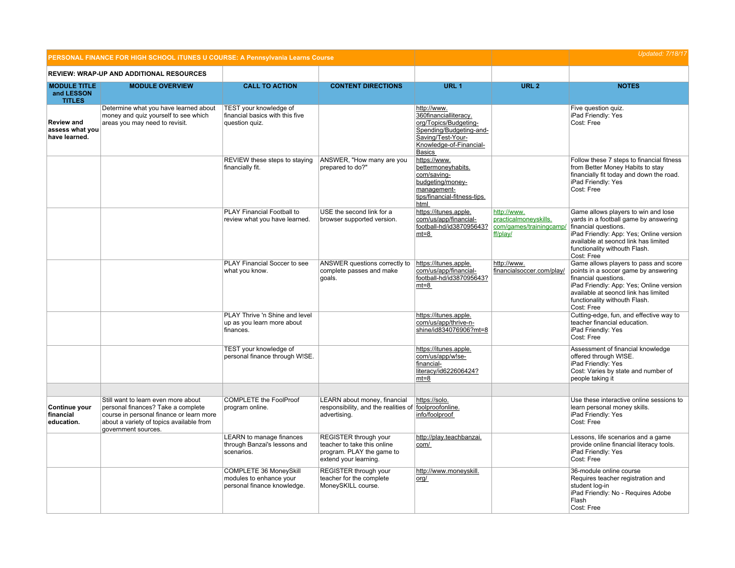| PERSONAL FINANCE FOR HIGH SCHOOL iTUNES U COURSE: A Pennsylvania Learns Course | | | | | | Updated: 7/18/17 |
|---|---|---|---|---|---|---|
| **REVIEW: WRAP-UP AND ADDITIONAL RESOURCES** | | | | | | |
| **MODULE TITLE and LESSON TITLES** | **MODULE OVERVIEW** | **CALL TO ACTION** | **CONTENT DIRECTIONS** | **URL 1** | **URL 2** | **NOTES** |
| **Review and assess what you have learned.** | Determine what you have learned about money and quiz yourself to see which areas you may need to revisit. | TEST your knowledge of financial basics with this five question quiz. | | http://www.360financialliteracy.org/Topics/Budgeting-Spending/Budgeting-and-Saving/Test-Your-Knowledge-of-Financial-Basics | | Five question quiz. iPad Friendly: Yes Cost: Free |
| | | REVIEW these steps to staying financially fit. | ANSWER, "How many are you prepared to do?" | https://www.bettermoneyhabits.com/saving-budgeting/money-management-tips/financial-fitness-tips.html | | Follow these 7 steps to financial fitness from Better Money Habits to stay financially fit today and down the road. iPad Friendly: Yes Cost: Free |
| | | PLAY Financial Football to review what you have learned. | USE the second link for a browser supported version. | https://itunes.apple.com/us/app/financial-football-hd/id387095643?mt=8 | http://www.practicalmoneyskills.com/games/trainingcamp/ff/play/ | Game allows players to win and lose yards in a football game by answering financial questions. iPad Friendly: App: Yes; Online version available at seoncd link has limited functionality withouth Flash. Cost: Free |
| | | PLAY Financial Soccer to see what you know. | ANSWER questions correctly to complete passes and make goals. | https://itunes.apple.com/us/app/financial-football-hd/id387095643?mt=8 | http://www.financialsoccer.com/play/ | Game allows players to pass and score points in a soccer game by answering financial questions. iPad Friendly: App: Yes; Online version available at seoncd link has limited functionality withouth Flash. Cost: Free |
| | | PLAY Thrive 'n Shine and level up as you learn more about finances. | | https://itunes.apple.com/us/app/thrive-n-shine/id834076906?mt=8 | | Cutting-edge, fun, and effective way to teacher financial education. iPad Friendly: Yes Cost: Free |
| | | TEST your knowledge of personal finance through W!SE. | | https://itunes.apple.com/us/app/w!se-financial-literacy/id622606424?mt=8 | | Assessment of financial knowledge offered through W!SE. iPad Friendly: Yes Cost: Varies by state and number of people taking it |
| | | | | | | |
| **Continue your financial education.** | Still want to learn even more about personal finances? Take a complete course in personal finance or learn more about a variety of topics available from government sources. | COMPLETE the FoolProof program online. | LEARN about money, financial responsibility, and the realities of advertising. | https://solo.foolproofonline.info/foolproof | | Use these interactive online sessions to learn personal money skills. iPad Friendly: Yes Cost: Free |
| | | LEARN to manage finances through Banzai's lessons and scenarios. | REGISTER through your teacher to take this online program. PLAY the game to extend your learning. | http://play.teachbanzai.com/ | | Lessons, life scenarios and a game provide online financial literacy tools. iPad Friendly: Yes Cost: Free |
| | | COMPLETE 36 MoneySkill modules to enhance your personal finance knowledge. | REGISTER through your teacher for the complete MoneySKILL course. | http://www.moneyskill.org/ | | 36-module online course Requires teacher registration and student log-in iPad Friendly: No - Requires Adobe Flash Cost: Free |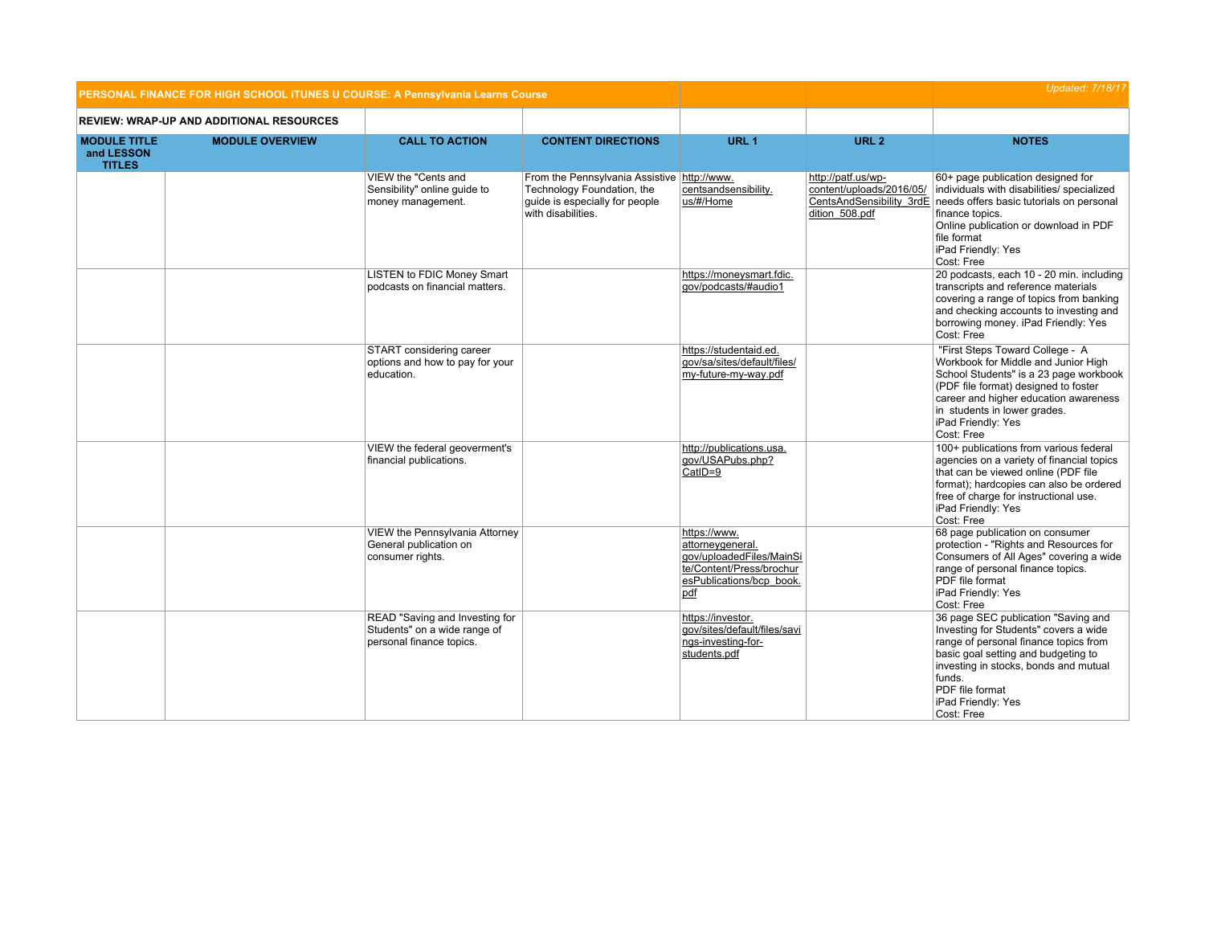| PERSONAL FINANCE FOR HIGH SCHOOL iTUNES U COURSE: A Pennsylvania Learns Course | | | | | | Updated: 7/18/17 |
|---|---|---|---|---|---|---|
| **REVIEW: WRAP-UP AND ADDITIONAL RESOURCES** | | | | | | |
| **MODULE TITLE and LESSON TITLES** | **MODULE OVERVIEW** | **CALL TO ACTION** | **CONTENT DIRECTIONS** | **URL 1** | **URL 2** | **NOTES** |
| | | VIEW the "Cents and Sensibility" online guide to money management. | From the Pennsylvania Assistive Technology Foundation, the guide is especially for people with disabilities. | http://www.centsandsensibility.us/#/Home | http://patf.us/wp-content/uploads/2016/05/CentsAndSensibility_3rdEdition_508.pdf | 60+ page publication designed for individuals with disabilities/ specialized needs offers basic tutorials on personal finance topics.<br>Online publication or download in PDF file format<br>iPad Friendly: Yes<br>Cost: Free |
| | | LISTEN to FDIC Money Smart podcasts on financial matters. | | https://moneysmart.fdic.gov/podcasts/#audio1 | | 20 podcasts, each 10 - 20 min. including transcripts and reference materials covering a range of topics from banking and checking accounts to investing and borrowing money. iPad Friendly: Yes<br>Cost: Free |
| | | START considering career options and how to pay for your education. | | https://studentaid.ed.gov/sa/sites/default/files/my-future-my-way.pdf | | "First Steps Toward College - A Workbook for Middle and Junior High School Students" is a 23 page workbook (PDF file format) designed to foster career and higher education awareness in students in lower grades.<br>iPad Friendly: Yes<br>Cost: Free |
| | | VIEW the federal geoverment's financial publications. | | http://publications.usa.gov/USAPubs.php?CatID=9 | | 100+ publications from various federal agencies on a variety of financial topics that can be viewed online (PDF file format); hardcopies can also be ordered free of charge for instructional use.<br>iPad Friendly: Yes<br>Cost: Free |
| | | VIEW the Pennsylvania Attorney General publication on consumer rights. | | https://www.attorneygeneral.gov/uploadedFiles/MainSite/Content/Press/brochuresPublications/bcp_book.pdf | | 68 page publication on consumer protection - "Rights and Resources for Consumers of All Ages" covering a wide range of personal finance topics.<br>PDF file format<br>iPad Friendly: Yes<br>Cost: Free |
| | | READ "Saving and Investing for Students" on a wide range of personal finance topics. | | https://investor.gov/sites/default/files/savings-investing-for-students.pdf | | 36 page SEC publication "Saving and Investing for Students" covers a wide range of personal finance topics from basic goal setting and budgeting to investing in stocks, bonds and mutual funds.<br>PDF file format<br>iPad Friendly: Yes<br>Cost: Free |